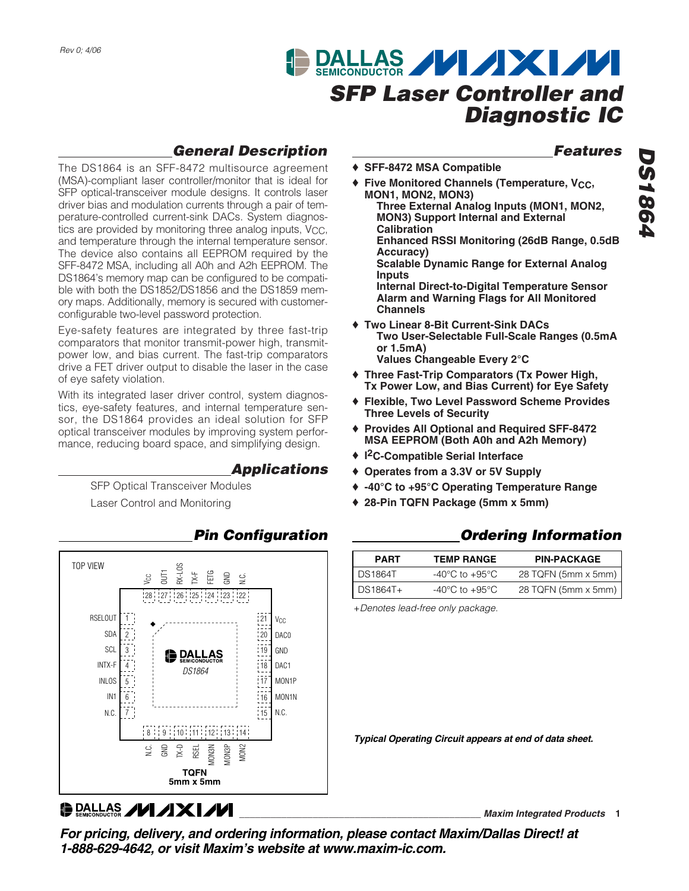Rev 0; 4/06

# SFP Laser Controller and Diagnostic IC

# DS1864

## General Description

The DS1864 is an SFF-8472 multisource agreement (MSA)-compliant laser controller/monitor that is ideal for SFP optical-transceiver module designs. It controls laser driver bias and modulation currents through a pair of temperature-controlled current-sink DACs. System diagnostics are provided by monitoring three analog inputs, $V_{CC}$, and temperature through the internal temperature sensor. The device also contains all EEPROM required by the SFF-8472 MSA, including all A0h and A2h EEPROM. The DS1864's memory map can be configured to be compatible with both the DS1852/DS1856 and the DS1859 memory maps. Additionally, memory is secured with customer-configurable two-level password protection.

Eye-safety features are integrated by three fast-trip comparators that monitor transmit-power high, transmit-power low, and bias current. The fast-trip comparators drive a FET driver output to disable the laser in the case of eye safety violation.

With its integrated laser driver control, system diagnostics, eye-safety features, and internal temperature sensor, the DS1864 provides an ideal solution for SFP optical transceiver modules by improving system performance, reducing board space, and simplifying design.

## Applications

SFP Optical Transceiver Modules

Laser Control and Monitoring

## Features

- **SFF-8472 MSA Compatible**
- **Five Monitored Channels (Temperature, $V_{CC}$, MON1, MON2, MON3)**
  - **Three External Analog Inputs (MON1, MON2, MON3) Support Internal and External Calibration**
  - **Enhanced RSSI Monitoring (26dB Range, 0.5dB Accuracy)**
  - **Scalable Dynamic Range for External Analog Inputs**
  - **Internal Direct-to-Digital Temperature Sensor**
  - **Alarm and Warning Flags for All Monitored Channels**
- **Two Linear 8-Bit Current-Sink DACs**
  - **Two User-Selectable Full-Scale Ranges (0.5mA or 1.5mA)**
  - **Values Changeable Every 2°C**
- **Three Fast-Trip Comparators (Tx Power High, Tx Power Low, and Bias Current) for Eye Safety**
- **Flexible, Two Level Password Scheme Provides Three Levels of Security**
- **Provides All Optional and Required SFF-8472 MSA EEPROM (Both A0h and A2h Memory)**
- **I²C-Compatible Serial Interface**
- **Operates from a 3.3V or 5V Supply**
- **-40°C to +95°C Operating Temperature Range**
- **28-Pin TQFN Package (5mm x 5mm)**

## Pin Configuration

TOP VIEW

| Pin | Name | Pin | Name |
|---|---|---|---|
| 1 | RSELOUT | 15 | N.C. |
| 2 | SDA | 16 | MON1N |
| 3 | SCL | 17 | MON1P |
| 4 | INTX-F | 18 | DAC1 |
| 5 | INLOS | 19 | GND |
| 6 | IN1 | 20 | DAC0 |
| 7 | N.C. | 21 | $V_{CC}$ |
| 8 | N.C. | 22 | N.C. |
| 9 | GND | 23 | GND |
| 10 | TX-D | 24 | FETG |
| 11 | RSEL | 25 | TX-F |
| 12 | MON3N | 26 | RX-LOS |
| 13 | MON3P | 27 | OUT1 |
| 14 | MON2 | 28 | $V_{CC}$ |

TQFN 5mm x 5mm

## Ordering Information

| PART | TEMP RANGE | PIN-PACKAGE |
|---|---|---|
| DS1864T | -40°C to +95°C | 28 TQFN (5mm x 5mm) |
| DS1864T+ | -40°C to +95°C | 28 TQFN (5mm x 5mm) |

*+Denotes lead-free only package.*

***Typical Operating Circuit appears at end of data sheet.***

**Maxim Integrated Products**

***For pricing, delivery, and ordering information, please contact Maxim/Dallas Direct! at 1-888-629-4642, or visit Maxim's website at www.maxim-ic.com.***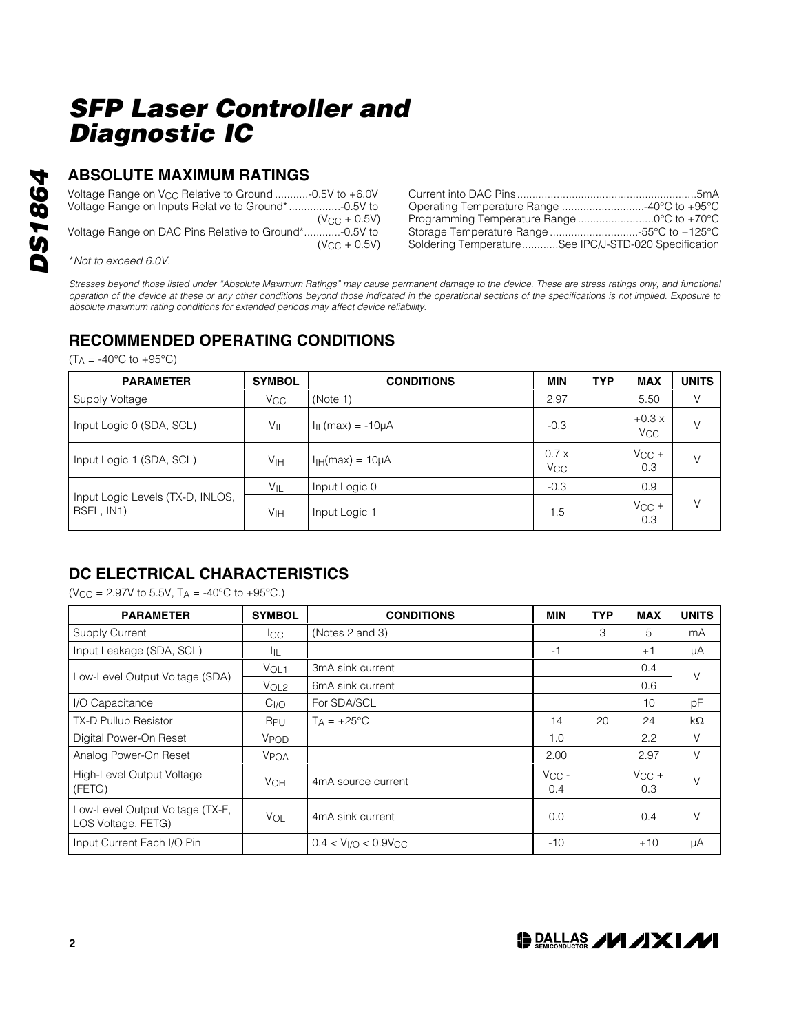## ABSOLUTE MAXIMUM RATINGS

Voltage Range on $V_{CC}$ Relative to Ground ...........-0.5V to +6.0V
Voltage Range on Inputs Relative to Ground* .................-0.5V to ($V_{CC}$ + 0.5V)
Voltage Range on DAC Pins Relative to Ground*............-0.5V to ($V_{CC}$ + 0.5V)

Current into DAC Pins...........................................................5mA
Operating Temperature Range ...........................-40°C to +95°C
Programming Temperature Range .........................0°C to +70°C
Storage Temperature Range .............................-55°C to +125°C
Soldering Temperature............See IPC/J-STD-020 Specification

**Not to exceed 6.0V.*

*Stresses beyond those listed under "Absolute Maximum Ratings" may cause permanent damage to the device. These are stress ratings only, and functional operation of the device at these or any other conditions beyond those indicated in the operational sections of the specifications is not implied. Exposure to absolute maximum rating conditions for extended periods may affect device reliability.*

## RECOMMENDED OPERATING CONDITIONS

($T_A$ = -40°C to +95°C)

| PARAMETER | SYMBOL | CONDITIONS | MIN | TYP | MAX | UNITS |
|---|---|---|---|---|---|---|
| Supply Voltage | $V_{CC}$ | (Note 1) | 2.97 | | 5.50 | V |
| Input Logic 0 (SDA, SCL) | $V_{IL}$ | $I_{IL}$(max) = -10µA | -0.3 | | +0.3 x $V_{CC}$ | V |
| Input Logic 1 (SDA, SCL) | $V_{IH}$ | $I_{IH}$(max) = 10µA | 0.7 x $V_{CC}$ | | $V_{CC}$ + 0.3 | V |
| Input Logic Levels (TX-D, INLOS, RSEL, IN1) | $V_{IL}$ | Input Logic 0 | -0.3 | | 0.9 | V |
| | $V_{IH}$ | Input Logic 1 | 1.5 | | $V_{CC}$ + 0.3 | |

## DC ELECTRICAL CHARACTERISTICS

($V_{CC}$ = 2.97V to 5.5V, $T_A$ = -40°C to +95°C.)

| PARAMETER | SYMBOL | CONDITIONS | MIN | TYP | MAX | UNITS |
|---|---|---|---|---|---|---|
| Supply Current | $I_{CC}$ | (Notes 2 and 3) | | 3 | 5 | mA |
| Input Leakage (SDA, SCL) | $I_{IL}$ | | -1 | | +1 | µA |
| Low-Level Output Voltage (SDA) | $V_{OL1}$ | 3mA sink current | | | 0.4 | V |
| | $V_{OL2}$ | 6mA sink current | | | 0.6 | |
| I/O Capacitance | $C_{I/O}$ | For SDA/SCL | | | 10 | pF |
| TX-D Pullup Resistor | $R_{PU}$ | $T_A$ = +25°C | 14 | 20 | 24 | kΩ |
| Digital Power-On Reset | $V_{POD}$ | | 1.0 | | 2.2 | V |
| Analog Power-On Reset | $V_{POA}$ | | 2.00 | | 2.97 | V |
| High-Level Output Voltage (FETG) | $V_{OH}$ | 4mA source current | $V_{CC}$ - 0.4 | | $V_{CC}$ + 0.3 | V |
| Low-Level Output Voltage (TX-F, LOS Voltage, FETG) | $V_{OL}$ | 4mA sink current | 0.0 | | 0.4 | V |
| Input Current Each I/O Pin | | 0.4 < $V_{I/O}$ < 0.9$V_{CC}$ | -10 | | +10 | µA |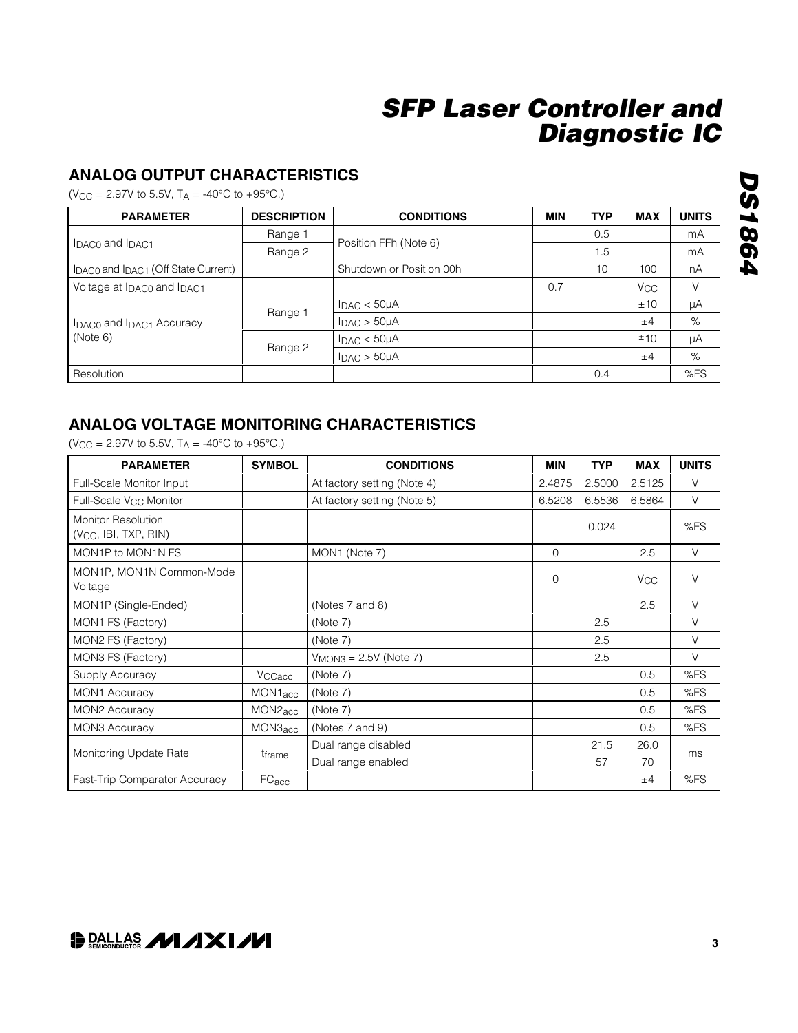## ANALOG OUTPUT CHARACTERISTICS

($V_{CC}$ = 2.97V to 5.5V, $T_A$ = -40°C to +95°C.)

| PARAMETER | DESCRIPTION | CONDITIONS | MIN | TYP | MAX | UNITS |
|---|---|---|---|---|---|---|
| $I_{DAC0}$ and $I_{DAC1}$ | Range 1 | Position FFh (Note 6) | | 0.5 | | mA |
| | Range 2 | | | 1.5 | | mA |
| $I_{DAC0}$ and $I_{DAC1}$ (Off State Current) | | Shutdown or Position 00h | | 10 | 100 | nA |
| Voltage at $I_{DAC0}$ and $I_{DAC1}$ | | | 0.7 | | $V_{CC}$ | V |
| $I_{DAC0}$ and $I_{DAC1}$ Accuracy (Note 6) | Range 1 | $I_{DAC}$ < 50µA | | | ±10 | µA |
| | | $I_{DAC}$ > 50µA | | | ±4 | % |
| | Range 2 | $I_{DAC}$ < 50µA | | | ±10 | µA |
| | | $I_{DAC}$ > 50µA | | | ±4 | % |
| Resolution | | | | 0.4 | | %FS |

## ANALOG VOLTAGE MONITORING CHARACTERISTICS

($V_{CC}$ = 2.97V to 5.5V, $T_A$ = -40°C to +95°C.)

| PARAMETER | SYMBOL | CONDITIONS | MIN | TYP | MAX | UNITS |
|---|---|---|---|---|---|---|
| Full-Scale Monitor Input | | At factory setting (Note 4) | 2.4875 | 2.5000 | 2.5125 | V |
| Full-Scale $V_{CC}$ Monitor | | At factory setting (Note 5) | 6.5208 | 6.5536 | 6.5864 | V |
| Monitor Resolution ($V_{CC}$, IBI, TXP, RIN) | | | | 0.024 | | %FS |
| MON1P to MON1N FS | | MON1 (Note 7) | 0 | | 2.5 | V |
| MON1P, MON1N Common-Mode Voltage | | | 0 | | $V_{CC}$ | V |
| MON1P (Single-Ended) | | (Notes 7 and 8) | | | 2.5 | V |
| MON1 FS (Factory) | | (Note 7) | | 2.5 | | V |
| MON2 FS (Factory) | | (Note 7) | | 2.5 | | V |
| MON3 FS (Factory) | | $V_{MON3}$ = 2.5V (Note 7) | | 2.5 | | V |
| Supply Accuracy | $V_{CCacc}$ | (Note 7) | | | 0.5 | %FS |
| MON1 Accuracy | $MON1_{acc}$ | (Note 7) | | | 0.5 | %FS |
| MON2 Accuracy | $MON2_{acc}$ | (Note 7) | | | 0.5 | %FS |
| MON3 Accuracy | $MON3_{acc}$ | (Notes 7 and 9) | | | 0.5 | %FS |
| Monitoring Update Rate | $t_{frame}$ | Dual range disabled | | 21.5 | 26.0 | ms |
| | | Dual range enabled | | 57 | 70 | |
| Fast-Trip Comparator Accuracy | $FC_{acc}$ | | | | ±4 | %FS |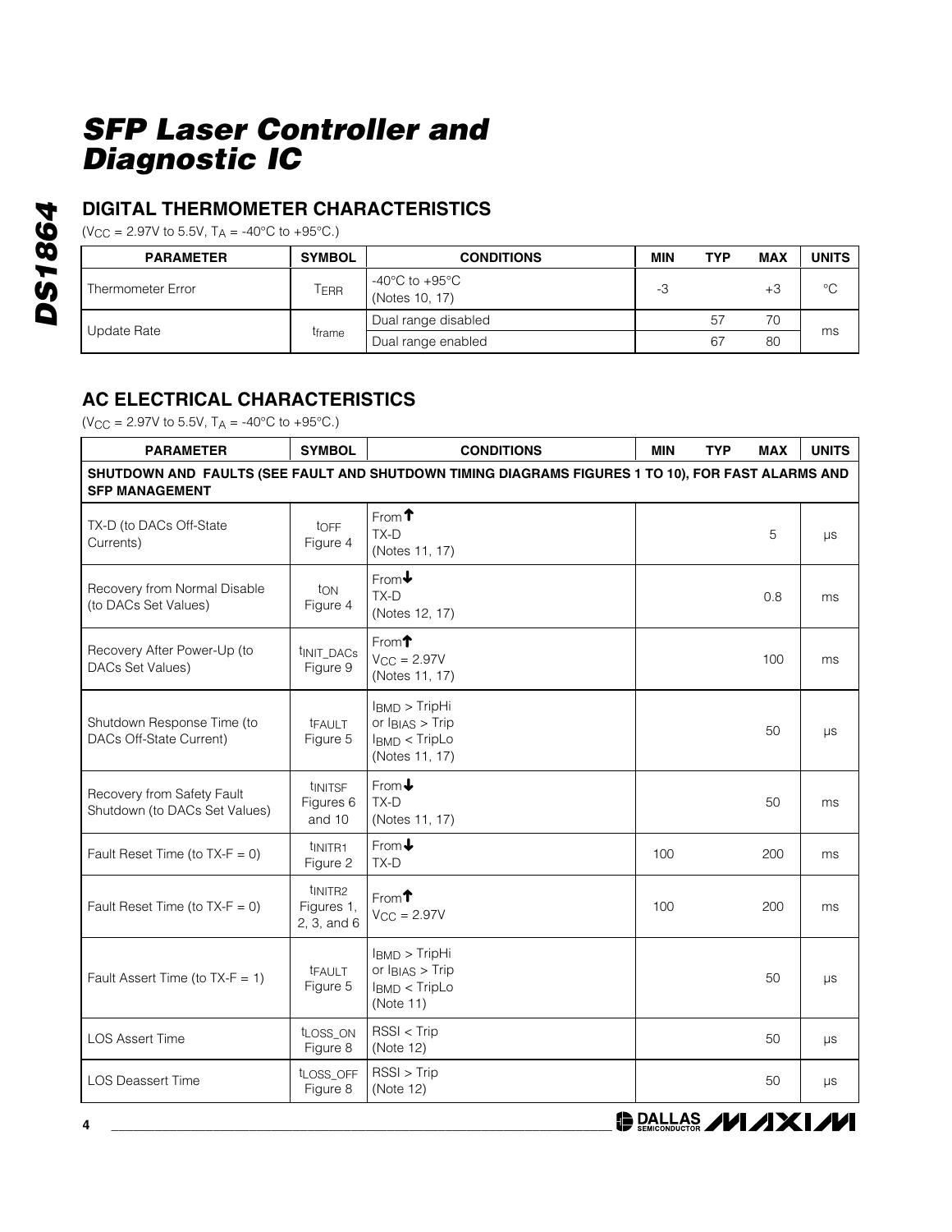## DIGITAL THERMOMETER CHARACTERISTICS

($V_{CC}$ = 2.97V to 5.5V, $T_A$ = -40°C to +95°C.)

| PARAMETER | SYMBOL | CONDITIONS | MIN | TYP | MAX | UNITS |
|---|---|---|---|---|---|---|
| Thermometer Error | $T_{ERR}$ | -40°C to +95°C (Notes 10, 17) | -3 | | +3 | °C |
| Update Rate | $t_{frame}$ | Dual range disabled | | 57 | 70 | ms |
| | | Dual range enabled | | 67 | 80 | |

## AC ELECTRICAL CHARACTERISTICS

($V_{CC}$ = 2.97V to 5.5V, $T_A$ = -40°C to +95°C.)

| PARAMETER | SYMBOL | CONDITIONS | MIN | TYP | MAX | UNITS |
|---|---|---|---|---|---|---|
| **SHUTDOWN AND FAULTS (SEE FAULT AND SHUTDOWN TIMING DIAGRAMS FIGURES 1 TO 10), FOR FAST ALARMS AND SFP MANAGEMENT** | | | | | | |
| TX-D (to DACs Off-State Currents) | $t_{OFF}$ Figure 4 | From ↑ TX-D (Notes 11, 17) | | | 5 | µs |
| Recovery from Normal Disable (to DACs Set Values) | $t_{ON}$ Figure 4 | From ↓ TX-D (Notes 12, 17) | | | 0.8 | ms |
| Recovery After Power-Up (to DACs Set Values) | $t_{INIT\_DACs}$ Figure 9 | From ↑ $V_{CC}$ = 2.97V (Notes 11, 17) | | | 100 | ms |
| Shutdown Response Time (to DACs Off-State Current) | $t_{FAULT}$ Figure 5 | $I_{BMD}$ > TripHi or $I_{BIAS}$ > Trip $I_{BMD}$ < TripLo (Notes 11, 17) | | | 50 | µs |
| Recovery from Safety Fault Shutdown (to DACs Set Values) | $t_{INITSF}$ Figures 6 and 10 | From ↓ TX-D (Notes 11, 17) | | | 50 | ms |
| Fault Reset Time (to TX-F = 0) | $t_{INITR1}$ Figure 2 | From ↓ TX-D | 100 | | 200 | ms |
| Fault Reset Time (to TX-F = 0) | $t_{INITR2}$ Figures 1, 2, 3, and 6 | From ↑ $V_{CC}$ = 2.97V | 100 | | 200 | ms |
| Fault Assert Time (to TX-F = 1) | $t_{FAULT}$ Figure 5 | $I_{BMD}$ > TripHi or $I_{BIAS}$ > Trip $I_{BMD}$ < TripLo (Note 11) | | | 50 | µs |
| LOS Assert Time | $t_{LOSS\_ON}$ Figure 8 | RSSI < Trip (Note 12) | | | 50 | µs |
| LOS Deassert Time | $t_{LOSS\_OFF}$ Figure 8 | RSSI > Trip (Note 12) | | | 50 | µs |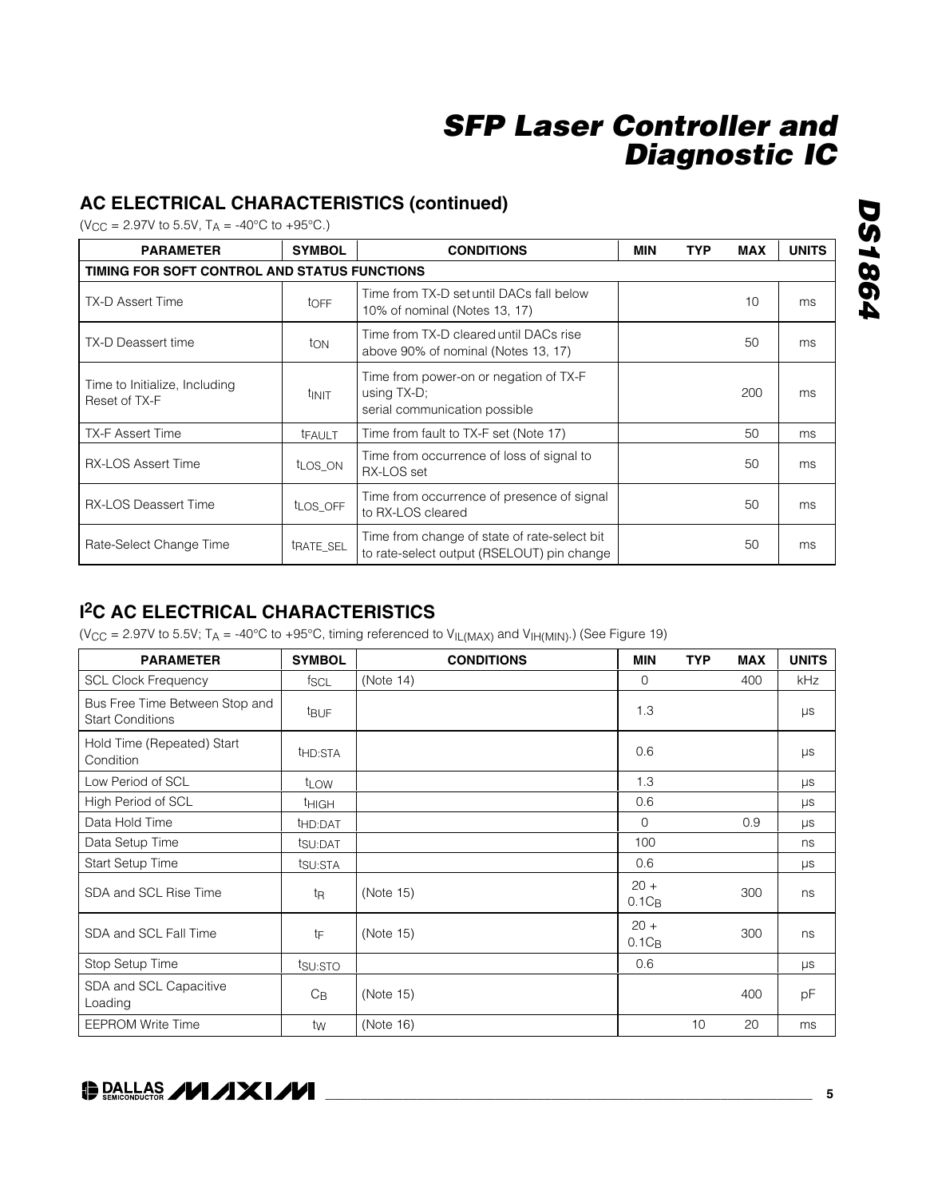## AC ELECTRICAL CHARACTERISTICS (continued)

($V_{CC}$ = 2.97V to 5.5V, $T_A$ = -40°C to +95°C.)

| PARAMETER | SYMBOL | CONDITIONS | MIN | TYP | MAX | UNITS |
|---|---|---|---|---|---|---|
| **TIMING FOR SOFT CONTROL AND STATUS FUNCTIONS** | | | | | | |
| TX-D Assert Time | $t_{OFF}$ | Time from TX-D set until DACs fall below 10% of nominal (Notes 13, 17) | | | 10 | ms |
| TX-D Deassert time | $t_{ON}$ | Time from TX-D cleared until DACs rise above 90% of nominal (Notes 13, 17) | | | 50 | ms |
| Time to Initialize, Including Reset of TX-F | $t_{INIT}$ | Time from power-on or negation of TX-F using TX-D; serial communication possible | | | 200 | ms |
| TX-F Assert Time | $t_{FAULT}$ | Time from fault to TX-F set (Note 17) | | | 50 | ms |
| RX-LOS Assert Time | $t_{LOS\_ON}$ | Time from occurrence of loss of signal to RX-LOS set | | | 50 | ms |
| RX-LOS Deassert Time | $t_{LOS\_OFF}$ | Time from occurrence of presence of signal to RX-LOS cleared | | | 50 | ms |
| Rate-Select Change Time | $t_{RATE\_SEL}$ | Time from change of state of rate-select bit to rate-select output (RSELOUT) pin change | | | 50 | ms |

## I²C AC ELECTRICAL CHARACTERISTICS

($V_{CC}$ = 2.97V to 5.5V; $T_A$ = -40°C to +95°C, timing referenced to $V_{IL(MAX)}$ and $V_{IH(MIN)}$.) (See Figure 19)

| PARAMETER | SYMBOL | CONDITIONS | MIN | TYP | MAX | UNITS |
|---|---|---|---|---|---|---|
| SCL Clock Frequency | $f_{SCL}$ | (Note 14) | 0 | | 400 | kHz |
| Bus Free Time Between Stop and Start Conditions | $t_{BUF}$ | | 1.3 | | | µs |
| Hold Time (Repeated) Start Condition | $t_{HD:STA}$ | | 0.6 | | | µs |
| Low Period of SCL | $t_{LOW}$ | | 1.3 | | | µs |
| High Period of SCL | $t_{HIGH}$ | | 0.6 | | | µs |
| Data Hold Time | $t_{HD:DAT}$ | | 0 | | 0.9 | µs |
| Data Setup Time | $t_{SU:DAT}$ | | 100 | | | ns |
| Start Setup Time | $t_{SU:STA}$ | | 0.6 | | | µs |
| SDA and SCL Rise Time | $t_R$ | (Note 15) | $20 + 0.1C_B$ | | 300 | ns |
| SDA and SCL Fall Time | $t_F$ | (Note 15) | $20 + 0.1C_B$ | | 300 | ns |
| Stop Setup Time | $t_{SU:STO}$ | | 0.6 | | | µs |
| SDA and SCL Capacitive Loading | $C_B$ | (Note 15) | | | 400 | pF |
| EEPROM Write Time | $t_W$ | (Note 16) | | 10 | 20 | ms |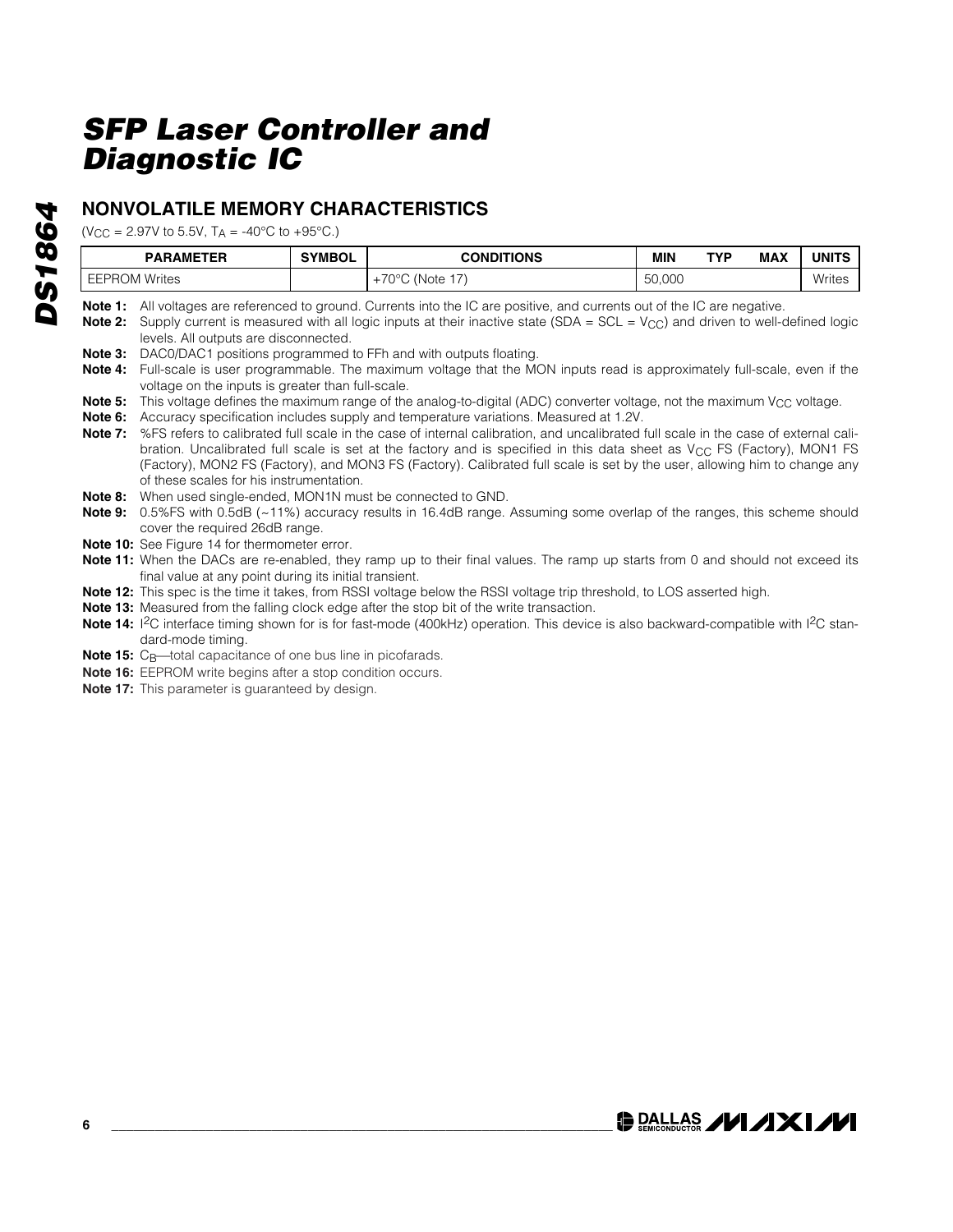## NONVOLATILE MEMORY CHARACTERISTICS

($V_{CC}$ = 2.97V to 5.5V, $T_A$ = -40°C to +95°C.)

| PARAMETER | SYMBOL | CONDITIONS | MIN | TYP | MAX | UNITS |
|---|---|---|---|---|---|---|
| EEPROM Writes | | +70°C (Note 17) | 50,000 | | | Writes |

**Note 1:** All voltages are referenced to ground. Currents into the IC are positive, and currents out of the IC are negative.

**Note 2:** Supply current is measured with all logic inputs at their inactive state (SDA = SCL = $V_{CC}$) and driven to well-defined logic levels. All outputs are disconnected.

**Note 3:** DAC0/DAC1 positions programmed to FFh and with outputs floating.

**Note 4:** Full-scale is user programmable. The maximum voltage that the MON inputs read is approximately full-scale, even if the voltage on the inputs is greater than full-scale.

**Note 5:** This voltage defines the maximum range of the analog-to-digital (ADC) converter voltage, not the maximum $V_{CC}$ voltage.

**Note 6:** Accuracy specification includes supply and temperature variations. Measured at 1.2V.

**Note 7:** %FS refers to calibrated full scale in the case of internal calibration, and uncalibrated full scale in the case of external calibration. Uncalibrated full scale is set at the factory and is specified in this data sheet as $V_{CC}$ FS (Factory), MON1 FS (Factory), MON2 FS (Factory), and MON3 FS (Factory). Calibrated full scale is set by the user, allowing him to change any of these scales for his instrumentation.

**Note 8:** When used single-ended, MON1N must be connected to GND.

**Note 9:** 0.5%FS with 0.5dB (~11%) accuracy results in 16.4dB range. Assuming some overlap of the ranges, this scheme should cover the required 26dB range.

**Note 10:** See Figure 14 for thermometer error.

**Note 11:** When the DACs are re-enabled, they ramp up to their final values. The ramp up starts from 0 and should not exceed its final value at any point during its initial transient.

**Note 12:** This spec is the time it takes, from RSSI voltage below the RSSI voltage trip threshold, to LOS asserted high.

**Note 13:** Measured from the falling clock edge after the stop bit of the write transaction.

**Note 14:** I²C interface timing shown for is for fast-mode (400kHz) operation. This device is also backward-compatible with I²C standard-mode timing.

**Note 15:** $C_B$—total capacitance of one bus line in picofarads.

**Note 16:** EEPROM write begins after a stop condition occurs.

**Note 17:** This parameter is guaranteed by design.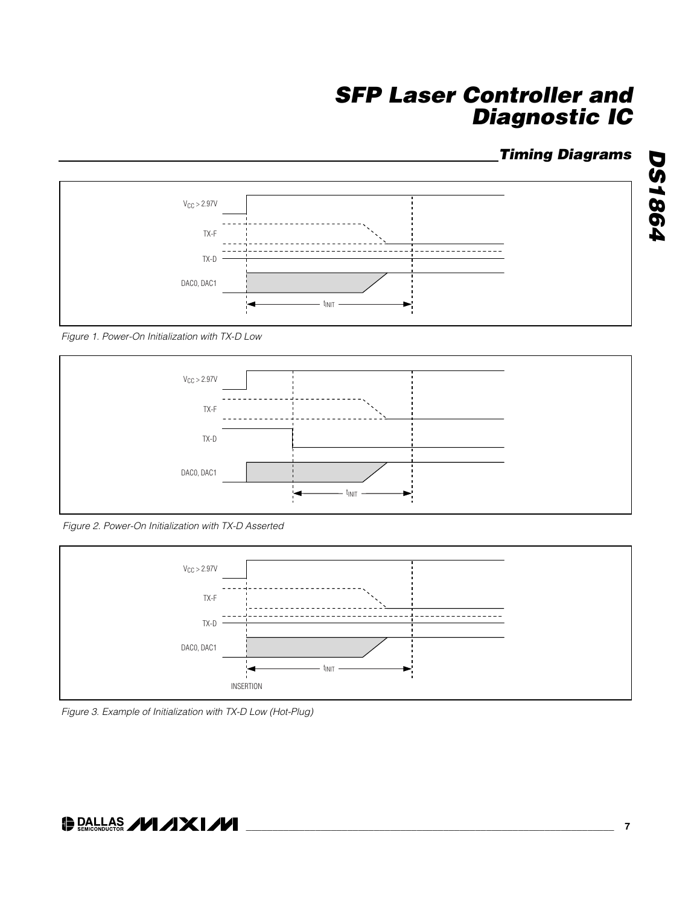## Timing Diagrams

$V_{CC} > 2.97V$

TX-F

TX-D

DAC0, DAC1

$t_{INIT}$

*Figure 1. Power-On Initialization with TX-D Low*

$V_{CC} > 2.97V$

TX-F

TX-D

DAC0, DAC1

$t_{INIT}$

*Figure 2. Power-On Initialization with TX-D Asserted*

$V_{CC} > 2.97V$

TX-F

TX-D

DAC0, DAC1

$t_{INIT}$

INSERTION

*Figure 3. Example of Initialization with TX-D Low (Hot-Plug)*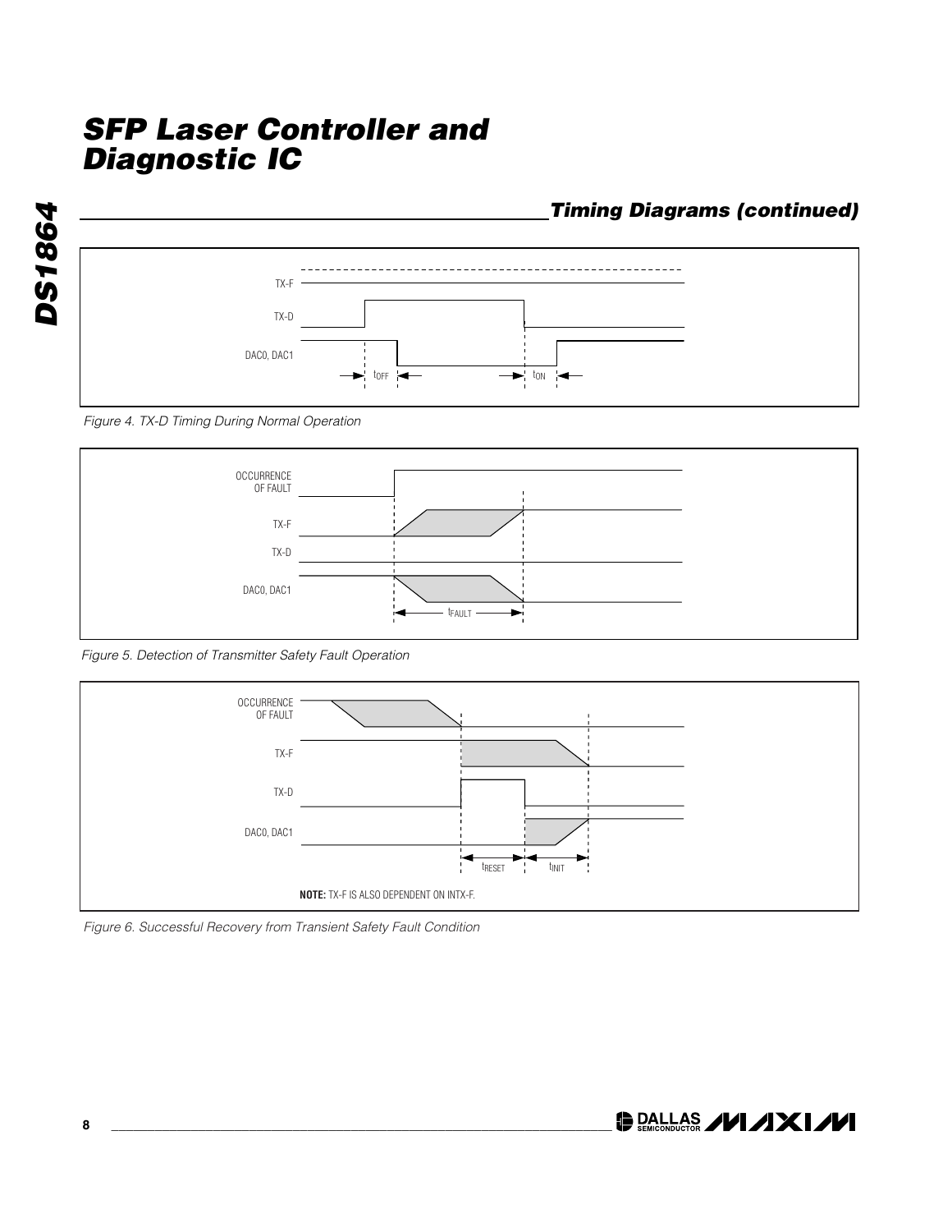## Timing Diagrams (continued)

TX-F

TX-D

DAC0, DAC1

$t_{OFF}$

$t_{ON}$

*Figure 4. TX-D Timing During Normal Operation*

OCCURRENCE OF FAULT

TX-F

TX-D

DAC0, DAC1

$t_{FAULT}$

*Figure 5. Detection of Transmitter Safety Fault Operation*

OCCURRENCE OF FAULT

TX-F

TX-D

DAC0, DAC1

$t_{RESET}$

$t_{INIT}$

**NOTE:** TX-F IS ALSO DEPENDENT ON INTX-F.

*Figure 6. Successful Recovery from Transient Safety Fault Condition*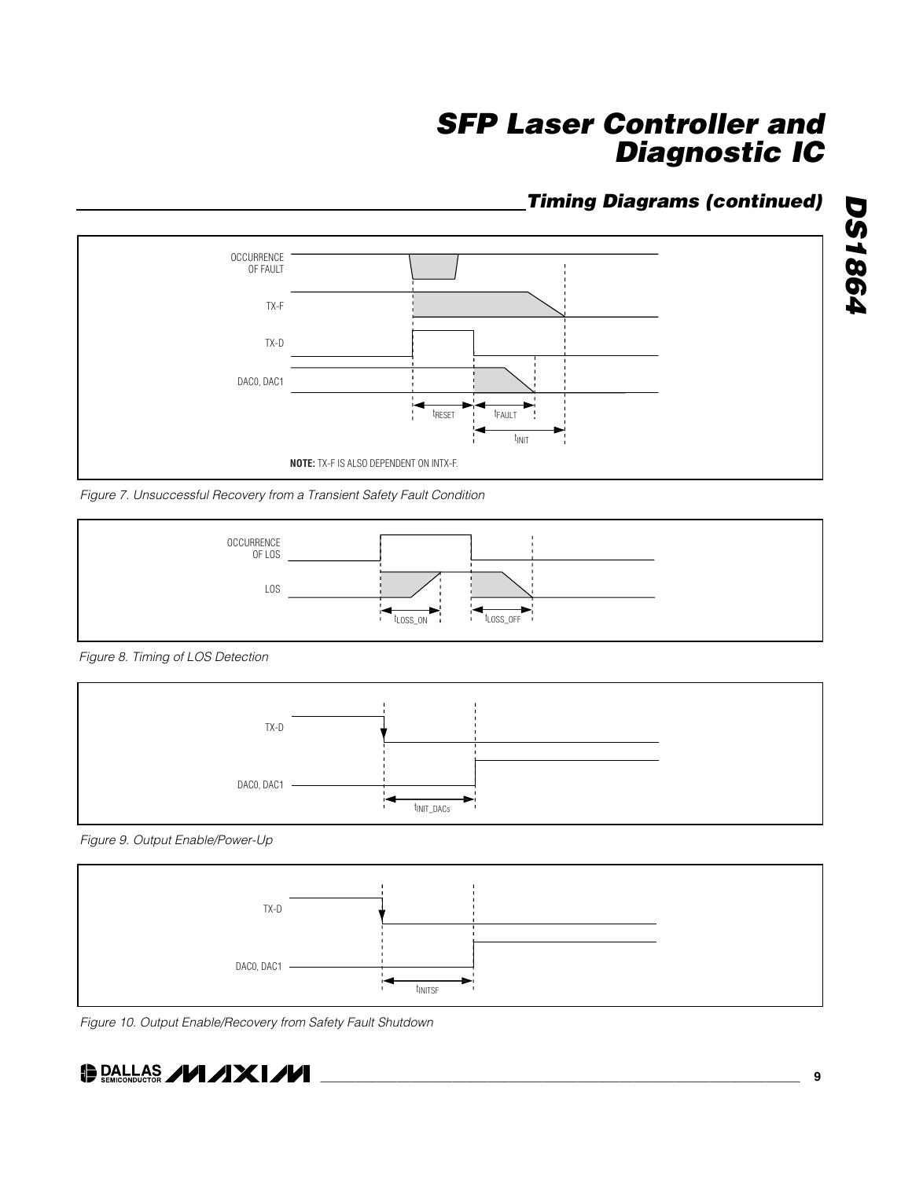## Timing Diagrams (continued)

OCCURRENCE OF FAULT

TX-F

TX-D

DAC0, DAC1

$t_{RESET}$ $t_{FAULT}$

$t_{INIT}$

**NOTE:** TX-F IS ALSO DEPENDENT ON INTX-F.

*Figure 7. Unsuccessful Recovery from a Transient Safety Fault Condition*

OCCURRENCE OF LOS

LOS

$t_{LOSS\_ON}$ $t_{LOSS\_OFF}$

*Figure 8. Timing of LOS Detection*

TX-D

DAC0, DAC1

$t_{INIT\_DACs}$

*Figure 9. Output Enable/Power-Up*

TX-D

DAC0, DAC1

$t_{INITSF}$

*Figure 10. Output Enable/Recovery from Safety Fault Shutdown*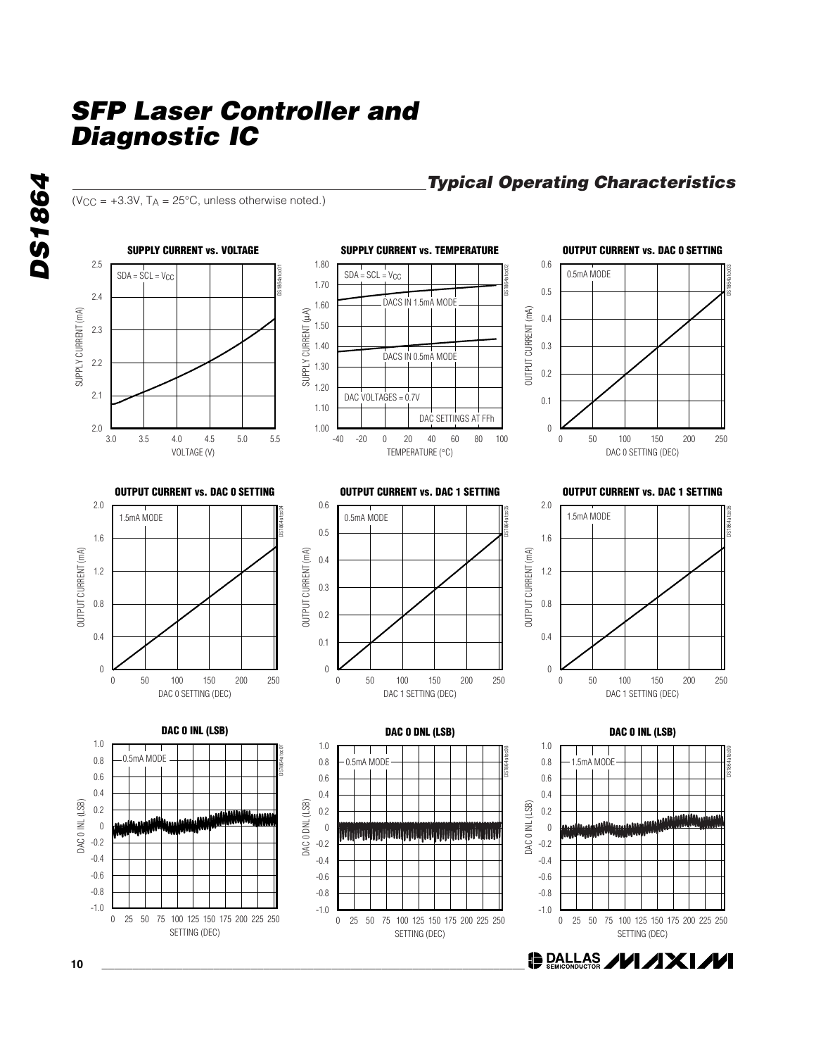# SFP Laser Controller and Diagnostic IC

## Typical Operating Characteristics

($V_{CC}$ = +3.3V, $T_A$ = +25°C, unless otherwise noted.)

**SUPPLY CURRENT vs. VOLTAGE**

SDA = SCL = $V_{CC}$

SUPPLY CURRENT (mA) vs. VOLTAGE (V)

**SUPPLY CURRENT vs. TEMPERATURE**

SDA = SCL = $V_{CC}$; DACS IN 1.5mA MODE; DACS IN 0.5mA MODE; DAC VOLTAGES = 0.7V; DAC SETTINGS AT FFh

SUPPLY CURRENT (µA) vs. TEMPERATURE (°C)

**OUTPUT CURRENT vs. DAC 0 SETTING**

0.5mA MODE

OUTPUT CURRENT (mA) vs. DAC 0 SETTING (DEC)

**OUTPUT CURRENT vs. DAC 0 SETTING**

1.5mA MODE

OUTPUT CURRENT (mA) vs. DAC 0 SETTING (DEC)

**OUTPUT CURRENT vs. DAC 1 SETTING**

0.5mA MODE

OUTPUT CURRENT (mA) vs. DAC 1 SETTING (DEC)

**OUTPUT CURRENT vs. DAC 1 SETTING**

1.5mA MODE

OUTPUT CURRENT (mA) vs. DAC 1 SETTING (DEC)

**DAC 0 INL (LSB)**

0.5mA MODE

DAC 0 INL (LSB) vs. SETTING (DEC)

**DAC 0 DNL (LSB)**

0.5mA MODE

DAC 0 DNL (LSB) vs. SETTING (DEC)

**DAC 0 INL (LSB)**

1.5mA MODE

DAC 0 INL (LSB) vs. SETTING (DEC)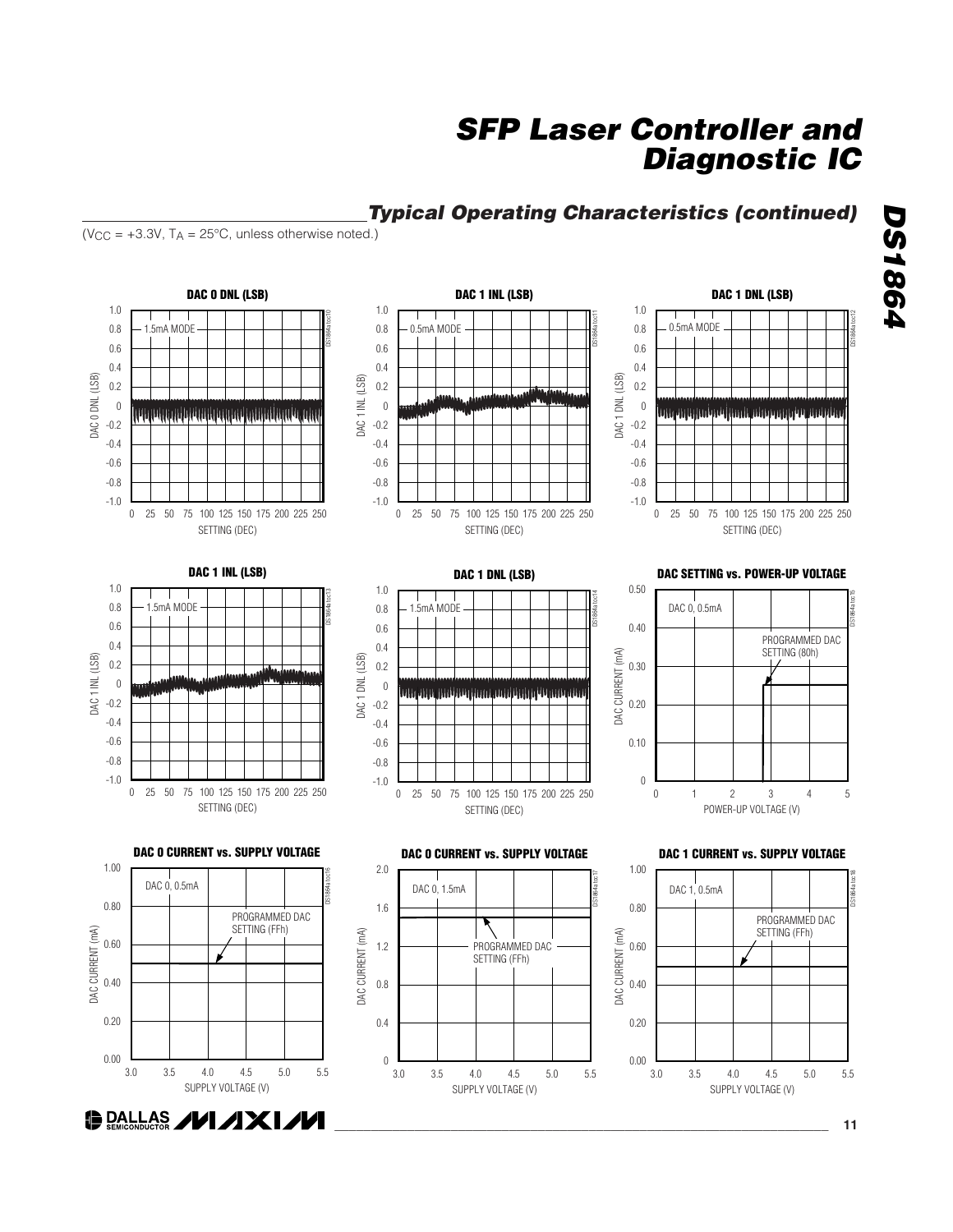## Typical Operating Characteristics (continued)

($V_{CC}$ = +3.3V, $T_A$ = 25°C, unless otherwise noted.)

**DAC 0 DNL (LSB)**

1.5mA MODE

DAC 0 DNL (LSB) vs. SETTING (DEC)

**DAC 1 INL (LSB)**

0.5mA MODE

DAC 1 INL (LSB) vs. SETTING (DEC)

**DAC 1 DNL (LSB)**

0.5mA MODE

DAC 1 DNL (LSB) vs. SETTING (DEC)

**DAC 1 INL (LSB)**

1.5mA MODE

DAC 1 INL (LSB) vs. SETTING (DEC)

**DAC 1 DNL (LSB)**

1.5mA MODE

DAC 1 DNL (LSB) vs. SETTING (DEC)

**DAC SETTING vs. POWER-UP VOLTAGE**

DAC 0, 0.5mA

PROGRAMMED DAC SETTING (80h)

DAC CURRENT (mA) vs. POWER-UP VOLTAGE (V)

**DAC 0 CURRENT vs. SUPPLY VOLTAGE**

DAC 0, 0.5mA

PROGRAMMED DAC SETTING (FFh)

DAC CURRENT (mA) vs. SUPPLY VOLTAGE (V)

**DAC 0 CURRENT vs. SUPPLY VOLTAGE**

DAC 0, 1.5mA

PROGRAMMED DAC SETTING (FFh)

DAC CURRENT (mA) vs. SUPPLY VOLTAGE (V)

**DAC 1 CURRENT vs. SUPPLY VOLTAGE**

DAC 1, 0.5mA

PROGRAMMED DAC SETTING (FFh)

DAC CURRENT (mA) vs. SUPPLY VOLTAGE (V)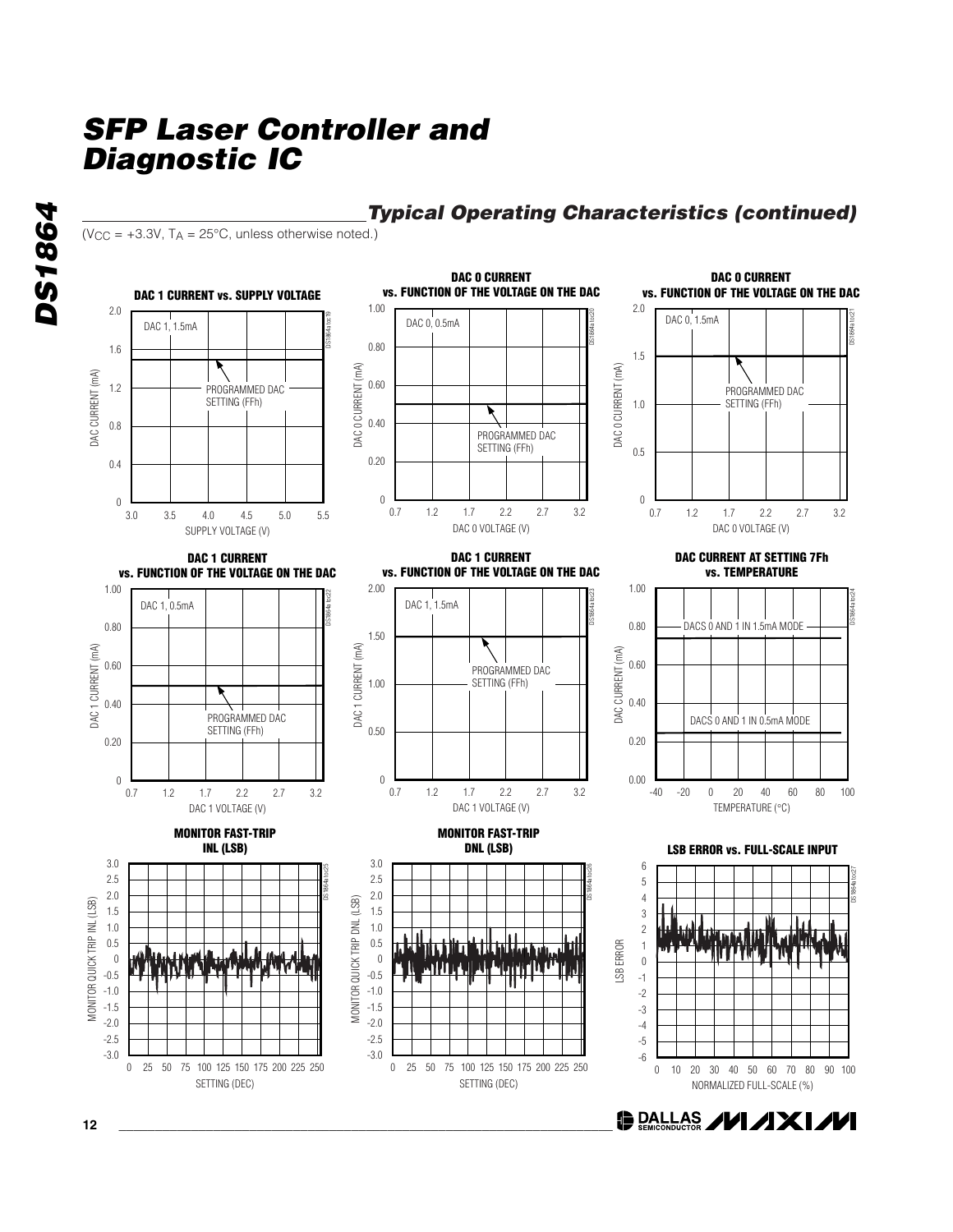## Typical Operating Characteristics (continued)

($V_{CC}$ = +3.3V, $T_A$ = 25°C, unless otherwise noted.)

**DAC 1 CURRENT vs. SUPPLY VOLTAGE**

DAC 1, 1.5mA

PROGRAMMED DAC SETTING (FFh)

DAC CURRENT (mA) vs. SUPPLY VOLTAGE (V)

**DAC 0 CURRENT vs. FUNCTION OF THE VOLTAGE ON THE DAC**

DAC 0, 0.5mA

PROGRAMMED DAC SETTING (FFh)

DAC 0 CURRENT (mA) vs. DAC 0 VOLTAGE (V)

**DAC 0 CURRENT vs. FUNCTION OF THE VOLTAGE ON THE DAC**

DAC 0, 1.5mA

PROGRAMMED DAC SETTING (FFh)

DAC 0 CURRENT (mA) vs. DAC 0 VOLTAGE (V)

**DAC 1 CURRENT vs. FUNCTION OF THE VOLTAGE ON THE DAC**

DAC 1, 0.5mA

PROGRAMMED DAC SETTING (FFh)

DAC 1 CURRENT (mA) vs. DAC 1 VOLTAGE (V)

**DAC 1 CURRENT vs. FUNCTION OF THE VOLTAGE ON THE DAC**

DAC 1, 1.5mA

PROGRAMMED DAC SETTING (FFh)

DAC 1 CURRENT (mA) vs. DAC 1 VOLTAGE (V)

**DAC CURRENT AT SETTING 7Fh vs. TEMPERATURE**

DACS 0 AND 1 IN 1.5mA MODE

DACS 0 AND 1 IN 0.5mA MODE

DAC CURRENT (mA) vs. TEMPERATURE (°C)

**MONITOR FAST-TRIP INL (LSB)**

MONITOR QUICK TRIP INL (LSB) vs. SETTING (DEC)

**MONITOR FAST-TRIP DNL (LSB)**

MONITOR QUICK TRIP DNL (LSB) vs. SETTING (DEC)

**LSB ERROR vs. FULL-SCALE INPUT**

LSB ERROR vs. NORMALIZED FULL-SCALE (%)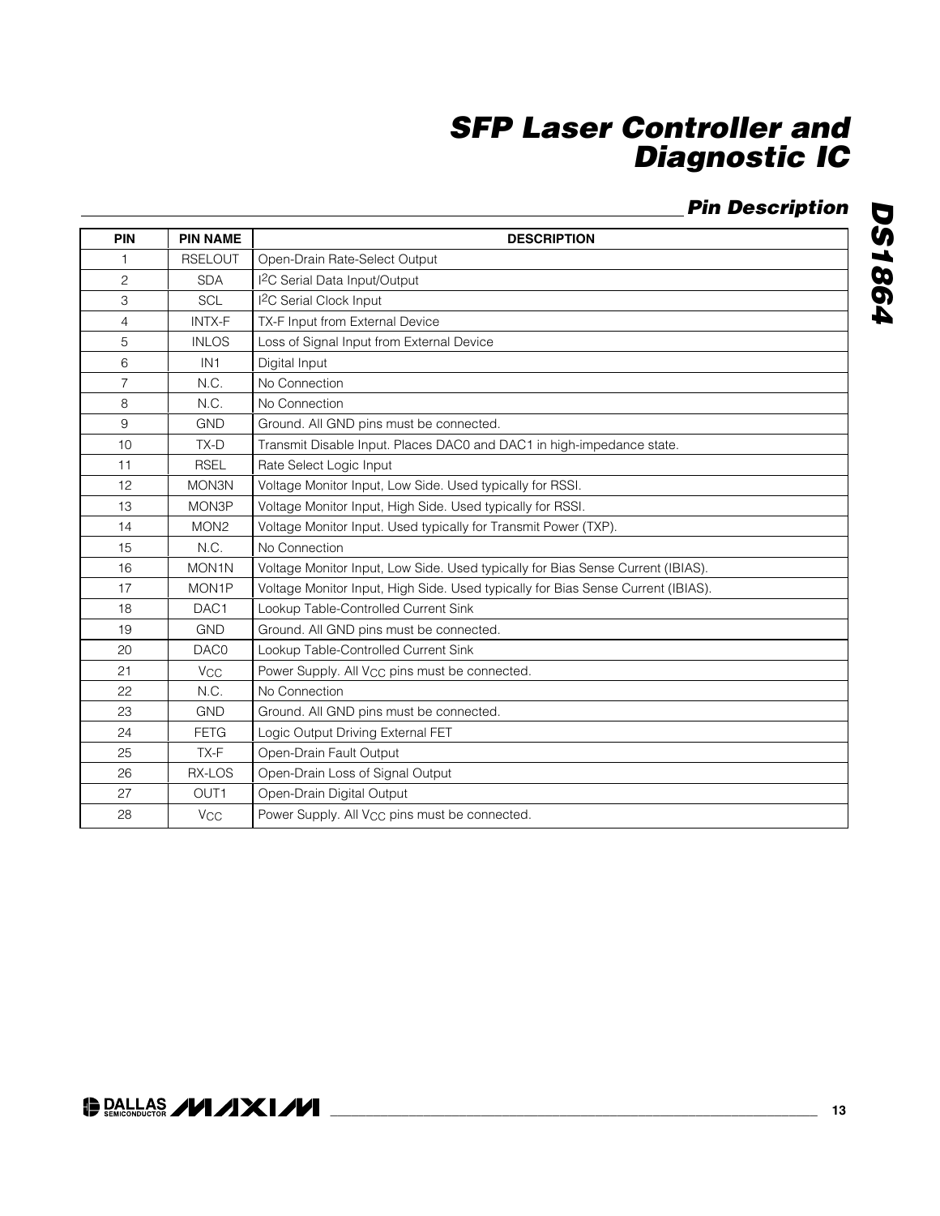## Pin Description

| PIN | PIN NAME | DESCRIPTION |
|---|---|---|
| 1 | RSELOUT | Open-Drain Rate-Select Output |
| 2 | SDA | I2C Serial Data Input/Output |
| 3 | SCL | I2C Serial Clock Input |
| 4 | INTX-F | TX-F Input from External Device |
| 5 | INLOS | Loss of Signal Input from External Device |
| 6 | IN1 | Digital Input |
| 7 | N.C. | No Connection |
| 8 | N.C. | No Connection |
| 9 | GND | Ground. All GND pins must be connected. |
| 10 | TX-D | Transmit Disable Input. Places DAC0 and DAC1 in high-impedance state. |
| 11 | RSEL | Rate Select Logic Input |
| 12 | MON3N | Voltage Monitor Input, Low Side. Used typically for RSSI. |
| 13 | MON3P | Voltage Monitor Input, High Side. Used typically for RSSI. |
| 14 | MON2 | Voltage Monitor Input. Used typically for Transmit Power (TXP). |
| 15 | N.C. | No Connection |
| 16 | MON1N | Voltage Monitor Input, Low Side. Used typically for Bias Sense Current (IBIAS). |
| 17 | MON1P | Voltage Monitor Input, High Side. Used typically for Bias Sense Current (IBIAS). |
| 18 | DAC1 | Lookup Table-Controlled Current Sink |
| 19 | GND | Ground. All GND pins must be connected. |
| 20 | DAC0 | Lookup Table-Controlled Current Sink |
| 21 | $V_{CC}$ | Power Supply. All $V_{CC}$ pins must be connected. |
| 22 | N.C. | No Connection |
| 23 | GND | Ground. All GND pins must be connected. |
| 24 | FETG | Logic Output Driving External FET |
| 25 | TX-F | Open-Drain Fault Output |
| 26 | RX-LOS | Open-Drain Loss of Signal Output |
| 27 | OUT1 | Open-Drain Digital Output |
| 28 | $V_{CC}$ | Power Supply. All $V_{CC}$ pins must be connected. |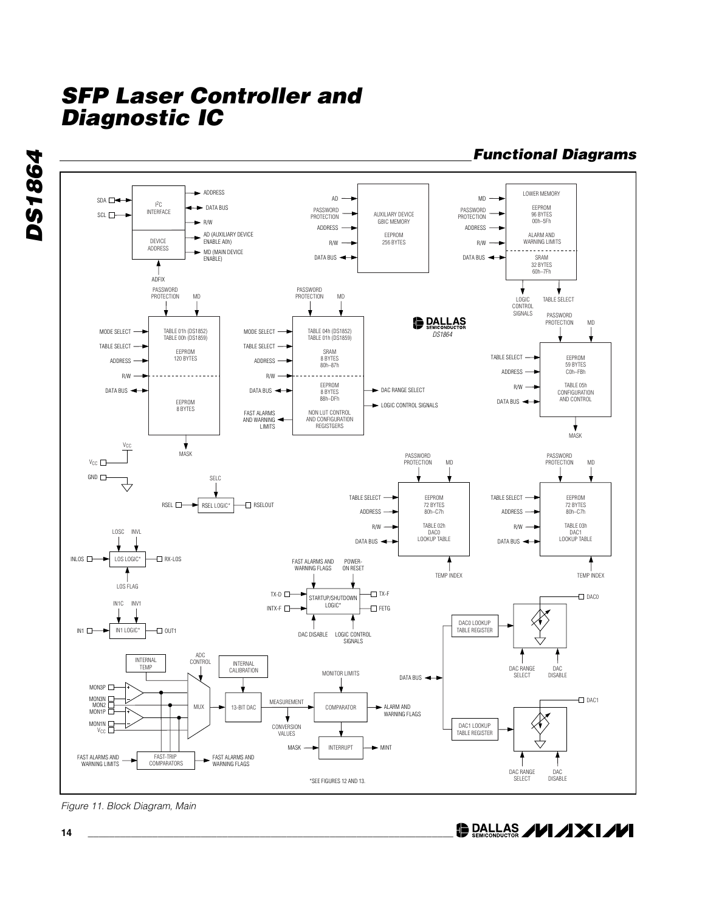## Functional Diagrams

Figure 11. Block Diagram, Main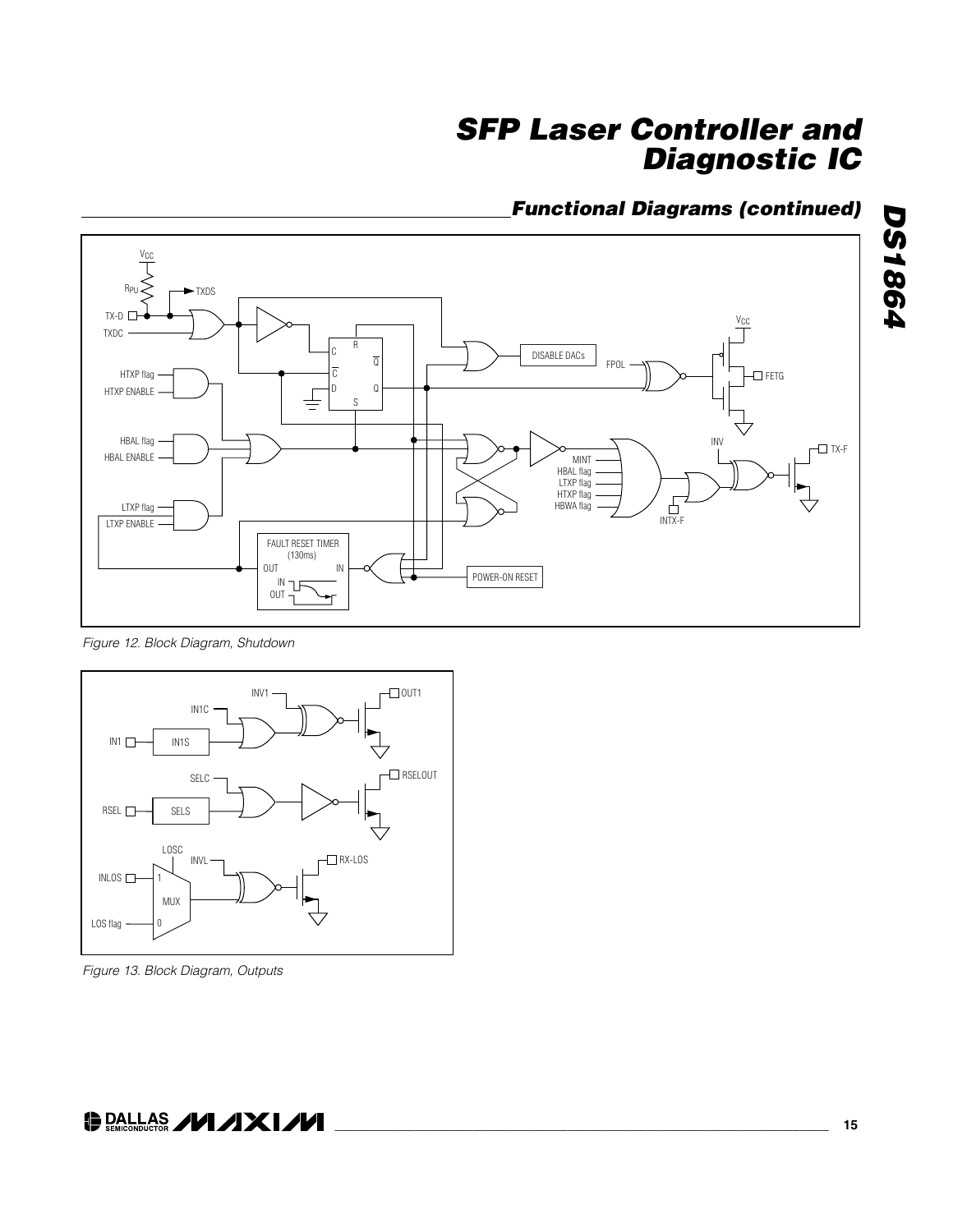## Functional Diagrams (continued)

Figure 12. Block Diagram, Shutdown

Figure 13. Block Diagram, Outputs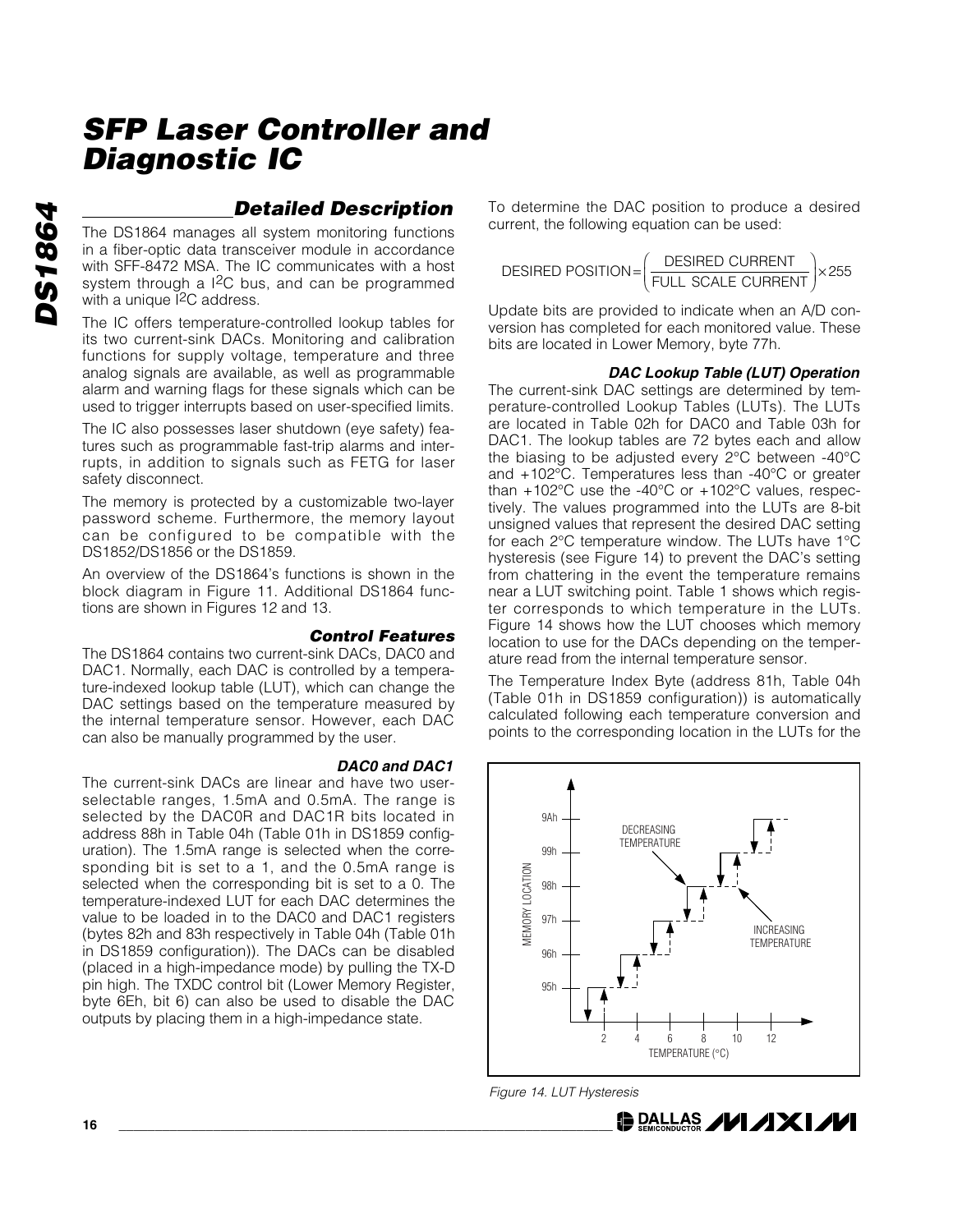## Detailed Description

The DS1864 manages all system monitoring functions in a fiber-optic data transceiver module in accordance with SFF-8472 MSA. The IC communicates with a host system through a I²C bus, and can be programmed with a unique I²C address.

The IC offers temperature-controlled lookup tables for its two current-sink DACs. Monitoring and calibration functions for supply voltage, temperature and three analog signals are available, as well as programmable alarm and warning flags for these signals which can be used to trigger interrupts based on user-specified limits.

The IC also possesses laser shutdown (eye safety) features such as programmable fast-trip alarms and interrupts, in addition to signals such as FETG for laser safety disconnect.

The memory is protected by a customizable two-layer password scheme. Furthermore, the memory layout can be configured to be compatible with the DS1852/DS1856 or the DS1859.

An overview of the DS1864's functions is shown in the block diagram in Figure 11. Additional DS1864 functions are shown in Figures 12 and 13.

### Control Features

The DS1864 contains two current-sink DACs, DAC0 and DAC1. Normally, each DAC is controlled by a temperature-indexed lookup table (LUT), which can change the DAC settings based on the temperature measured by the internal temperature sensor. However, each DAC can also be manually programmed by the user.

### DAC0 and DAC1

The current-sink DACs are linear and have two user-selectable ranges, 1.5mA and 0.5mA. The range is selected by the DAC0R and DAC1R bits located in address 88h in Table 04h (Table 01h in DS1859 configuration). The 1.5mA range is selected when the corresponding bit is set to a 1, and the 0.5mA range is selected when the corresponding bit is set to a 0. The temperature-indexed LUT for each DAC determines the value to be loaded in to the DAC0 and DAC1 registers (bytes 82h and 83h respectively in Table 04h (Table 01h in DS1859 configuration)). The DACs can be disabled (placed in a high-impedance mode) by pulling the TX-D pin high. The TXDC control bit (Lower Memory Register, byte 6Eh, bit 6) can also be used to disable the DAC outputs by placing them in a high-impedance state.

To determine the DAC position to produce a desired current, the following equation can be used:

$$\text{DESIRED POSITION} = \left(\frac{\text{DESIRED CURRENT}}{\text{FULL SCALE CURRENT}}\right) \times 255$$

Update bits are provided to indicate when an A/D conversion has completed for each monitored value. These bits are located in Lower Memory, byte 77h.

### DAC Lookup Table (LUT) Operation

The current-sink DAC settings are determined by temperature-controlled Lookup Tables (LUTs). The LUTs are located in Table 02h for DAC0 and Table 03h for DAC1. The lookup tables are 72 bytes each and allow the biasing to be adjusted every 2°C between -40°C and +102°C. Temperatures less than -40°C or greater than +102°C use the -40°C or +102°C values, respectively. The values programmed into the LUTs are 8-bit unsigned values that represent the desired DAC setting for each 2°C temperature window. The LUTs have 1°C hysteresis (see Figure 14) to prevent the DAC's setting from chattering in the event the temperature remains near a LUT switching point. Table 1 shows which register corresponds to which temperature in the LUTs. Figure 14 shows how the LUT chooses which memory location to use for the DACs depending on the temperature read from the internal temperature sensor.

The Temperature Index Byte (address 81h, Table 04h (Table 01h in DS1859 configuration)) is automatically calculated following each temperature conversion and points to the corresponding location in the LUTs for the

Figure 14. LUT Hysteresis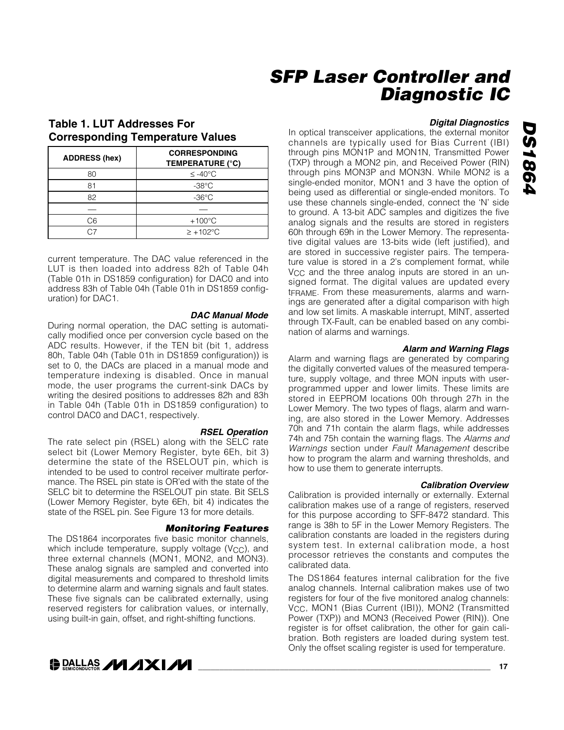### Table 1. LUT Addresses For Corresponding Temperature Values

| ADDRESS (hex) | CORRESPONDING TEMPERATURE (°C) |
|---|---|
| 80 | ≤ -40°C |
| 81 | -38°C |
| 82 | -36°C |
| — | — |
| C6 | +100°C |
| C7 | ≥ +102°C |

current temperature. The DAC value referenced in the LUT is then loaded into address 82h of Table 04h (Table 01h in DS1859 configuration) for DAC0 and into address 83h of Table 04h (Table 01h in DS1859 configuration) for DAC1.

#### *DAC Manual Mode*

During normal operation, the DAC setting is automatically modified once per conversion cycle based on the ADC results. However, if the TEN bit (bit 1, address 80h, Table 04h (Table 01h in DS1859 configuration)) is set to 0, the DACs are placed in a manual mode and temperature indexing is disabled. Once in manual mode, the user programs the current-sink DACs by writing the desired positions to addresses 82h and 83h in Table 04h (Table 01h in DS1859 configuration) to control DAC0 and DAC1, respectively.

#### *RSEL Operation*

The rate select pin (RSEL) along with the SELC rate select bit (Lower Memory Register, byte 6Eh, bit 3) determine the state of the RSELOUT pin, which is intended to be used to control receiver multirate performance. The RSEL pin state is OR'ed with the state of the SELC bit to determine the RSELOUT pin state. Bit SELS (Lower Memory Register, byte 6Eh, bit 4) indicates the state of the RSEL pin. See Figure 13 for more details.

### *Monitoring Features*

The DS1864 incorporates five basic monitor channels, which include temperature, supply voltage ($V_{CC}$), and three external channels (MON1, MON2, and MON3). These analog signals are sampled and converted into digital measurements and compared to threshold limits to determine alarm and warning signals and fault states. These five signals can be calibrated externally, using reserved registers for calibration values, or internally, using built-in gain, offset, and right-shifting functions.

#### *Digital Diagnostics*

In optical transceiver applications, the external monitor channels are typically used for Bias Current (IBI) through pins MON1P and MON1N, Transmitted Power (TXP) through a MON2 pin, and Received Power (RIN) through pins MON3P and MON3N. While MON2 is a single-ended monitor, MON1 and 3 have the option of being used as differential or single-ended monitors. To use these channels single-ended, connect the 'N' side to ground. A 13-bit ADC samples and digitizes the five analog signals and the results are stored in registers 60h through 69h in the Lower Memory. The representative digital values are 13-bits wide (left justified), and are stored in successive register pairs. The temperature value is stored in a 2's complement format, while $V_{CC}$ and the three analog inputs are stored in an unsigned format. The digital values are updated every $t_{FRAME}$. From these measurements, alarms and warnings are generated after a digital comparison with high and low set limits. A maskable interrupt, MINT, asserted through TX-Fault, can be enabled based on any combination of alarms and warnings.

#### *Alarm and Warning Flags*

Alarm and warning flags are generated by comparing the digitally converted values of the measured temperature, supply voltage, and three MON inputs with user-programmed upper and lower limits. These limits are stored in EEPROM locations 00h through 27h in the Lower Memory. The two types of flags, alarm and warning, are also stored in the Lower Memory. Addresses 70h and 71h contain the alarm flags, while addresses 74h and 75h contain the warning flags. The *Alarms and Warnings* section under *Fault Management* describe how to program the alarm and warning thresholds, and how to use them to generate interrupts.

#### *Calibration Overview*

Calibration is provided internally or externally. External calibration makes use of a range of registers, reserved for this purpose according to SFF-8472 standard. This range is 38h to 5F in the Lower Memory Registers. The calibration constants are loaded in the registers during system test. In external calibration mode, a host processor retrieves the constants and computes the calibrated data.

The DS1864 features internal calibration for the five analog channels. Internal calibration makes use of two registers for four of the five monitored analog channels: $V_{CC}$, MON1 (Bias Current (IBI)), MON2 (Transmitted Power (TXP)) and MON3 (Received Power (RIN)). One register is for offset calibration, the other for gain calibration. Both registers are loaded during system test. Only the offset scaling register is used for temperature.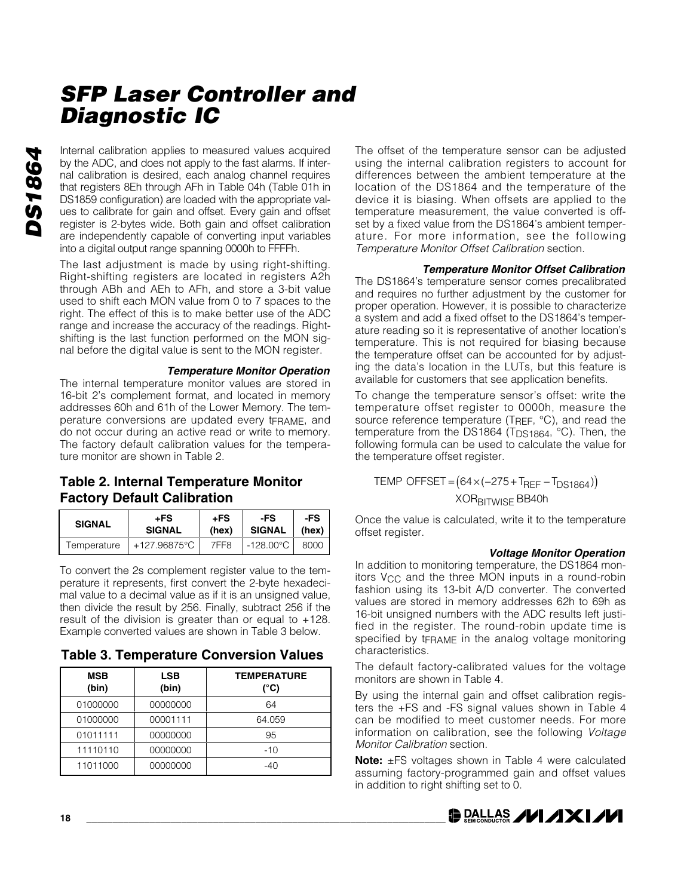Internal calibration applies to measured values acquired by the ADC, and does not apply to the fast alarms. If internal calibration is desired, each analog channel requires that registers 8Eh through AFh in Table 04h (Table 01h in DS1859 configuration) are loaded with the appropriate values to calibrate for gain and offset. Every gain and offset register is 2-bytes wide. Both gain and offset calibration are independently capable of converting input variables into a digital output range spanning 0000h to FFFFh.

The last adjustment is made by using right-shifting. Right-shifting registers are located in registers A2h through ABh and AEh to AFh, and store a 3-bit value used to shift each MON value from 0 to 7 spaces to the right. The effect of this is to make better use of the ADC range and increase the accuracy of the readings. Right-shifting is the last function performed on the MON signal before the digital value is sent to the MON register.

#### *Temperature Monitor Operation*

The internal temperature monitor values are stored in 16-bit 2's complement format, and located in memory addresses 60h and 61h of the Lower Memory. The temperature conversions are updated every $t_{FRAME}$, and do not occur during an active read or write to memory. The factory default calibration values for the temperature monitor are shown in Table 2.

### Table 2. Internal Temperature Monitor Factory Default Calibration

| SIGNAL | +FS SIGNAL | +FS (hex) | -FS SIGNAL | -FS (hex) |
|---|---|---|---|---|
| Temperature | +127.96875°C | 7FF8 | -128.00°C | 8000 |

To convert the 2s complement register value to the temperature it represents, first convert the 2-byte hexadecimal value to a decimal value as if it is an unsigned value, then divide the result by 256. Finally, subtract 256 if the result of the division is greater than or equal to +128. Example converted values are shown in Table 3 below.

### Table 3. Temperature Conversion Values

| MSB (bin) | LSB (bin) | TEMPERATURE (°C) |
|---|---|---|
| 01000000 | 00000000 | 64 |
| 01000000 | 00001111 | 64.059 |
| 01011111 | 00000000 | 95 |
| 11110110 | 00000000 | -10 |
| 11011000 | 00000000 | -40 |

The offset of the temperature sensor can be adjusted using the internal calibration registers to account for differences between the ambient temperature at the location of the DS1864 and the temperature of the device it is biasing. When offsets are applied to the temperature measurement, the value converted is offset by a fixed value from the DS1864's ambient temperature. For more information, see the following *Temperature Monitor Offset Calibration* section.

#### *Temperature Monitor Offset Calibration*

The DS1864's temperature sensor comes precalibrated and requires no further adjustment by the customer for proper operation. However, it is possible to characterize a system and add a fixed offset to the DS1864's temperature reading so it is representative of another location's temperature. This is not required for biasing because the temperature offset can be accounted for by adjusting the data's location in the LUTs, but this feature is available for customers that see application benefits.

To change the temperature sensor's offset: write the temperature offset register to 0000h, measure the source reference temperature ($T_{REF}$, °C), and read the temperature from the DS1864 ($T_{DS1864}$, °C). Then, the following formula can be used to calculate the value for the temperature offset register.

$$\text{TEMP OFFSET} = \left(64 \times (-275 + T_{REF} - T_{DS1864})\right) \; XOR_{BITWISE} \; BB40h$$

Once the value is calculated, write it to the temperature offset register.

#### *Voltage Monitor Operation*

In addition to monitoring temperature, the DS1864 monitors $V_{CC}$ and the three MON inputs in a round-robin fashion using its 13-bit A/D converter. The converted values are stored in memory addresses 62h to 69h as 16-bit unsigned numbers with the ADC results left justified in the register. The round-robin update time is specified by $t_{FRAME}$ in the analog voltage monitoring characteristics.

The default factory-calibrated values for the voltage monitors are shown in Table 4.

By using the internal gain and offset calibration registers the +FS and -FS signal values shown in Table 4 can be modified to meet customer needs. For more information on calibration, see the following *Voltage Monitor Calibration* section.

**Note:** ±FS voltages shown in Table 4 were calculated assuming factory-programmed gain and offset values in addition to right shifting set to 0.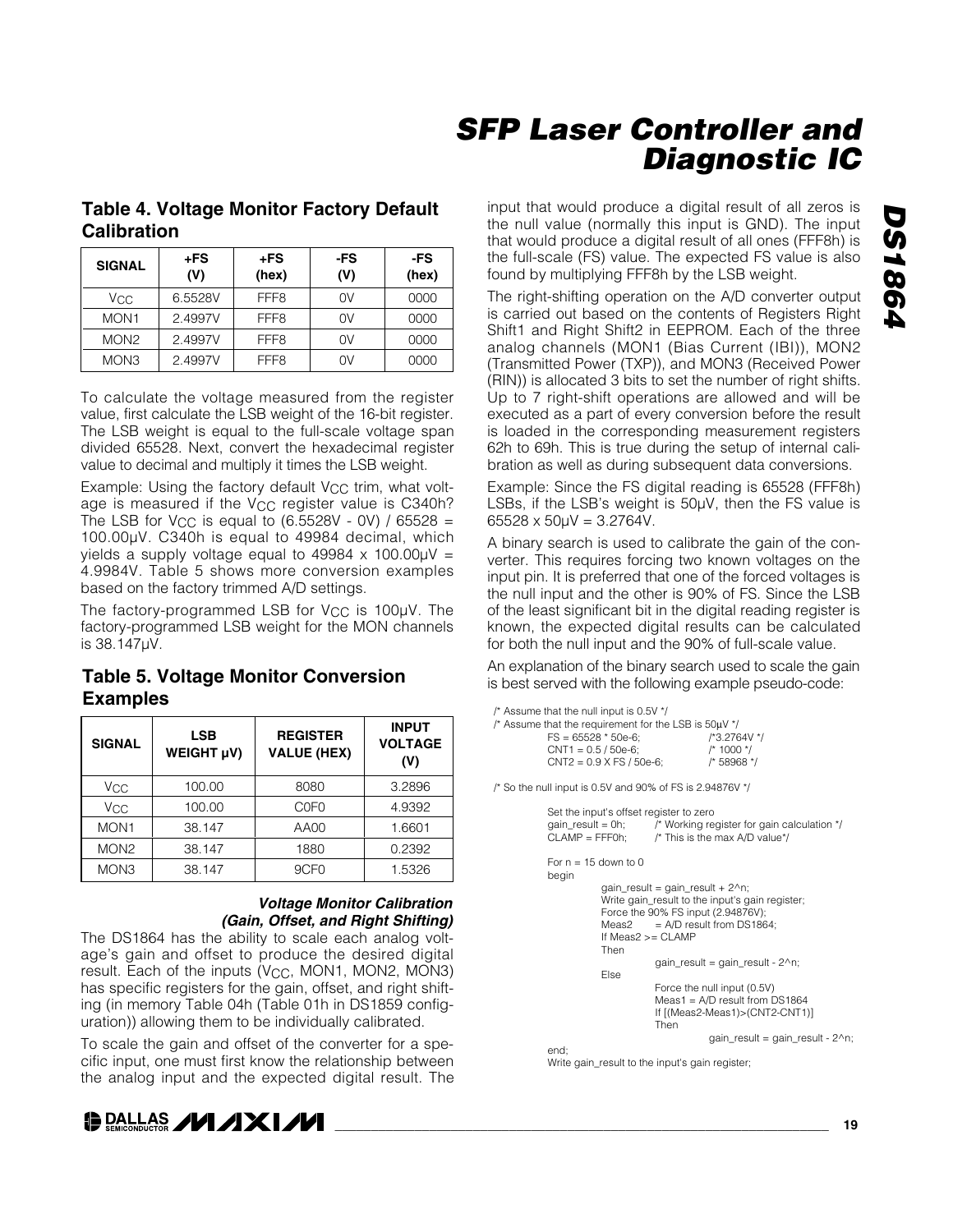## Table 4. Voltage Monitor Factory Default Calibration

| SIGNAL | +FS (V) | +FS (hex) | -FS (V) | -FS (hex) |
|---|---|---|---|---|
| $V_{CC}$ | 6.5528V | FFF8 | 0V | 0000 |
| MON1 | 2.4997V | FFF8 | 0V | 0000 |
| MON2 | 2.4997V | FFF8 | 0V | 0000 |
| MON3 | 2.4997V | FFF8 | 0V | 0000 |

To calculate the voltage measured from the register value, first calculate the LSB weight of the 16-bit register. The LSB weight is equal to the full-scale voltage span divided 65528. Next, convert the hexadecimal register value to decimal and multiply it times the LSB weight.

Example: Using the factory default $V_{CC}$ trim, what voltage is measured if the $V_{CC}$ register value is C340h? The LSB for $V_{CC}$ is equal to (6.5528V - 0V) / 65528 = 100.00µV. C340h is equal to 49984 decimal, which yields a supply voltage equal to 49984 x 100.00µV = 4.9984V. Table 5 shows more conversion examples based on the factory trimmed A/D settings.

The factory-programmed LSB for $V_{CC}$ is 100µV. The factory-programmed LSB weight for the MON channels is 38.147µV.

## Table 5. Voltage Monitor Conversion Examples

| SIGNAL | LSB WEIGHT µV) | REGISTER VALUE (HEX) | INPUT VOLTAGE (V) |
|---|---|---|---|
| $V_{CC}$ | 100.00 | 8080 | 3.2896 |
| $V_{CC}$ | 100.00 | C0F0 | 4.9392 |
| MON1 | 38.147 | AA00 | 1.6601 |
| MON2 | 38.147 | 1880 | 0.2392 |
| MON3 | 38.147 | 9CF0 | 1.5326 |

### *Voltage Monitor Calibration (Gain, Offset, and Right Shifting)*

The DS1864 has the ability to scale each analog voltage's gain and offset to produce the desired digital result. Each of the inputs ($V_{CC}$, MON1, MON2, MON3) has specific registers for the gain, offset, and right shifting (in memory Table 04h (Table 01h in DS1859 configuration)) allowing them to be individually calibrated.

To scale the gain and offset of the converter for a specific input, one must first know the relationship between the analog input and the expected digital result. The input that would produce a digital result of all zeros is the null value (normally this input is GND). The input that would produce a digital result of all ones (FFF8h) is the full-scale (FS) value. The expected FS value is also found by multiplying FFF8h by the LSB weight.

The right-shifting operation on the A/D converter output is carried out based on the contents of Registers Right Shift1 and Right Shift2 in EEPROM. Each of the three analog channels (MON1 (Bias Current (IBI)), MON2 (Transmitted Power (TXP)), and MON3 (Received Power (RIN)) is allocated 3 bits to set the number of right shifts. Up to 7 right-shift operations are allowed and will be executed as a part of every conversion before the result is loaded in the corresponding measurement registers 62h to 69h. This is true during the setup of internal calibration as well as during subsequent data conversions.

Example: Since the FS digital reading is 65528 (FFF8h) LSBs, if the LSB's weight is 50µV, then the FS value is 65528 x 50µV = 3.2764V.

A binary search is used to calibrate the gain of the converter. This requires forcing two known voltages on the input pin. It is preferred that one of the forced voltages is the null input and the other is 90% of FS. Since the LSB of the least significant bit in the digital reading register is known, the expected digital results can be calculated for both the null input and the 90% of full-scale value.

An explanation of the binary search used to scale the gain is best served with the following example pseudo-code:

```
/* Assume that the null input is 0.5V */
/* Assume that the requirement for the LSB is 50µV */
        FS = 65528 * 50e-6;              /*3.2764V */
        CNT1 = 0.5 / 50e-6;              /* 1000 */
        CNT2 = 0.9 X FS / 50e-6;         /* 58968 */

/* So the null input is 0.5V and 90% of FS is 2.94876V */

        Set the input's offset register to zero
        gain_result = 0h;       /* Working register for gain calculation */
        CLAMP = FFF0h;          /* This is the max A/D value*/

        For n = 15 down to 0
        begin
                gain_result = gain_result + 2^n;
                Write gain_result to the input's gain register;
                Force the 90% FS input (2.94876V);
                Meas2    = A/D result from DS1864;
                If Meas2 >= CLAMP
                Then
                        gain_result = gain_result - 2^n;
                Else
                        Force the null input (0.5V)
                        Meas1 = A/D result from DS1864
                        If [(Meas2-Meas1)>(CNT2-CNT1)]
                        Then
                                gain_result = gain_result - 2^n;
        end;
        Write gain_result to the input's gain register;
```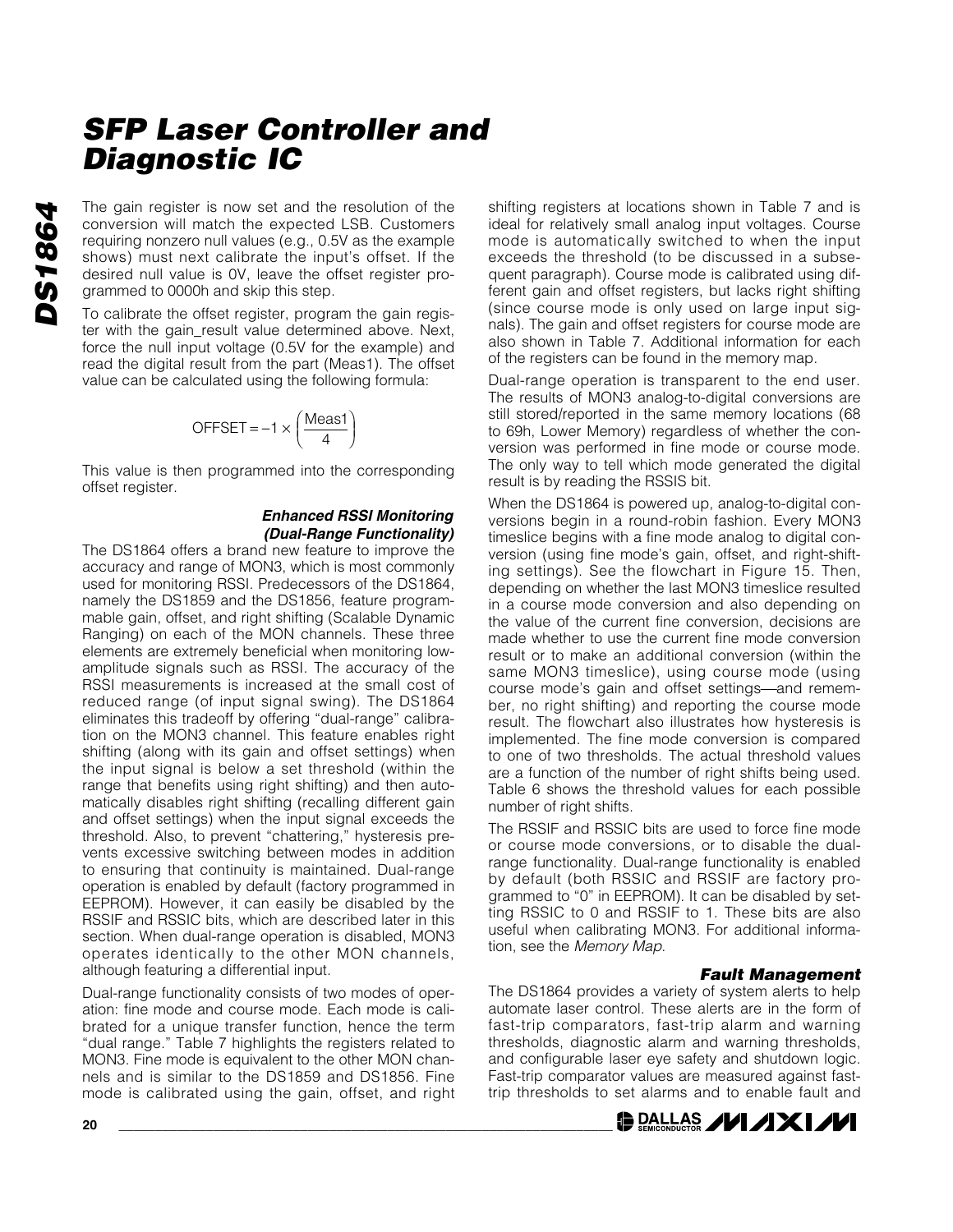The gain register is now set and the resolution of the conversion will match the expected LSB. Customers requiring nonzero null values (e.g., 0.5V as the example shows) must next calibrate the input's offset. If the desired null value is 0V, leave the offset register programmed to 0000h and skip this step.

To calibrate the offset register, program the gain register with the gain_result value determined above. Next, force the null input voltage (0.5V for the example) and read the digital result from the part (Meas1). The offset value can be calculated using the following formula:

$$\text{OFFSET} = -1 \times \left(\frac{\text{Meas1}}{4}\right)$$

This value is then programmed into the corresponding offset register.

### *Enhanced RSSI Monitoring (Dual-Range Functionality)*

The DS1864 offers a brand new feature to improve the accuracy and range of MON3, which is most commonly used for monitoring RSSI. Predecessors of the DS1864, namely the DS1859 and the DS1856, feature programmable gain, offset, and right shifting (Scalable Dynamic Ranging) on each of the MON channels. These three elements are extremely beneficial when monitoring low-amplitude signals such as RSSI. The accuracy of the RSSI measurements is increased at the small cost of reduced range (of input signal swing). The DS1864 eliminates this tradeoff by offering "dual-range" calibration on the MON3 channel. This feature enables right shifting (along with its gain and offset settings) when the input signal is below a set threshold (within the range that benefits using right shifting) and then automatically disables right shifting (recalling different gain and offset settings) when the input signal exceeds the threshold. Also, to prevent "chattering," hysteresis prevents excessive switching between modes in addition to ensuring that continuity is maintained. Dual-range operation is enabled by default (factory programmed in EEPROM). However, it can easily be disabled by the RSSIF and RSSIC bits, which are described later in this section. When dual-range operation is disabled, MON3 operates identically to the other MON channels, although featuring a differential input.

Dual-range functionality consists of two modes of operation: fine mode and course mode. Each mode is calibrated for a unique transfer function, hence the term "dual range." Table 7 highlights the registers related to MON3. Fine mode is equivalent to the other MON channels and is similar to the DS1859 and DS1856. Fine mode is calibrated using the gain, offset, and right shifting registers at locations shown in Table 7 and is ideal for relatively small analog input voltages. Course mode is automatically switched to when the input exceeds the threshold (to be discussed in a subsequent paragraph). Course mode is calibrated using different gain and offset registers, but lacks right shifting (since course mode is only used on large input signals). The gain and offset registers for course mode are also shown in Table 7. Additional information for each of the registers can be found in the memory map.

Dual-range operation is transparent to the end user. The results of MON3 analog-to-digital conversions are still stored/reported in the same memory locations (68 to 69h, Lower Memory) regardless of whether the conversion was performed in fine mode or course mode. The only way to tell which mode generated the digital result is by reading the RSSIS bit.

When the DS1864 is powered up, analog-to-digital conversions begin in a round-robin fashion. Every MON3 timeslice begins with a fine mode analog to digital conversion (using fine mode's gain, offset, and right-shifting settings). See the flowchart in Figure 15. Then, depending on whether the last MON3 timeslice resulted in a course mode conversion and also depending on the value of the current fine conversion, decisions are made whether to use the current fine mode conversion result or to make an additional conversion (within the same MON3 timeslice), using course mode (using course mode's gain and offset settings—and remember, no right shifting) and reporting the course mode result. The flowchart also illustrates how hysteresis is implemented. The fine mode conversion is compared to one of two thresholds. The actual threshold values are a function of the number of right shifts being used. Table 6 shows the threshold values for each possible number of right shifts.

The RSSIF and RSSIC bits are used to force fine mode or course mode conversions, or to disable the dual-range functionality. Dual-range functionality is enabled by default (both RSSIC and RSSIF are factory programmed to "0" in EEPROM). It can be disabled by setting RSSIC to 0 and RSSIF to 1. These bits are also useful when calibrating MON3. For additional information, see the *Memory Map*.

### *Fault Management*

The DS1864 provides a variety of system alerts to help automate laser control. These alerts are in the form of fast-trip comparators, fast-trip alarm and warning thresholds, diagnostic alarm and warning thresholds, and configurable laser eye safety and shutdown logic. Fast-trip comparator values are measured against fast-trip thresholds to set alarms and to enable fault and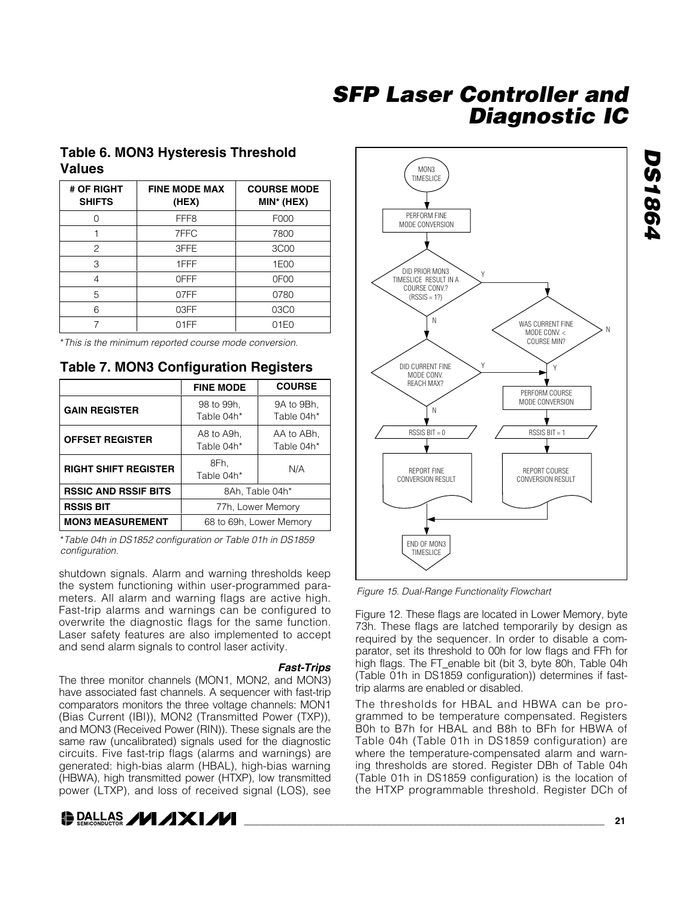## Table 6. MON3 Hysteresis Threshold Values

| # OF RIGHT SHIFTS | FINE MODE MAX (HEX) | COURSE MODE MIN* (HEX) |
|---|---|---|
| 0 | FFF8 | F000 |
| 1 | 7FFC | 7800 |
| 2 | 3FFE | 3C00 |
| 3 | 1FFF | 1E00 |
| 4 | 0FFF | 0F00 |
| 5 | 07FF | 0780 |
| 6 | 03FF | 03C0 |
| 7 | 01FF | 01E0 |

*This is the minimum reported course mode conversion.*

## Table 7. MON3 Configuration Registers

| | FINE MODE | COURSE |
|---|---|---|
| **GAIN REGISTER** | 98 to 99h, Table 04h* | 9A to 9Bh, Table 04h* |
| **OFFSET REGISTER** | A8 to A9h, Table 04h* | AA to ABh, Table 04h* |
| **RIGHT SHIFT REGISTER** | 8Fh, Table 04h* | N/A |
| **RSSIC AND RSSIF BITS** | 8Ah, Table 04h* | |
| **RSSIS BIT** | 77h, Lower Memory | |
| **MON3 MEASUREMENT** | 68 to 69h, Lower Memory | |

*Table 04h in DS1852 configuration or Table 01h in DS1859 configuration.*

shutdown signals. Alarm and warning thresholds keep the system functioning within user-programmed parameters. All alarm and warning flags are active high. Fast-trip alarms and warnings can be configured to overwrite the diagnostic flags for the same function. Laser safety features are also implemented to accept and send alarm signals to control laser activity.

### *Fast-Trips*

The three monitor channels (MON1, MON2, and MON3) have associated fast channels. A sequencer with fast-trip comparators monitors the three voltage channels: MON1 (Bias Current (IBI)), MON2 (Transmitted Power (TXP)), and MON3 (Received Power (RIN)). These signals are the same raw (uncalibrated) signals used for the diagnostic circuits. Five fast-trip flags (alarms and warnings) are generated: high-bias alarm (HBAL), high-bias warning (HBWA), high transmitted power (HTXP), low transmitted power (LTXP), and loss of received signal (LOS), see Figure 12. These flags are located in Lower Memory, byte 73h. These flags are latched temporarily by design as required by the sequencer. In order to disable a comparator, set its threshold to 00h for low flags and FFh for high flags. The FT_enable bit (bit 3, byte 80h, Table 04h (Table 01h in DS1859 configuration)) determines if fast-trip alarms are enabled or disabled.

The thresholds for HBAL and HBWA can be programmed to be temperature compensated. Registers B0h to B7h for HBAL and B8h to BFh for HBWA of Table 04h (Table 01h in DS1859 configuration) are where the temperature-compensated alarm and warning thresholds are stored. Register DBh of Table 04h (Table 01h in DS1859 configuration) is the location of the HTXP programmable threshold. Register DCh of

MON3 TIMESLICE → PERFORM FINE MODE CONVERSION → DID PRIOR MON3 TIMESLICE RESULT IN A COURSE CONV.? (RSSIS = 1?)
- N → DID CURRENT FINE MODE CONV. REACH MAX?
  - N → RSSIS BIT = 0 → REPORT FINE CONVERSION RESULT → END OF MON3 TIMESLICE
  - Y → PERFORM COURSE MODE CONVERSION
- Y → WAS CURRENT FINE MODE CONV. < COURSE MIN?
  - Y → PERFORM COURSE MODE CONVERSION → RSSIS BIT = 1 → REPORT COURSE CONVERSION RESULT → END OF MON3 TIMESLICE
  - N → RSSIS BIT = 0 → REPORT FINE CONVERSION RESULT

*Figure 15. Dual-Range Functionality Flowchart*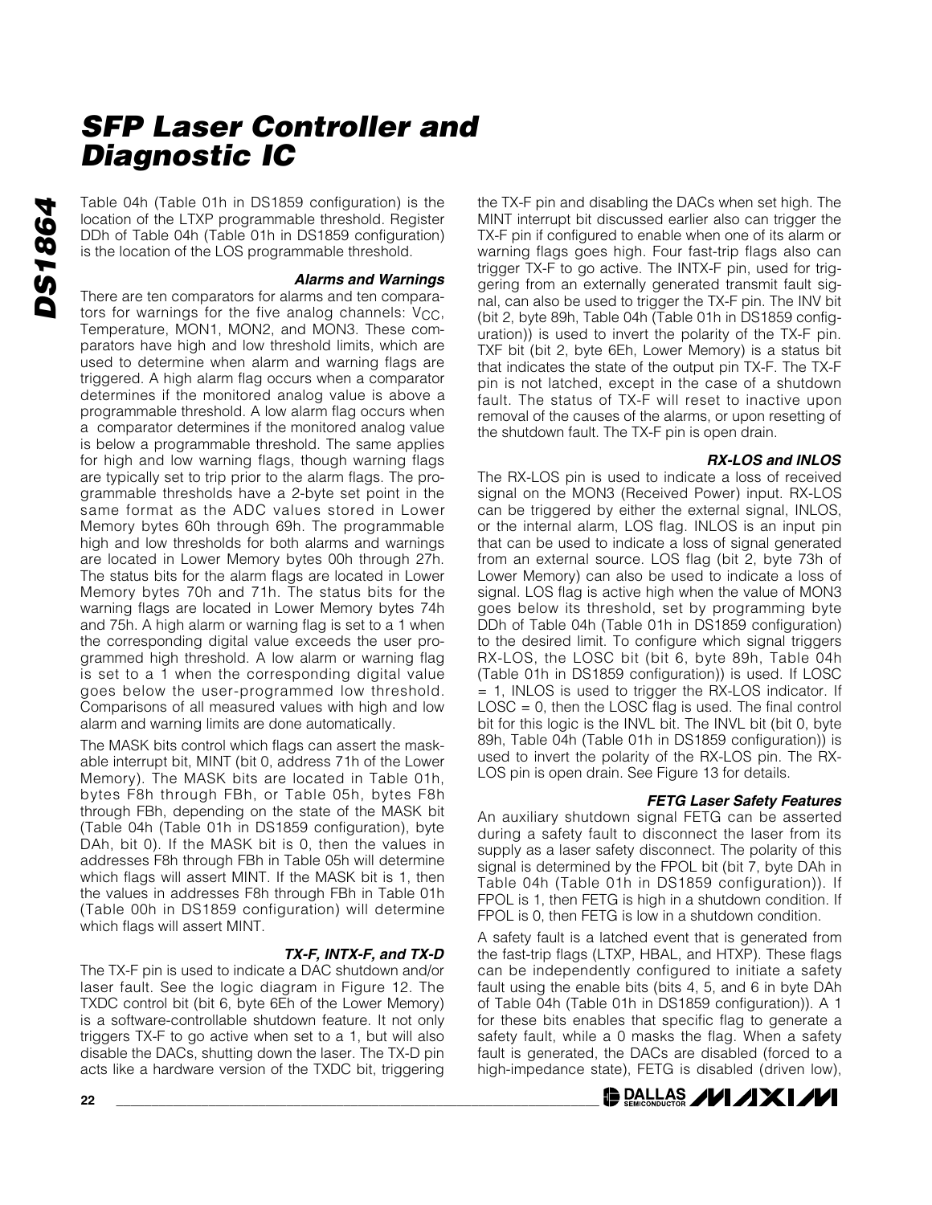Table 04h (Table 01h in DS1859 configuration) is the location of the LTXP programmable threshold. Register DDh of Table 04h (Table 01h in DS1859 configuration) is the location of the LOS programmable threshold.

### *Alarms and Warnings*

There are ten comparators for alarms and ten comparators for warnings for the five analog channels: $V_{CC}$, Temperature, MON1, MON2, and MON3. These comparators have high and low threshold limits, which are used to determine when alarm and warning flags are triggered. A high alarm flag occurs when a comparator determines if the monitored analog value is above a programmable threshold. A low alarm flag occurs when a comparator determines if the monitored analog value is below a programmable threshold. The same applies for high and low warning flags, though warning flags are typically set to trip prior to the alarm flags. The programmable thresholds have a 2-byte set point in the same format as the ADC values stored in Lower Memory bytes 60h through 69h. The programmable high and low thresholds for both alarms and warnings are located in Lower Memory bytes 00h through 27h. The status bits for the alarm flags are located in Lower Memory bytes 70h and 71h. The status bits for the warning flags are located in Lower Memory bytes 74h and 75h. A high alarm or warning flag is set to a 1 when the corresponding digital value exceeds the user programmed high threshold. A low alarm or warning flag is set to a 1 when the corresponding digital value goes below the user-programmed low threshold. Comparisons of all measured values with high and low alarm and warning limits are done automatically.

The MASK bits control which flags can assert the maskable interrupt bit, MINT (bit 0, address 71h of the Lower Memory). The MASK bits are located in Table 01h, bytes F8h through FBh, or Table 05h, bytes F8h through FBh, depending on the state of the MASK bit (Table 04h (Table 01h in DS1859 configuration), byte DAh, bit 0). If the MASK bit is 0, then the values in addresses F8h through FBh in Table 05h will determine which flags will assert MINT. If the MASK bit is 1, then the values in addresses F8h through FBh in Table 01h (Table 00h in DS1859 configuration) will determine which flags will assert MINT.

### *TX-F, INTX-F, and TX-D*

The TX-F pin is used to indicate a DAC shutdown and/or laser fault. See the logic diagram in Figure 12. The TXDC control bit (bit 6, byte 6Eh of the Lower Memory) is a software-controllable shutdown feature. It not only triggers TX-F to go active when set to a 1, but will also disable the DACs, shutting down the laser. The TX-D pin acts like a hardware version of the TXDC bit, triggering the TX-F pin and disabling the DACs when set high. The MINT interrupt bit discussed earlier also can trigger the TX-F pin if configured to enable when one of its alarm or warning flags goes high. Four fast-trip flags also can trigger TX-F to go active. The INTX-F pin, used for triggering from an externally generated transmit fault signal, can also be used to trigger the TX-F pin. The INV bit (bit 2, byte 89h, Table 04h (Table 01h in DS1859 configuration)) is used to invert the polarity of the TX-F pin. TXF bit (bit 2, byte 6Eh, Lower Memory) is a status bit that indicates the state of the output pin TX-F. The TX-F pin is not latched, except in the case of a shutdown fault. The status of TX-F will reset to inactive upon removal of the causes of the alarms, or upon resetting of the shutdown fault. The TX-F pin is open drain.

### *RX-LOS and INLOS*

The RX-LOS pin is used to indicate a loss of received signal on the MON3 (Received Power) input. RX-LOS can be triggered by either the external signal, INLOS, or the internal alarm, LOS flag. INLOS is an input pin that can be used to indicate a loss of signal generated from an external source. LOS flag (bit 2, byte 73h of Lower Memory) can also be used to indicate a loss of signal. LOS flag is active high when the value of MON3 goes below its threshold, set by programming byte DDh of Table 04h (Table 01h in DS1859 configuration) to the desired limit. To configure which signal triggers RX-LOS, the LOSC bit (bit 6, byte 89h, Table 04h (Table 01h in DS1859 configuration)) is used. If LOSC = 1, INLOS is used to trigger the RX-LOS indicator. If LOSC = 0, then the LOSC flag is used. The final control bit for this logic is the INVL bit. The INVL bit (bit 0, byte 89h, Table 04h (Table 01h in DS1859 configuration)) is used to invert the polarity of the RX-LOS pin. The RX-LOS pin is open drain. See Figure 13 for details.

### *FETG Laser Safety Features*

An auxiliary shutdown signal FETG can be asserted during a safety fault to disconnect the laser from its supply as a laser safety disconnect. The polarity of this signal is determined by the FPOL bit (bit 7, byte DAh in Table 04h (Table 01h in DS1859 configuration)). If FPOL is 1, then FETG is high in a shutdown condition. If FPOL is 0, then FETG is low in a shutdown condition.

A safety fault is a latched event that is generated from the fast-trip flags (LTXP, HBAL, and HTXP). These flags can be independently configured to initiate a safety fault using the enable bits (bits 4, 5, and 6 in byte DAh of Table 04h (Table 01h in DS1859 configuration)). A 1 for these bits enables that specific flag to generate a safety fault, while a 0 masks the flag. When a safety fault is generated, the DACs are disabled (forced to a high-impedance state), FETG is disabled (driven low),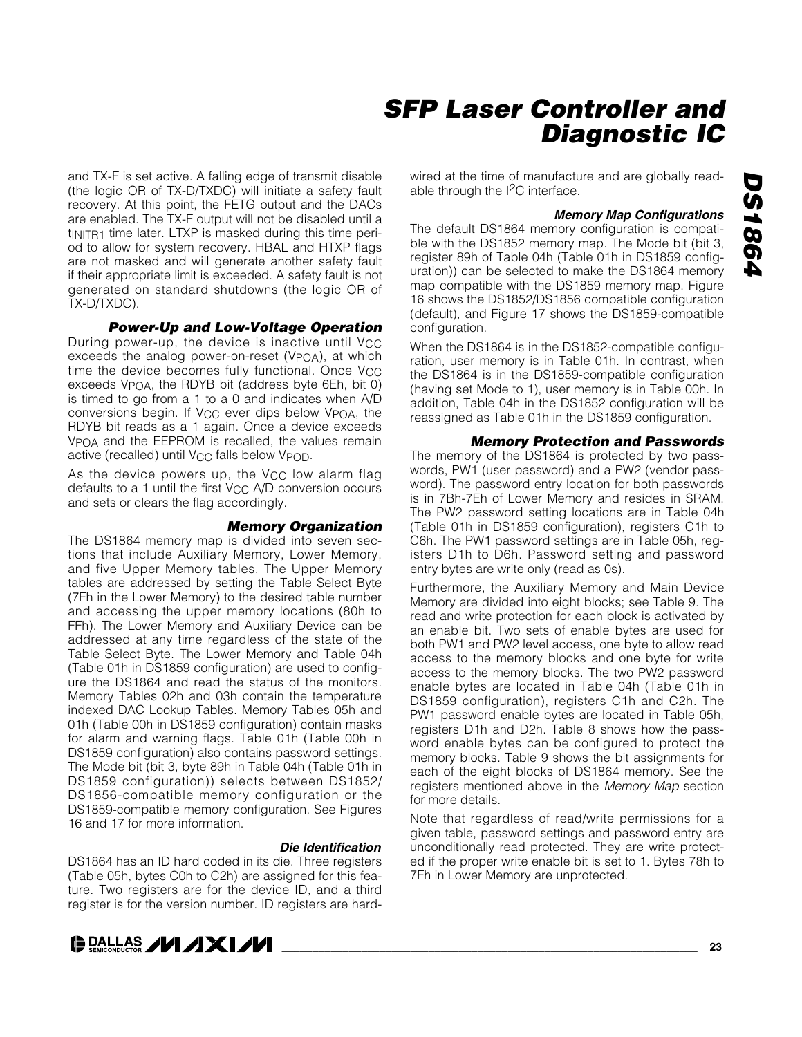and TX-F is set active. A falling edge of transmit disable (the logic OR of TX-D/TXDC) will initiate a safety fault recovery. At this point, the FETG output and the DACs are enabled. The TX-F output will not be disabled until a $t_{INITR1}$ time later. LTXP is masked during this time period to allow for system recovery. HBAL and HTXP flags are not masked and will generate another safety fault if their appropriate limit is exceeded. A safety fault is not generated on standard shutdowns (the logic OR of TX-D/TXDC).

### Power-Up and Low-Voltage Operation

During power-up, the device is inactive until $V_{CC}$ exceeds the analog power-on-reset ($V_{POA}$), at which time the device becomes fully functional. Once $V_{CC}$ exceeds $V_{POA}$, the RDYB bit (address byte 6Eh, bit 0) is timed to go from a 1 to a 0 and indicates when A/D conversions begin. If $V_{CC}$ ever dips below $V_{POA}$, the RDYB bit reads as a 1 again. Once a device exceeds $V_{POA}$ and the EEPROM is recalled, the values remain active (recalled) until $V_{CC}$ falls below $V_{POD}$.

As the device powers up, the $V_{CC}$ low alarm flag defaults to a 1 until the first $V_{CC}$ A/D conversion occurs and sets or clears the flag accordingly.

### Memory Organization

The DS1864 memory map is divided into seven sections that include Auxiliary Memory, Lower Memory, and five Upper Memory tables. The Upper Memory tables are addressed by setting the Table Select Byte (7Fh in the Lower Memory) to the desired table number and accessing the upper memory locations (80h to FFh). The Lower Memory and Auxiliary Device can be addressed at any time regardless of the state of the Table Select Byte. The Lower Memory and Table 04h (Table 01h in DS1859 configuration) are used to configure the DS1864 and read the status of the monitors. Memory Tables 02h and 03h contain the temperature indexed DAC Lookup Tables. Memory Tables 05h and 01h (Table 00h in DS1859 configuration) contain masks for alarm and warning flags. Table 01h (Table 00h in DS1859 configuration) also contains password settings. The Mode bit (bit 3, byte 89h in Table 04h (Table 01h in DS1859 configuration)) selects between DS1852/DS1856-compatible memory configuration or the DS1859-compatible memory configuration. See Figures 16 and 17 for more information.

### Die Identification

DS1864 has an ID hard coded in its die. Three registers (Table 05h, bytes C0h to C2h) are assigned for this feature. Two registers are for the device ID, and a third register is for the version number. ID registers are hardwired at the time of manufacture and are globally readable through the I2C interface.

### Memory Map Configurations

The default DS1864 memory configuration is compatible with the DS1852 memory map. The Mode bit (bit 3, register 89h of Table 04h (Table 01h in DS1859 configuration)) can be selected to make the DS1864 memory map compatible with the DS1859 memory map. Figure 16 shows the DS1852/DS1856 compatible configuration (default), and Figure 17 shows the DS1859-compatible configuration.

When the DS1864 is in the DS1852-compatible configuration, user memory is in Table 01h. In contrast, when the DS1864 is in the DS1859-compatible configuration (having set Mode to 1), user memory is in Table 00h. In addition, Table 04h in the DS1852 configuration will be reassigned as Table 01h in the DS1859 configuration.

### Memory Protection and Passwords

The memory of the DS1864 is protected by two passwords, PW1 (user password) and a PW2 (vendor password). The password entry location for both passwords is in 7Bh-7Eh of Lower Memory and resides in SRAM. The PW2 password setting locations are in Table 04h (Table 01h in DS1859 configuration), registers C1h to C6h. The PW1 password settings are in Table 05h, registers D1h to D6h. Password setting and password entry bytes are write only (read as 0s).

Furthermore, the Auxiliary Memory and Main Device Memory are divided into eight blocks; see Table 9. The read and write protection for each block is activated by an enable bit. Two sets of enable bytes are used for both PW1 and PW2 level access, one byte to allow read access to the memory blocks and one byte for write access to the memory blocks. The two PW2 password enable bytes are located in Table 04h (Table 01h in DS1859 configuration), registers C1h and C2h. The PW1 password enable bytes are located in Table 05h, registers D1h and D2h. Table 8 shows how the password enable bytes can be configured to protect the memory blocks. Table 9 shows the bit assignments for each of the eight blocks of DS1864 memory. See the registers mentioned above in the *Memory Map* section for more details.

Note that regardless of read/write permissions for a given table, password settings and password entry are unconditionally read protected. They are write protected if the proper write enable bit is set to 1. Bytes 78h to 7Fh in Lower Memory are unprotected.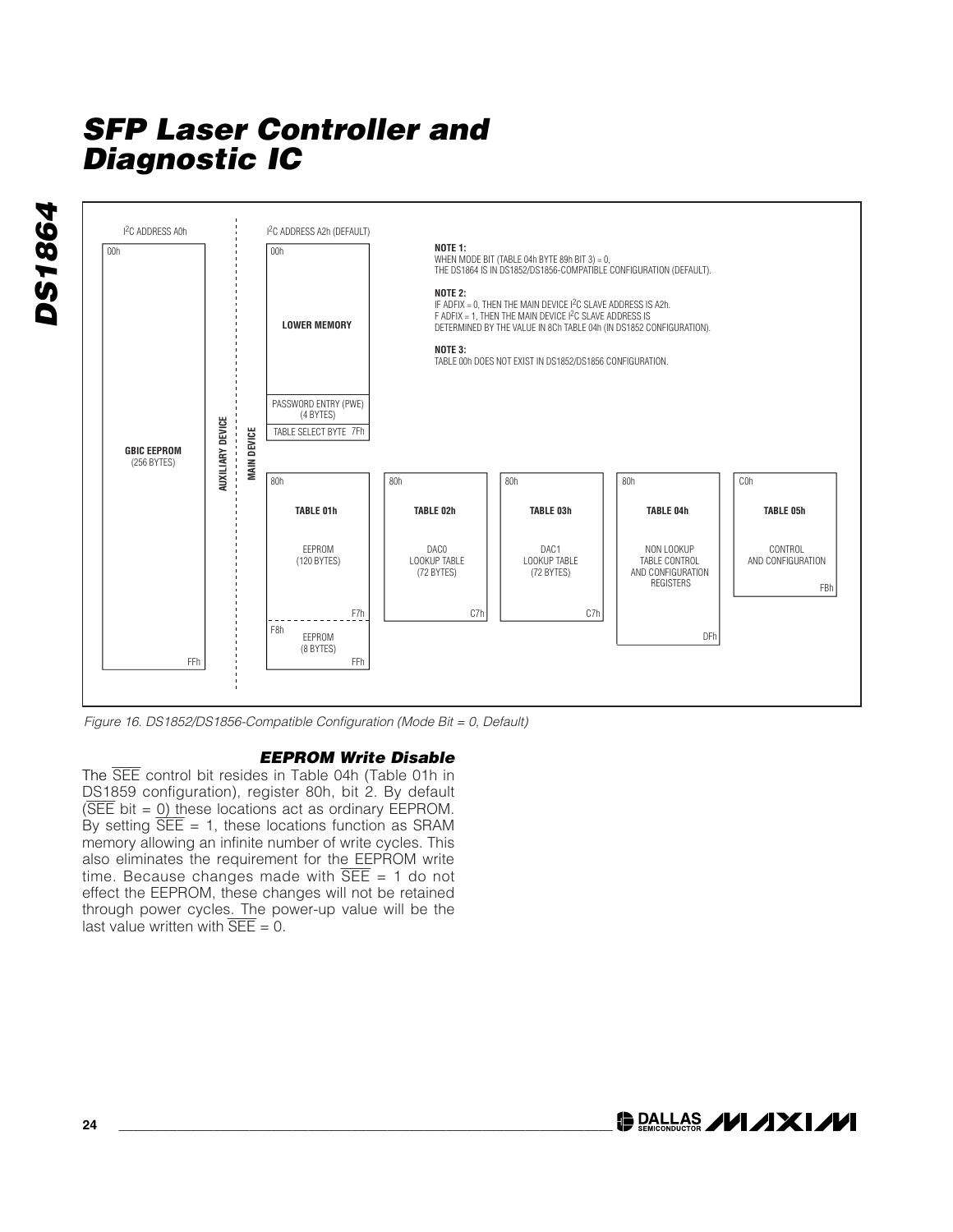I²C ADDRESS A0h

00h

**GBIC EEPROM**
(256 BYTES)

FFh

AUXILIARY DEVICE

MAIN DEVICE

I²C ADDRESS A2h (DEFAULT)

00h

**LOWER MEMORY**

PASSWORD ENTRY (PWE) (4 BYTES)

TABLE SELECT BYTE 7Fh

**NOTE 1:**
WHEN MODE BIT (TABLE 04h BYTE 89h BIT 3) = 0,
THE DS1864 IS IN DS1852/DS1856-COMPATIBLE CONFIGURATION (DEFAULT).

**NOTE 2:**
IF ADFIX = 0, THEN THE MAIN DEVICE I²C SLAVE ADDRESS IS A2h.
F ADFIX = 1, THEN THE MAIN DEVICE I²C SLAVE ADDRESS IS
DETERMINED BY THE VALUE IN 8Ch TABLE 04h (IN DS1852 CONFIGURATION).

**NOTE 3:**
TABLE 00h DOES NOT EXIST IN DS1852/DS1856 CONFIGURATION.

| 80h **TABLE 01h** EEPROM (120 BYTES) F7h / F8h EEPROM (8 BYTES) FFh | 80h **TABLE 02h** DAC0 LOOKUP TABLE (72 BYTES) C7h | 80h **TABLE 03h** DAC1 LOOKUP TABLE (72 BYTES) C7h | 80h **TABLE 04h** NON LOOKUP TABLE CONTROL AND CONFIGURATION REGISTERS DFh | C0h **TABLE 05h** CONTROL AND CONFIGURATION FBh |
|---|---|---|---|---|

*Figure 16. DS1852/DS1856-Compatible Configuration (Mode Bit = 0, Default)*

### *EEPROM Write Disable*

The $\overline{SEE}$ control bit resides in Table 04h (Table 01h in DS1859 configuration), register 80h, bit 2. By default ($\overline{SEE}$ bit = 0) these locations act as ordinary EEPROM. By setting $\overline{SEE}$ = 1, these locations function as SRAM memory allowing an infinite number of write cycles. This also eliminates the requirement for the EEPROM write time. Because changes made with $\overline{SEE}$ = 1 do not effect the EEPROM, these changes will not be retained through power cycles. The power-up value will be the last value written with $\overline{SEE}$ = 0.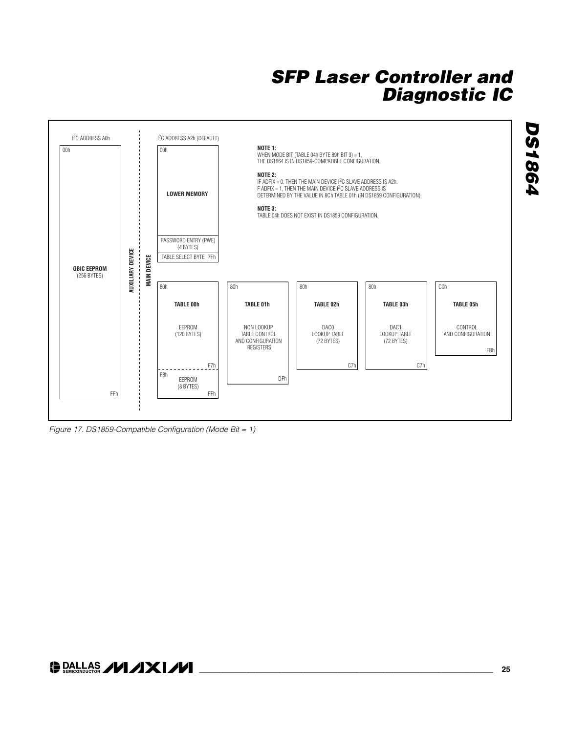I²C ADDRESS A0h

00h

**GBIC EEPROM**
(256 BYTES)

FFh

**AUXILIARY DEVICE**

**MAIN DEVICE**

I²C ADDRESS A2h (DEFAULT)

00h

**LOWER MEMORY**

PASSWORD ENTRY (PWE)
(4 BYTES)

TABLE SELECT BYTE 7Fh

**NOTE 1:**
WHEN MODE BIT (TABLE 04h BYTE 89h BIT 3) = 1,
THE DS1864 IS IN DS1859-COMPATIBLE CONFIGURATION.

**NOTE 2:**
IF ADFIX = 0, THEN THE MAIN DEVICE I²C SLAVE ADDRESS IS A2h.
F ADFIX = 1, THEN THE MAIN DEVICE I²C SLAVE ADDRESS IS
DETERMINED BY THE VALUE IN 8Ch TABLE 01h (IN DS1859 CONFIGURATION).

**NOTE 3:**
TABLE 04h DOES NOT EXIST IN DS1859 CONFIGURATION.

| TABLE | START | CONTENTS | END |
|---|---|---|---|
| **TABLE 00h** | 80h | EEPROM (120 BYTES) | F7h |
| | F8h | EEPROM (8 BYTES) | FFh |
| **TABLE 01h** | 80h | NON LOOKUP TABLE CONTROL AND CONFIGURATION REGISTERS | DFh |
| **TABLE 02h** | 80h | DAC0 LOOKUP TABLE (72 BYTES) | C7h |
| **TABLE 03h** | 80h | DAC1 LOOKUP TABLE (72 BYTES) | C7h |
| **TABLE 05h** | C0h | CONTROL AND CONFIGURATION | FBh |

*Figure 17. DS1859-Compatible Configuration (Mode Bit = 1)*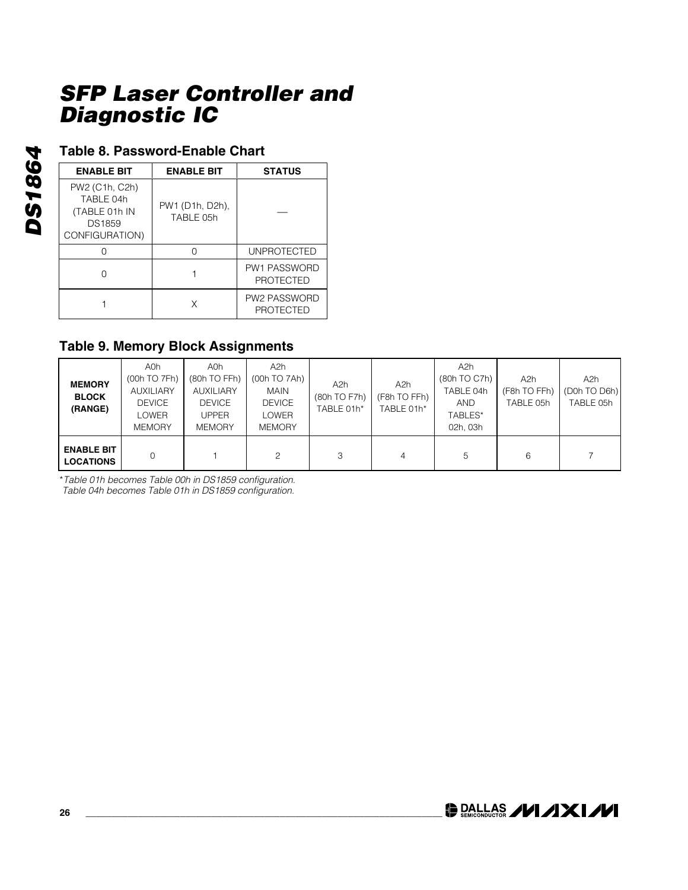## Table 8. Password-Enable Chart

| ENABLE BIT | ENABLE BIT | STATUS |
|---|---|---|
| PW2 (C1h, C2h) TABLE 04h (TABLE 01h IN DS1859 CONFIGURATION) | PW1 (D1h, D2h), TABLE 05h | — |
| 0 | 0 | UNPROTECTED |
| 0 | 1 | PW1 PASSWORD PROTECTED |
| 1 | X | PW2 PASSWORD PROTECTED |

## Table 9. Memory Block Assignments

| MEMORY BLOCK (RANGE) | A0h (00h TO 7Fh) AUXILIARY DEVICE LOWER MEMORY | A0h (80h TO FFh) AUXILIARY DEVICE UPPER MEMORY | A2h (00h TO 7Ah) MAIN DEVICE LOWER MEMORY | A2h (80h TO F7h) TABLE 01h* | A2h (F8h TO FFh) TABLE 01h* | A2h (80h TO C7h) TABLE 04h AND TABLES* 02h, 03h | A2h (F8h TO FFh) TABLE 05h | A2h (D0h TO D6h) TABLE 05h |
|---|---|---|---|---|---|---|---|---|
| ENABLE BIT LOCATIONS | 0 | 1 | 2 | 3 | 4 | 5 | 6 | 7 |

**Table 01h becomes Table 00h in DS1859 configuration.*
*Table 04h becomes Table 01h in DS1859 configuration.*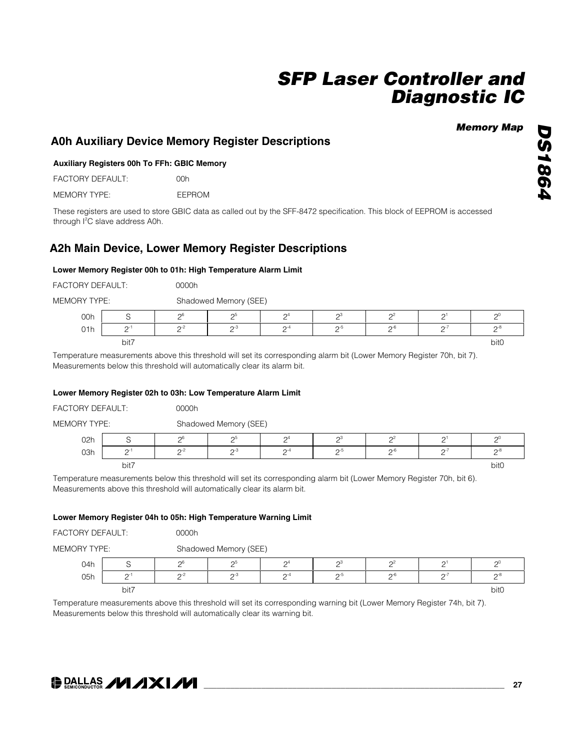## Memory Map

### A0h Auxiliary Device Memory Register Descriptions

**Auxiliary Registers 00h To FFh: GBIC Memory**

FACTORY DEFAULT: 00h

MEMORY TYPE: EEPROM

These registers are used to store GBIC data as called out by the SFF-8472 specification. This block of EEPROM is accessed through I²C slave address A0h.

### A2h Main Device, Lower Memory Register Descriptions

**Lower Memory Register 00h to 01h: High Temperature Alarm Limit**

FACTORY DEFAULT: 0000h

MEMORY TYPE: Shadowed Memory (SEE)

| | | | | | | | | |
|---|---|---|---|---|---|---|---|---|
| 00h | S | $2^6$ | $2^5$ | $2^4$ | $2^3$ | $2^2$ | $2^1$ | $2^0$ |
| 01h | $2^{-1}$ | $2^{-2}$ | $2^{-3}$ | $2^{-4}$ | $2^{-5}$ | $2^{-6}$ | $2^{-7}$ | $2^{-8}$ |
| | bit7 | | | | | | | bit0 |

Temperature measurements above this threshold will set its corresponding alarm bit (Lower Memory Register 70h, bit 7). Measurements below this threshold will automatically clear its alarm bit.

**Lower Memory Register 02h to 03h: Low Temperature Alarm Limit**

FACTORY DEFAULT: 0000h

MEMORY TYPE: Shadowed Memory (SEE)

| | | | | | | | | |
|---|---|---|---|---|---|---|---|---|
| 02h | S | $2^6$ | $2^5$ | $2^4$ | $2^3$ | $2^2$ | $2^1$ | $2^0$ |
| 03h | $2^{-1}$ | $2^{-2}$ | $2^{-3}$ | $2^{-4}$ | $2^{-5}$ | $2^{-6}$ | $2^{-7}$ | $2^{-8}$ |
| | bit7 | | | | | | | bit0 |

Temperature measurements below this threshold will set its corresponding alarm bit (Lower Memory Register 70h, bit 6). Measurements above this threshold will automatically clear its alarm bit.

**Lower Memory Register 04h to 05h: High Temperature Warning Limit**

FACTORY DEFAULT: 0000h

MEMORY TYPE: Shadowed Memory (SEE)

| | | | | | | | | |
|---|---|---|---|---|---|---|---|---|
| 04h | S | $2^6$ | $2^5$ | $2^4$ | $2^3$ | $2^2$ | $2^1$ | $2^0$ |
| 05h | $2^{-1}$ | $2^{-2}$ | $2^{-3}$ | $2^{-4}$ | $2^{-5}$ | $2^{-6}$ | $2^{-7}$ | $2^{-8}$ |
| | bit7 | | | | | | | bit0 |

Temperature measurements above this threshold will set its corresponding warning bit (Lower Memory Register 74h, bit 7). Measurements below this threshold will automatically clear its warning bit.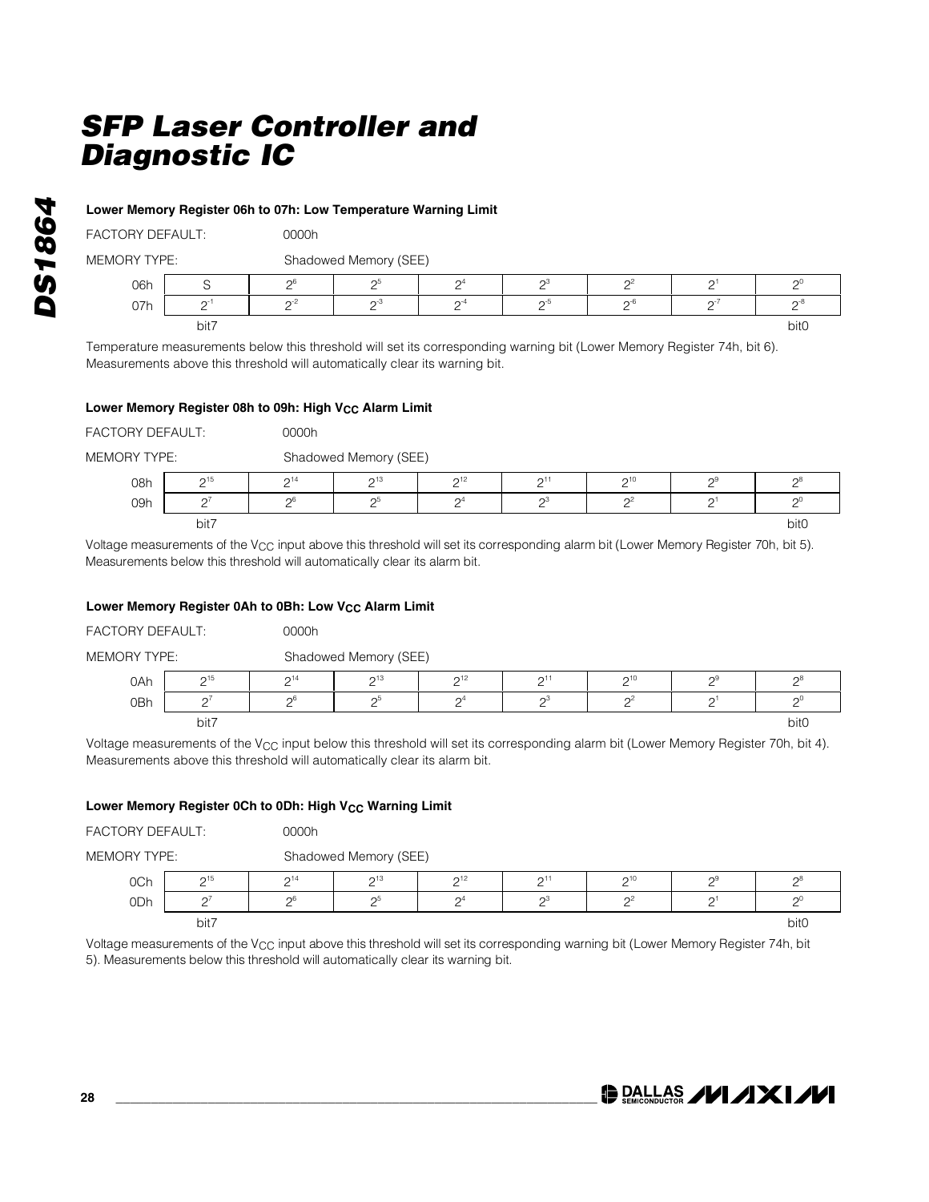### Lower Memory Register 06h to 07h: Low Temperature Warning Limit

FACTORY DEFAULT: 0000h

MEMORY TYPE: Shadowed Memory (SEE)

| | | | | | | | | |
|---|---|---|---|---|---|---|---|---|
| 06h | S | $2^6$ | $2^5$ | $2^4$ | $2^3$ | $2^2$ | $2^1$ | $2^0$ |
| 07h | $2^{-1}$ | $2^{-2}$ | $2^{-3}$ | $2^{-4}$ | $2^{-5}$ | $2^{-6}$ | $2^{-7}$ | $2^{-8}$ |
| | bit7 | | | | | | | bit0 |

Temperature measurements below this threshold will set its corresponding warning bit (Lower Memory Register 74h, bit 6). Measurements above this threshold will automatically clear its warning bit.

### Lower Memory Register 08h to 09h: High $V_{CC}$ Alarm Limit

FACTORY DEFAULT: 0000h

MEMORY TYPE: Shadowed Memory (SEE)

| | | | | | | | | |
|---|---|---|---|---|---|---|---|---|
| 08h | $2^{15}$ | $2^{14}$ | $2^{13}$ | $2^{12}$ | $2^{11}$ | $2^{10}$ | $2^9$ | $2^8$ |
| 09h | $2^7$ | $2^6$ | $2^5$ | $2^4$ | $2^3$ | $2^2$ | $2^1$ | $2^0$ |
| | bit7 | | | | | | | bit0 |

Voltage measurements of the $V_{CC}$ input above this threshold will set its corresponding alarm bit (Lower Memory Register 70h, bit 5). Measurements below this threshold will automatically clear its alarm bit.

### Lower Memory Register 0Ah to 0Bh: Low $V_{CC}$ Alarm Limit

FACTORY DEFAULT: 0000h

MEMORY TYPE: Shadowed Memory (SEE)

| | | | | | | | | |
|---|---|---|---|---|---|---|---|---|
| 0Ah | $2^{15}$ | $2^{14}$ | $2^{13}$ | $2^{12}$ | $2^{11}$ | $2^{10}$ | $2^9$ | $2^8$ |
| 0Bh | $2^7$ | $2^6$ | $2^5$ | $2^4$ | $2^3$ | $2^2$ | $2^1$ | $2^0$ |
| | bit7 | | | | | | | bit0 |

Voltage measurements of the $V_{CC}$ input below this threshold will set its corresponding alarm bit (Lower Memory Register 70h, bit 4). Measurements above this threshold will automatically clear its alarm bit.

### Lower Memory Register 0Ch to 0Dh: High $V_{CC}$ Warning Limit

FACTORY DEFAULT: 0000h

MEMORY TYPE: Shadowed Memory (SEE)

| | | | | | | | | |
|---|---|---|---|---|---|---|---|---|
| 0Ch | $2^{15}$ | $2^{14}$ | $2^{13}$ | $2^{12}$ | $2^{11}$ | $2^{10}$ | $2^9$ | $2^8$ |
| 0Dh | $2^7$ | $2^6$ | $2^5$ | $2^4$ | $2^3$ | $2^2$ | $2^1$ | $2^0$ |
| | bit7 | | | | | | | bit0 |

Voltage measurements of the $V_{CC}$ input above this threshold will set its corresponding warning bit (Lower Memory Register 74h, bit 5). Measurements below this threshold will automatically clear its warning bit.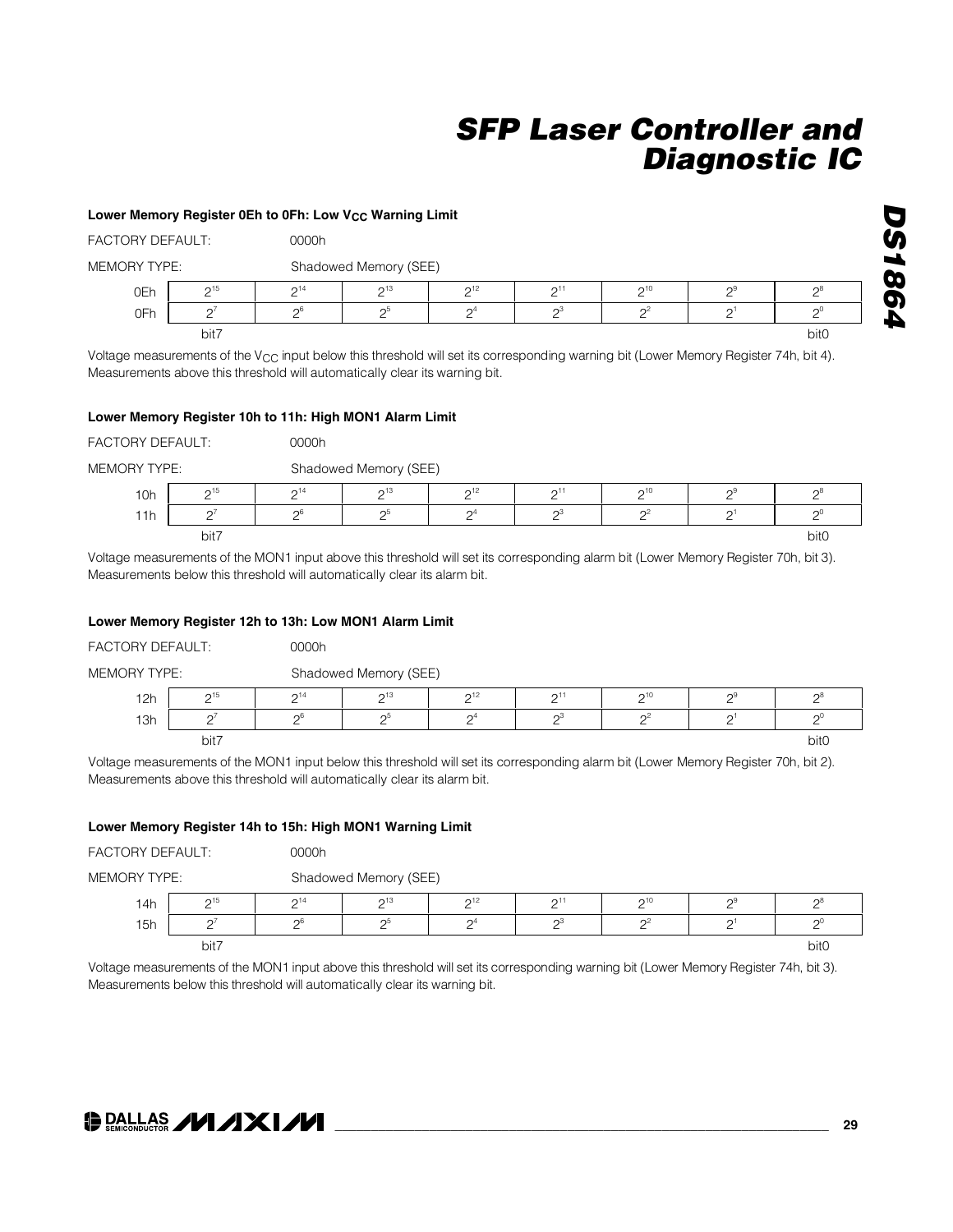#### Lower Memory Register 0Eh to 0Fh: Low $V_{CC}$ Warning Limit

FACTORY DEFAULT: 0000h

MEMORY TYPE: Shadowed Memory (SEE)

| | | | | | | | | |
|---|---|---|---|---|---|---|---|---|
| 0Eh | $2^{15}$ | $2^{14}$ | $2^{13}$ | $2^{12}$ | $2^{11}$ | $2^{10}$ | $2^{9}$ | $2^{8}$ |
| 0Fh | $2^{7}$ | $2^{6}$ | $2^{5}$ | $2^{4}$ | $2^{3}$ | $2^{2}$ | $2^{1}$ | $2^{0}$ |
| | bit7 | | | | | | | bit0 |

Voltage measurements of the $V_{CC}$ input below this threshold will set its corresponding warning bit (Lower Memory Register 74h, bit 4). Measurements above this threshold will automatically clear its warning bit.

#### Lower Memory Register 10h to 11h: High MON1 Alarm Limit

FACTORY DEFAULT: 0000h

MEMORY TYPE: Shadowed Memory (SEE)

| | | | | | | | | |
|---|---|---|---|---|---|---|---|---|
| 10h | $2^{15}$ | $2^{14}$ | $2^{13}$ | $2^{12}$ | $2^{11}$ | $2^{10}$ | $2^{9}$ | $2^{8}$ |
| 11h | $2^{7}$ | $2^{6}$ | $2^{5}$ | $2^{4}$ | $2^{3}$ | $2^{2}$ | $2^{1}$ | $2^{0}$ |
| | bit7 | | | | | | | bit0 |

Voltage measurements of the MON1 input above this threshold will set its corresponding alarm bit (Lower Memory Register 70h, bit 3). Measurements below this threshold will automatically clear its alarm bit.

#### Lower Memory Register 12h to 13h: Low MON1 Alarm Limit

FACTORY DEFAULT: 0000h

MEMORY TYPE: Shadowed Memory (SEE)

| | | | | | | | | |
|---|---|---|---|---|---|---|---|---|
| 12h | $2^{15}$ | $2^{14}$ | $2^{13}$ | $2^{12}$ | $2^{11}$ | $2^{10}$ | $2^{9}$ | $2^{8}$ |
| 13h | $2^{7}$ | $2^{6}$ | $2^{5}$ | $2^{4}$ | $2^{3}$ | $2^{2}$ | $2^{1}$ | $2^{0}$ |
| | bit7 | | | | | | | bit0 |

Voltage measurements of the MON1 input below this threshold will set its corresponding alarm bit (Lower Memory Register 70h, bit 2). Measurements above this threshold will automatically clear its alarm bit.

#### Lower Memory Register 14h to 15h: High MON1 Warning Limit

FACTORY DEFAULT: 0000h

MEMORY TYPE: Shadowed Memory (SEE)

| | | | | | | | | |
|---|---|---|---|---|---|---|---|---|
| 14h | $2^{15}$ | $2^{14}$ | $2^{13}$ | $2^{12}$ | $2^{11}$ | $2^{10}$ | $2^{9}$ | $2^{8}$ |
| 15h | $2^{7}$ | $2^{6}$ | $2^{5}$ | $2^{4}$ | $2^{3}$ | $2^{2}$ | $2^{1}$ | $2^{0}$ |
| | bit7 | | | | | | | bit0 |

Voltage measurements of the MON1 input above this threshold will set its corresponding warning bit (Lower Memory Register 74h, bit 3). Measurements below this threshold will automatically clear its warning bit.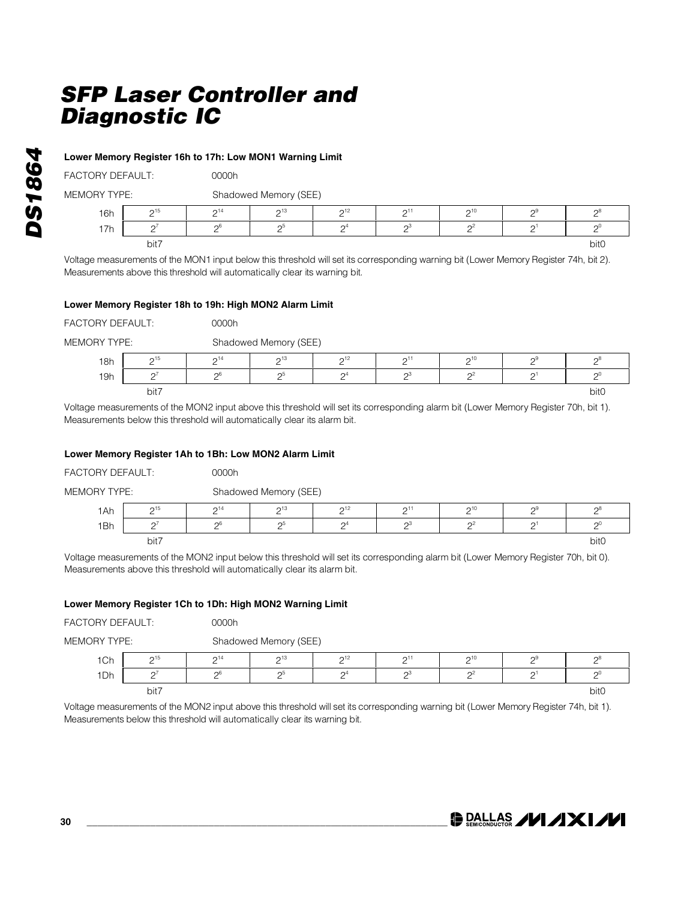#### Lower Memory Register 16h to 17h: Low MON1 Warning Limit

FACTORY DEFAULT: 0000h

MEMORY TYPE: Shadowed Memory (SEE)

| | | | | | | | | |
|---|---|---|---|---|---|---|---|---|
| 16h | $2^{15}$ | $2^{14}$ | $2^{13}$ | $2^{12}$ | $2^{11}$ | $2^{10}$ | $2^{9}$ | $2^{8}$ |
| 17h | $2^{7}$ | $2^{6}$ | $2^{5}$ | $2^{4}$ | $2^{3}$ | $2^{2}$ | $2^{1}$ | $2^{0}$ |
| | bit7 | | | | | | | bit0 |

Voltage measurements of the MON1 input below this threshold will set its corresponding warning bit (Lower Memory Register 74h, bit 2). Measurements above this threshold will automatically clear its warning bit.

#### Lower Memory Register 18h to 19h: High MON2 Alarm Limit

FACTORY DEFAULT: 0000h

MEMORY TYPE: Shadowed Memory (SEE)

| | | | | | | | | |
|---|---|---|---|---|---|---|---|---|
| 18h | $2^{15}$ | $2^{14}$ | $2^{13}$ | $2^{12}$ | $2^{11}$ | $2^{10}$ | $2^{9}$ | $2^{8}$ |
| 19h | $2^{7}$ | $2^{6}$ | $2^{5}$ | $2^{4}$ | $2^{3}$ | $2^{2}$ | $2^{1}$ | $2^{0}$ |
| | bit7 | | | | | | | bit0 |

Voltage measurements of the MON2 input above this threshold will set its corresponding alarm bit (Lower Memory Register 70h, bit 1). Measurements below this threshold will automatically clear its alarm bit.

#### Lower Memory Register 1Ah to 1Bh: Low MON2 Alarm Limit

FACTORY DEFAULT: 0000h

MEMORY TYPE: Shadowed Memory (SEE)

| | | | | | | | | |
|---|---|---|---|---|---|---|---|---|
| 1Ah | $2^{15}$ | $2^{14}$ | $2^{13}$ | $2^{12}$ | $2^{11}$ | $2^{10}$ | $2^{9}$ | $2^{8}$ |
| 1Bh | $2^{7}$ | $2^{6}$ | $2^{5}$ | $2^{4}$ | $2^{3}$ | $2^{2}$ | $2^{1}$ | $2^{0}$ |
| | bit7 | | | | | | | bit0 |

Voltage measurements of the MON2 input below this threshold will set its corresponding alarm bit (Lower Memory Register 70h, bit 0). Measurements above this threshold will automatically clear its alarm bit.

#### Lower Memory Register 1Ch to 1Dh: High MON2 Warning Limit

FACTORY DEFAULT: 0000h

MEMORY TYPE: Shadowed Memory (SEE)

| | | | | | | | | |
|---|---|---|---|---|---|---|---|---|
| 1Ch | $2^{15}$ | $2^{14}$ | $2^{13}$ | $2^{12}$ | $2^{11}$ | $2^{10}$ | $2^{9}$ | $2^{8}$ |
| 1Dh | $2^{7}$ | $2^{6}$ | $2^{5}$ | $2^{4}$ | $2^{3}$ | $2^{2}$ | $2^{1}$ | $2^{0}$ |
| | bit7 | | | | | | | bit0 |

Voltage measurements of the MON2 input above this threshold will set its corresponding warning bit (Lower Memory Register 74h, bit 1). Measurements below this threshold will automatically clear its warning bit.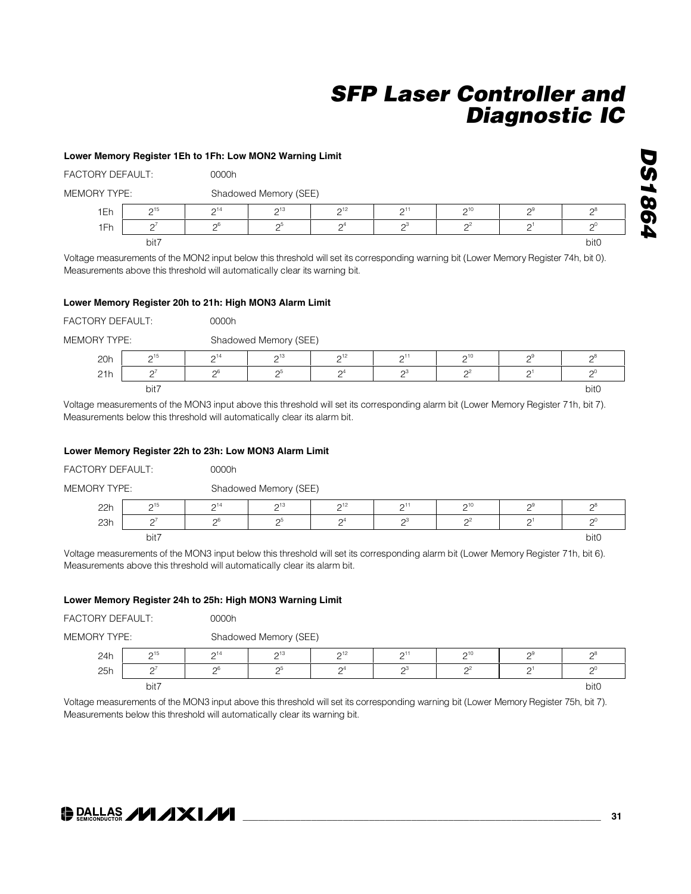#### Lower Memory Register 1Eh to 1Fh: Low MON2 Warning Limit

FACTORY DEFAULT: 0000h

MEMORY TYPE: Shadowed Memory (SEE)

| | | | | | | | | |
|---|---|---|---|---|---|---|---|---|
| 1Eh | $2^{15}$ | $2^{14}$ | $2^{13}$ | $2^{12}$ | $2^{11}$ | $2^{10}$ | $2^{9}$ | $2^{8}$ |
| 1Fh | $2^{7}$ | $2^{6}$ | $2^{5}$ | $2^{4}$ | $2^{3}$ | $2^{2}$ | $2^{1}$ | $2^{0}$ |
| | bit7 | | | | | | | bit0 |

Voltage measurements of the MON2 input below this threshold will set its corresponding warning bit (Lower Memory Register 74h, bit 0). Measurements above this threshold will automatically clear its warning bit.

#### Lower Memory Register 20h to 21h: High MON3 Alarm Limit

FACTORY DEFAULT: 0000h

MEMORY TYPE: Shadowed Memory (SEE)

| | | | | | | | | |
|---|---|---|---|---|---|---|---|---|
| 20h | $2^{15}$ | $2^{14}$ | $2^{13}$ | $2^{12}$ | $2^{11}$ | $2^{10}$ | $2^{9}$ | $2^{8}$ |
| 21h | $2^{7}$ | $2^{6}$ | $2^{5}$ | $2^{4}$ | $2^{3}$ | $2^{2}$ | $2^{1}$ | $2^{0}$ |
| | bit7 | | | | | | | bit0 |

Voltage measurements of the MON3 input above this threshold will set its corresponding alarm bit (Lower Memory Register 71h, bit 7). Measurements below this threshold will automatically clear its alarm bit.

#### Lower Memory Register 22h to 23h: Low MON3 Alarm Limit

FACTORY DEFAULT: 0000h

MEMORY TYPE: Shadowed Memory (SEE)

| | | | | | | | | |
|---|---|---|---|---|---|---|---|---|
| 22h | $2^{15}$ | $2^{14}$ | $2^{13}$ | $2^{12}$ | $2^{11}$ | $2^{10}$ | $2^{9}$ | $2^{8}$ |
| 23h | $2^{7}$ | $2^{6}$ | $2^{5}$ | $2^{4}$ | $2^{3}$ | $2^{2}$ | $2^{1}$ | $2^{0}$ |
| | bit7 | | | | | | | bit0 |

Voltage measurements of the MON3 input below this threshold will set its corresponding alarm bit (Lower Memory Register 71h, bit 6). Measurements above this threshold will automatically clear its alarm bit.

#### Lower Memory Register 24h to 25h: High MON3 Warning Limit

FACTORY DEFAULT: 0000h

MEMORY TYPE: Shadowed Memory (SEE)

| | | | | | | | | |
|---|---|---|---|---|---|---|---|---|
| 24h | $2^{15}$ | $2^{14}$ | $2^{13}$ | $2^{12}$ | $2^{11}$ | $2^{10}$ | $2^{9}$ | $2^{8}$ |
| 25h | $2^{7}$ | $2^{6}$ | $2^{5}$ | $2^{4}$ | $2^{3}$ | $2^{2}$ | $2^{1}$ | $2^{0}$ |
| | bit7 | | | | | | | bit0 |

Voltage measurements of the MON3 input above this threshold will set its corresponding warning bit (Lower Memory Register 75h, bit 7). Measurements below this threshold will automatically clear its warning bit.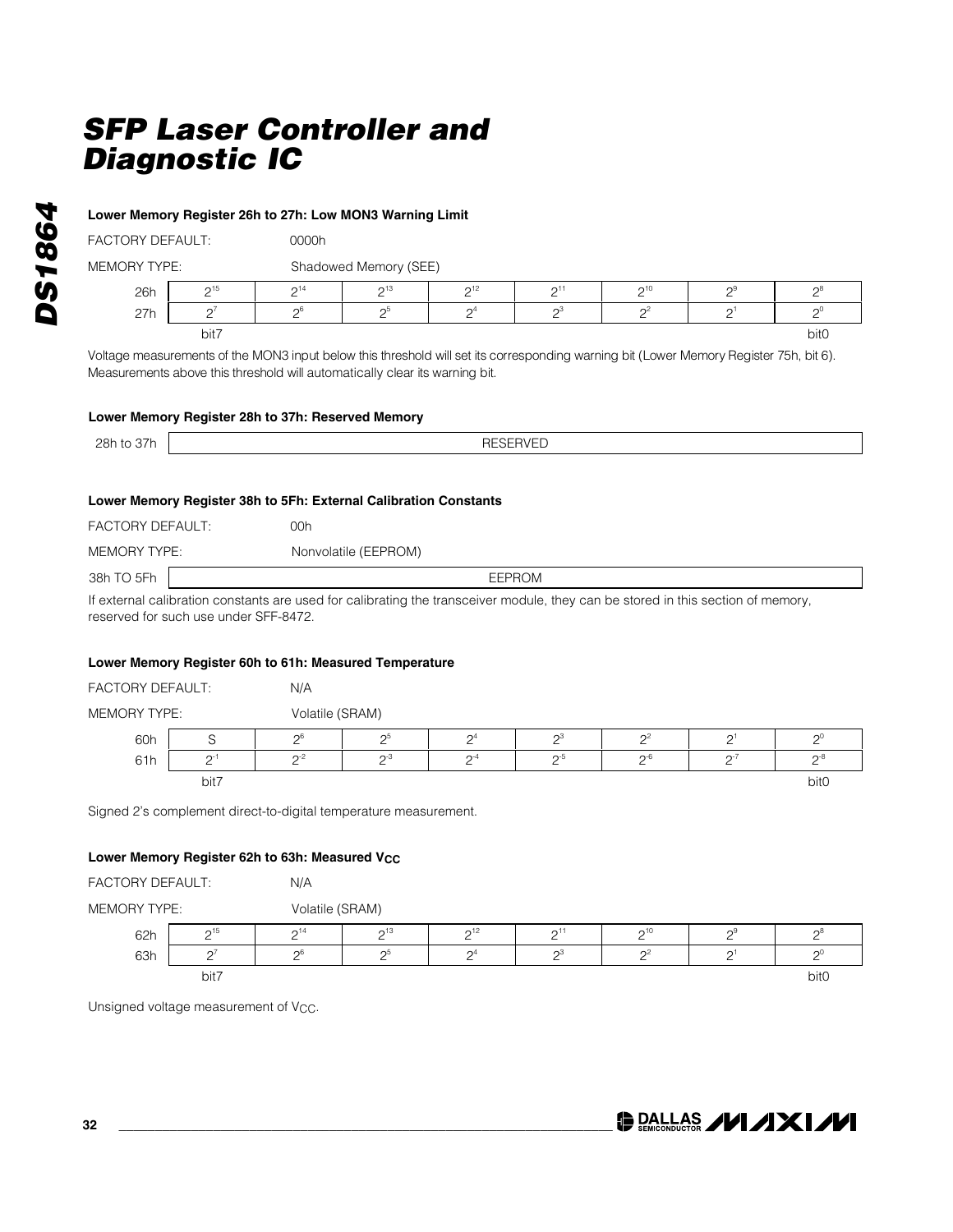### Lower Memory Register 26h to 27h: Low MON3 Warning Limit

FACTORY DEFAULT: 0000h

MEMORY TYPE: Shadowed Memory (SEE)

| | | | | | | | | |
|---|---|---|---|---|---|---|---|---|
| 26h | $2^{15}$ | $2^{14}$ | $2^{13}$ | $2^{12}$ | $2^{11}$ | $2^{10}$ | $2^{9}$ | $2^{8}$ |
| 27h | $2^{7}$ | $2^{6}$ | $2^{5}$ | $2^{4}$ | $2^{3}$ | $2^{2}$ | $2^{1}$ | $2^{0}$ |
| | bit7 | | | | | | | bit0 |

Voltage measurements of the MON3 input below this threshold will set its corresponding warning bit (Lower Memory Register 75h, bit 6). Measurements above this threshold will automatically clear its warning bit.

### Lower Memory Register 28h to 37h: Reserved Memory

| | |
|---|---|
| 28h to 37h | RESERVED |

### Lower Memory Register 38h to 5Fh: External Calibration Constants

FACTORY DEFAULT: 00h

MEMORY TYPE: Nonvolatile (EEPROM)

| | |
|---|---|
| 38h TO 5Fh | EEPROM |

If external calibration constants are used for calibrating the transceiver module, they can be stored in this section of memory, reserved for such use under SFF-8472.

### Lower Memory Register 60h to 61h: Measured Temperature

FACTORY DEFAULT: N/A

MEMORY TYPE: Volatile (SRAM)

| | | | | | | | | |
|---|---|---|---|---|---|---|---|---|
| 60h | S | $2^{6}$ | $2^{5}$ | $2^{4}$ | $2^{3}$ | $2^{2}$ | $2^{1}$ | $2^{0}$ |
| 61h | $2^{-1}$ | $2^{-2}$ | $2^{-3}$ | $2^{-4}$ | $2^{-5}$ | $2^{-6}$ | $2^{-7}$ | $2^{-8}$ |
| | bit7 | | | | | | | bit0 |

Signed 2's complement direct-to-digital temperature measurement.

### Lower Memory Register 62h to 63h: Measured $V_{CC}$

FACTORY DEFAULT: N/A

MEMORY TYPE: Volatile (SRAM)

| | | | | | | | | |
|---|---|---|---|---|---|---|---|---|
| 62h | $2^{15}$ | $2^{14}$ | $2^{13}$ | $2^{12}$ | $2^{11}$ | $2^{10}$ | $2^{9}$ | $2^{8}$ |
| 63h | $2^{7}$ | $2^{6}$ | $2^{5}$ | $2^{4}$ | $2^{3}$ | $2^{2}$ | $2^{1}$ | $2^{0}$ |
| | bit7 | | | | | | | bit0 |

Unsigned voltage measurement of $V_{CC}$.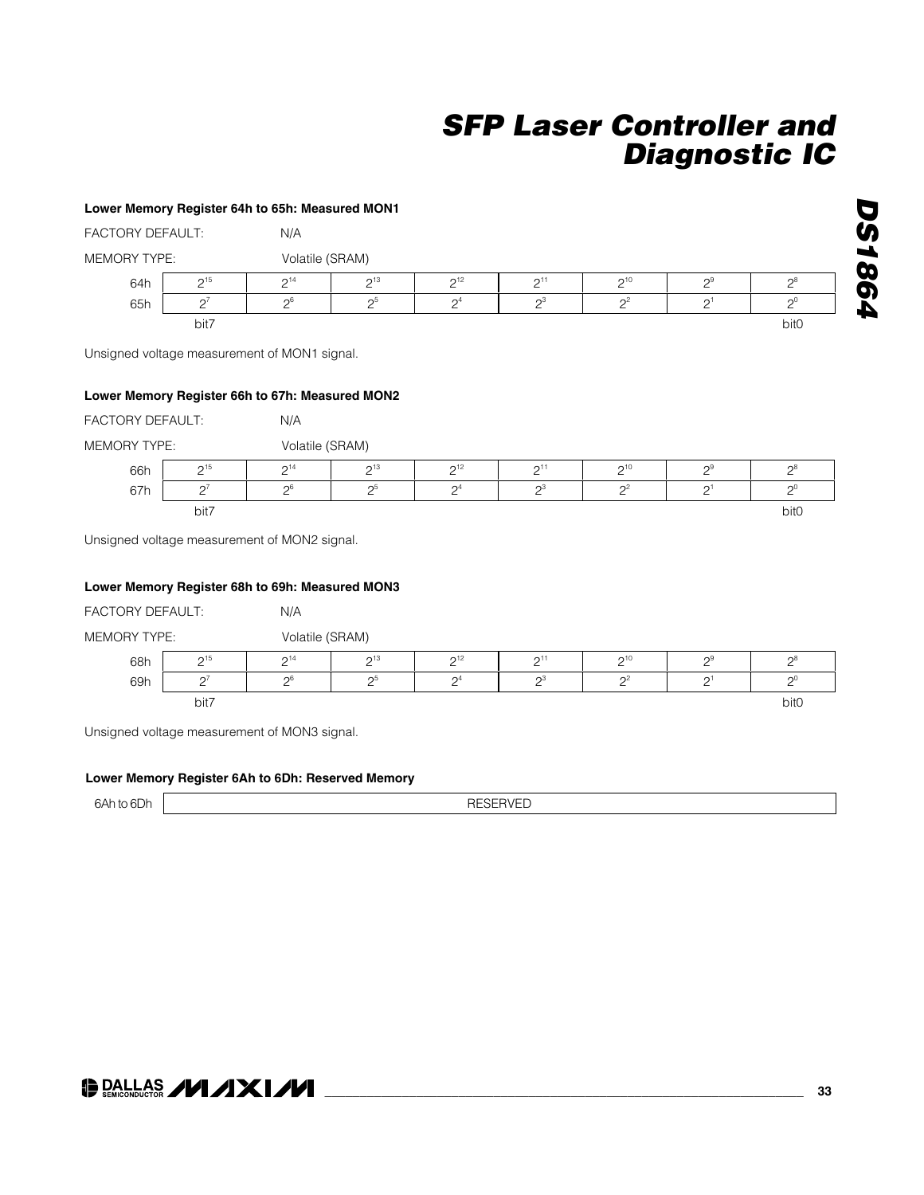#### Lower Memory Register 64h to 65h: Measured MON1

FACTORY DEFAULT: N/A

MEMORY TYPE: Volatile (SRAM)

| | | | | | | | | |
|---|---|---|---|---|---|---|---|---|
| 64h | $2^{15}$ | $2^{14}$ | $2^{13}$ | $2^{12}$ | $2^{11}$ | $2^{10}$ | $2^{9}$ | $2^{8}$ |
| 65h | $2^{7}$ | $2^{6}$ | $2^{5}$ | $2^{4}$ | $2^{3}$ | $2^{2}$ | $2^{1}$ | $2^{0}$ |
| | bit7 | | | | | | | bit0 |

Unsigned voltage measurement of MON1 signal.

#### Lower Memory Register 66h to 67h: Measured MON2

FACTORY DEFAULT: N/A

MEMORY TYPE: Volatile (SRAM)

| | | | | | | | | |
|---|---|---|---|---|---|---|---|---|
| 66h | $2^{15}$ | $2^{14}$ | $2^{13}$ | $2^{12}$ | $2^{11}$ | $2^{10}$ | $2^{9}$ | $2^{8}$ |
| 67h | $2^{7}$ | $2^{6}$ | $2^{5}$ | $2^{4}$ | $2^{3}$ | $2^{2}$ | $2^{1}$ | $2^{0}$ |
| | bit7 | | | | | | | bit0 |

Unsigned voltage measurement of MON2 signal.

#### Lower Memory Register 68h to 69h: Measured MON3

FACTORY DEFAULT: N/A

MEMORY TYPE: Volatile (SRAM)

| | | | | | | | | |
|---|---|---|---|---|---|---|---|---|
| 68h | $2^{15}$ | $2^{14}$ | $2^{13}$ | $2^{12}$ | $2^{11}$ | $2^{10}$ | $2^{9}$ | $2^{8}$ |
| 69h | $2^{7}$ | $2^{6}$ | $2^{5}$ | $2^{4}$ | $2^{3}$ | $2^{2}$ | $2^{1}$ | $2^{0}$ |
| | bit7 | | | | | | | bit0 |

Unsigned voltage measurement of MON3 signal.

#### Lower Memory Register 6Ah to 6Dh: Reserved Memory

| | |
|---|---|
| 6Ah to 6Dh | RESERVED |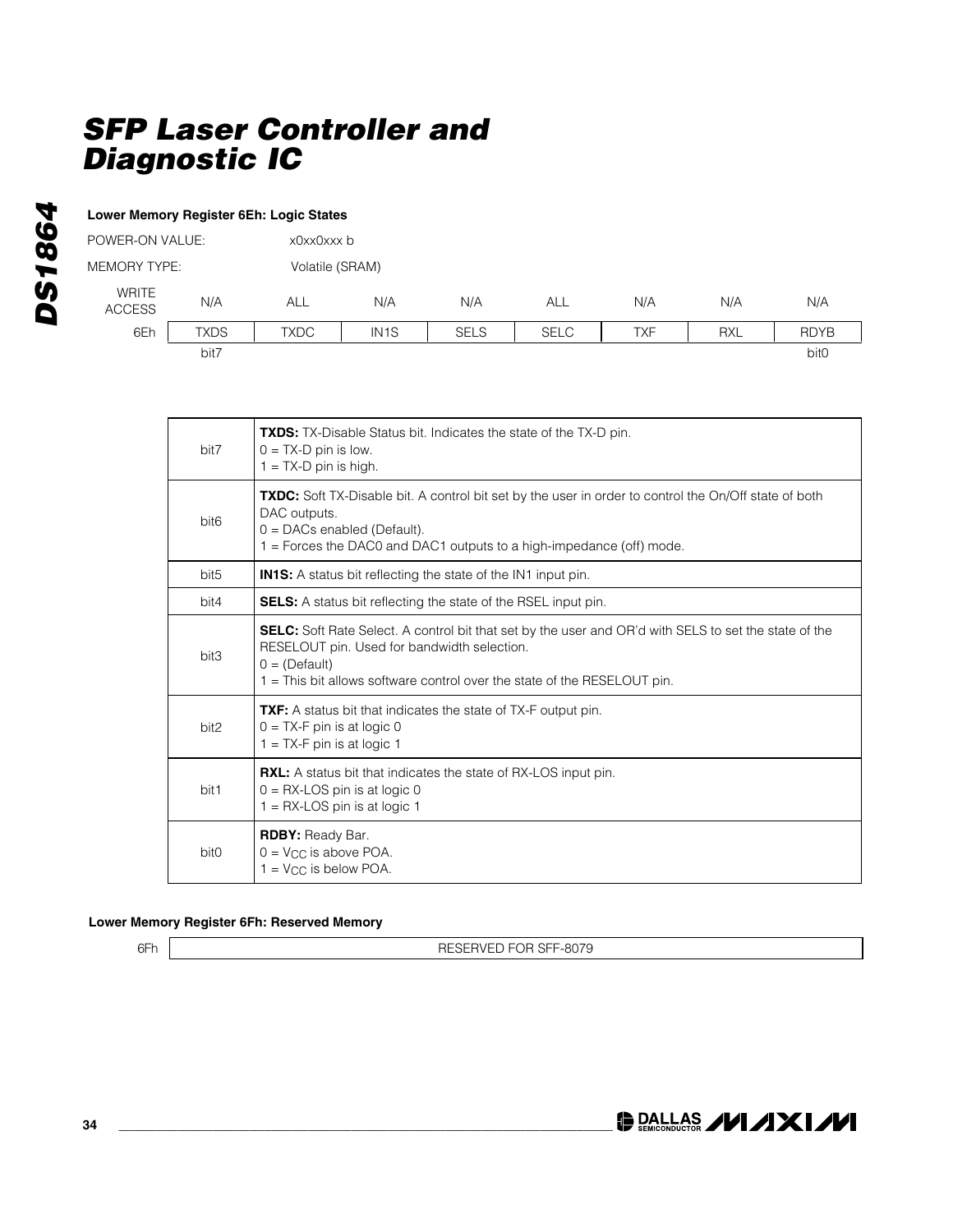**Lower Memory Register 6Eh: Logic States**

POWER-ON VALUE: x0xx0xxx b

MEMORY TYPE: Volatile (SRAM)

| WRITE ACCESS | N/A | ALL | N/A | N/A | ALL | N/A | N/A | N/A |
|---|---|---|---|---|---|---|---|---|
| 6Eh | TXDS | TXDC | IN1S | SELS | SELC | TXF | RXL | RDYB |
| | bit7 | | | | | | | bit0 |

| | |
|---|---|
| bit7 | **TXDS:** TX-Disable Status bit. Indicates the state of the TX-D pin.<br>0 = TX-D pin is low.<br>1 = TX-D pin is high. |
| bit6 | **TXDC:** Soft TX-Disable bit. A control bit set by the user in order to control the On/Off state of both DAC outputs.<br>0 = DACs enabled (Default).<br>1 = Forces the DAC0 and DAC1 outputs to a high-impedance (off) mode. |
| bit5 | **IN1S:** A status bit reflecting the state of the IN1 input pin. |
| bit4 | **SELS:** A status bit reflecting the state of the RSEL input pin. |
| bit3 | **SELC:** Soft Rate Select. A control bit that set by the user and OR'd with SELS to set the state of the RESELOUT pin. Used for bandwidth selection.<br>0 = (Default)<br>1 = This bit allows software control over the state of the RESELOUT pin. |
| bit2 | **TXF:** A status bit that indicates the state of TX-F output pin.<br>0 = TX-F pin is at logic 0<br>1 = TX-F pin is at logic 1 |
| bit1 | **RXL:** A status bit that indicates the state of RX-LOS input pin.<br>0 = RX-LOS pin is at logic 0<br>1 = RX-LOS pin is at logic 1 |
| bit0 | **RDBY:** Ready Bar.<br>0 = $V_{CC}$ is above POA.<br>1 = $V_{CC}$ is below POA. |

**Lower Memory Register 6Fh: Reserved Memory**

| 6Fh | RESERVED FOR SFF-8079 |
|---|---|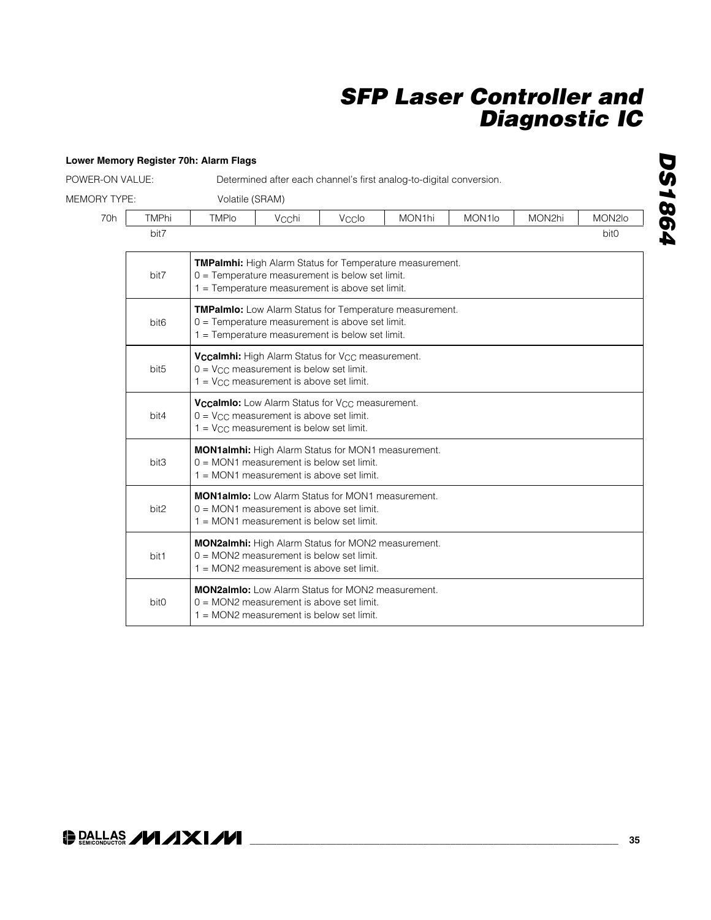### Lower Memory Register 70h: Alarm Flags

POWER-ON VALUE: Determined after each channel's first analog-to-digital conversion.

MEMORY TYPE: Volatile (SRAM)

| | | | | | | | | |
|---|---|---|---|---|---|---|---|---|
| 70h | TMPhi | TMPlo | $V_{CC}$hi | $V_{CC}$lo | MON1hi | MON1lo | MON2hi | MON2lo |
| | bit7 | | | | | | | bit0 |

| | |
|---|---|
| bit7 | **TMPalmhi:** High Alarm Status for Temperature measurement.<br>0 = Temperature measurement is below set limit.<br>1 = Temperature measurement is above set limit. |
| bit6 | **TMPalmlo:** Low Alarm Status for Temperature measurement.<br>0 = Temperature measurement is above set limit.<br>1 = Temperature measurement is below set limit. |
| bit5 | **$V_{CC}$almhi:** High Alarm Status for $V_{CC}$ measurement.<br>0 = $V_{CC}$ measurement is below set limit.<br>1 = $V_{CC}$ measurement is above set limit. |
| bit4 | **$V_{CC}$almlo:** Low Alarm Status for $V_{CC}$ measurement.<br>0 = $V_{CC}$ measurement is above set limit.<br>1 = $V_{CC}$ measurement is below set limit. |
| bit3 | **MON1almhi:** High Alarm Status for MON1 measurement.<br>0 = MON1 measurement is below set limit.<br>1 = MON1 measurement is above set limit. |
| bit2 | **MON1almlo:** Low Alarm Status for MON1 measurement.<br>0 = MON1 measurement is above set limit.<br>1 = MON1 measurement is below set limit. |
| bit1 | **MON2almhi:** High Alarm Status for MON2 measurement.<br>0 = MON2 measurement is below set limit.<br>1 = MON2 measurement is above set limit. |
| bit0 | **MON2almlo:** Low Alarm Status for MON2 measurement.<br>0 = MON2 measurement is above set limit.<br>1 = MON2 measurement is below set limit. |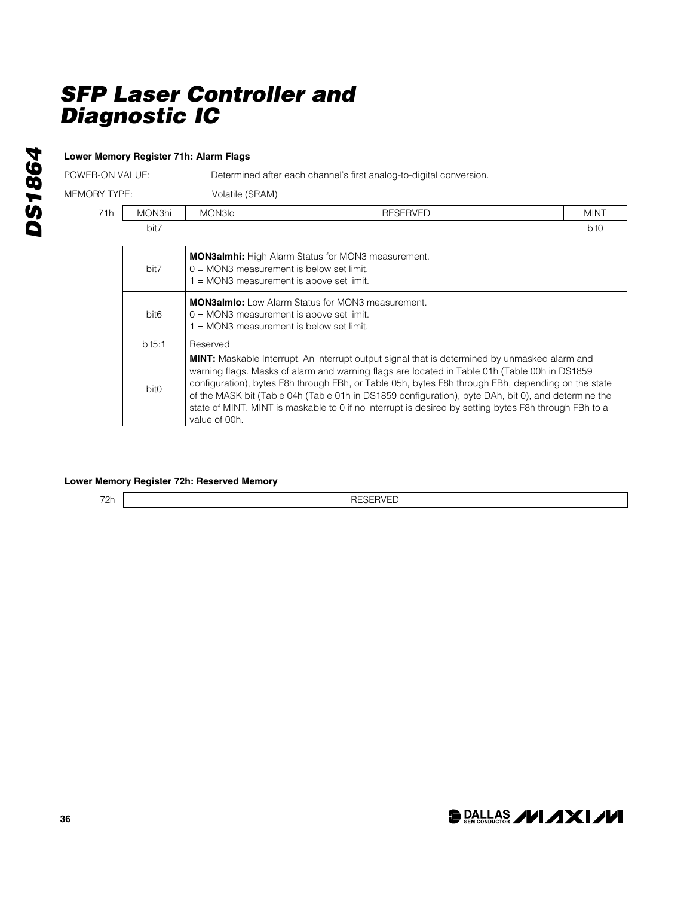#### Lower Memory Register 71h: Alarm Flags

POWER-ON VALUE: Determined after each channel's first analog-to-digital conversion.

MEMORY TYPE: Volatile (SRAM)

| 71h | MON3hi | MON3lo | RESERVED | MINT |
|---|---|---|---|---|
| | bit7 | | | bit0 |

| | |
|---|---|
| bit7 | **MON3almhi:** High Alarm Status for MON3 measurement.<br>0 = MON3 measurement is below set limit.<br>1 = MON3 measurement is above set limit. |
| bit6 | **MON3almlo:** Low Alarm Status for MON3 measurement.<br>0 = MON3 measurement is above set limit.<br>1 = MON3 measurement is below set limit. |
| bit5:1 | Reserved |
| bit0 | **MINT:** Maskable Interrupt. An interrupt output signal that is determined by unmasked alarm and warning flags. Masks of alarm and warning flags are located in Table 01h (Table 00h in DS1859 configuration), bytes F8h through FBh, or Table 05h, bytes F8h through FBh, depending on the state of the MASK bit (Table 04h (Table 01h in DS1859 configuration), byte DAh, bit 0), and determine the state of MINT. MINT is maskable to 0 if no interrupt is desired by setting bytes F8h through FBh to a value of 00h. |

#### Lower Memory Register 72h: Reserved Memory

| 72h | RESERVED |
|---|---|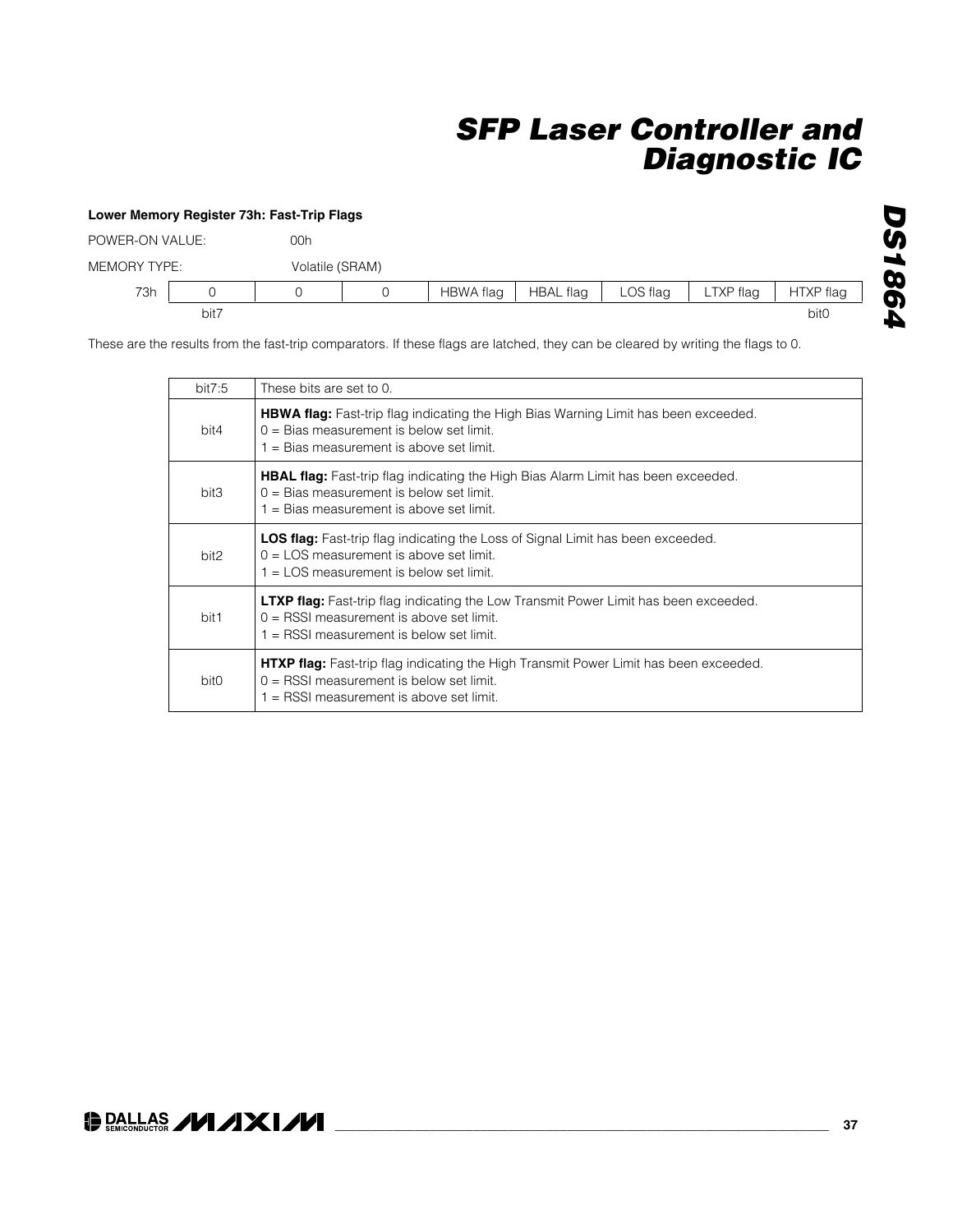### Lower Memory Register 73h: Fast-Trip Flags

POWER-ON VALUE: 00h

MEMORY TYPE: Volatile (SRAM)

| | | | | | | | | |
|---|---|---|---|---|---|---|---|---|
| 73h | 0 | 0 | 0 | HBWA flag | HBAL flag | LOS flag | LTXP flag | HTXP flag |
| | bit7 | | | | | | | bit0 |

These are the results from the fast-trip comparators. If these flags are latched, they can be cleared by writing the flags to 0.

| | |
|---|---|
| bit7:5 | These bits are set to 0. |
| bit4 | **HBWA flag:** Fast-trip flag indicating the High Bias Warning Limit has been exceeded.<br>0 = Bias measurement is below set limit.<br>1 = Bias measurement is above set limit. |
| bit3 | **HBAL flag:** Fast-trip flag indicating the High Bias Alarm Limit has been exceeded.<br>0 = Bias measurement is below set limit.<br>1 = Bias measurement is above set limit. |
| bit2 | **LOS flag:** Fast-trip flag indicating the Loss of Signal Limit has been exceeded.<br>0 = LOS measurement is above set limit.<br>1 = LOS measurement is below set limit. |
| bit1 | **LTXP flag:** Fast-trip flag indicating the Low Transmit Power Limit has been exceeded.<br>0 = RSSI measurement is above set limit.<br>1 = RSSI measurement is below set limit. |
| bit0 | **HTXP flag:** Fast-trip flag indicating the High Transmit Power Limit has been exceeded.<br>0 = RSSI measurement is below set limit.<br>1 = RSSI measurement is above set limit. |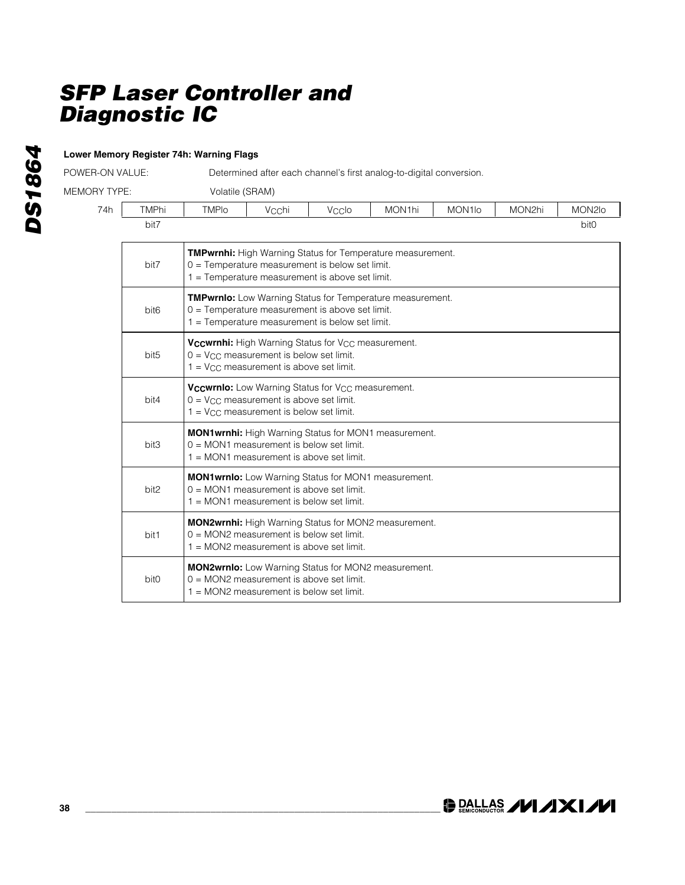**Lower Memory Register 74h: Warning Flags**

POWER-ON VALUE: Determined after each channel's first analog-to-digital conversion.

MEMORY TYPE: Volatile (SRAM)

| 74h | TMPhi | TMPlo | $V_{CC}$hi | $V_{CC}$lo | MON1hi | MON1lo | MON2hi | MON2lo |
|---|---|---|---|---|---|---|---|---|
| | bit7 | | | | | | | bit0 |

| | |
|---|---|
| bit7 | **TMPwrnhi:** High Warning Status for Temperature measurement.<br>0 = Temperature measurement is below set limit.<br>1 = Temperature measurement is above set limit. |
| bit6 | **TMPwrnlo:** Low Warning Status for Temperature measurement.<br>0 = Temperature measurement is above set limit.<br>1 = Temperature measurement is below set limit. |
| bit5 | **$V_{CC}$wrnhi:** High Warning Status for $V_{CC}$ measurement.<br>0 = $V_{CC}$ measurement is below set limit.<br>1 = $V_{CC}$ measurement is above set limit. |
| bit4 | **$V_{CC}$wrnlo:** Low Warning Status for $V_{CC}$ measurement.<br>0 = $V_{CC}$ measurement is above set limit.<br>1 = $V_{CC}$ measurement is below set limit. |
| bit3 | **MON1wrnhi:** High Warning Status for MON1 measurement.<br>0 = MON1 measurement is below set limit.<br>1 = MON1 measurement is above set limit. |
| bit2 | **MON1wrnlo:** Low Warning Status for MON1 measurement.<br>0 = MON1 measurement is above set limit.<br>1 = MON1 measurement is below set limit. |
| bit1 | **MON2wrnhi:** High Warning Status for MON2 measurement.<br>0 = MON2 measurement is below set limit.<br>1 = MON2 measurement is above set limit. |
| bit0 | **MON2wrnlo:** Low Warning Status for MON2 measurement.<br>0 = MON2 measurement is above set limit.<br>1 = MON2 measurement is below set limit. |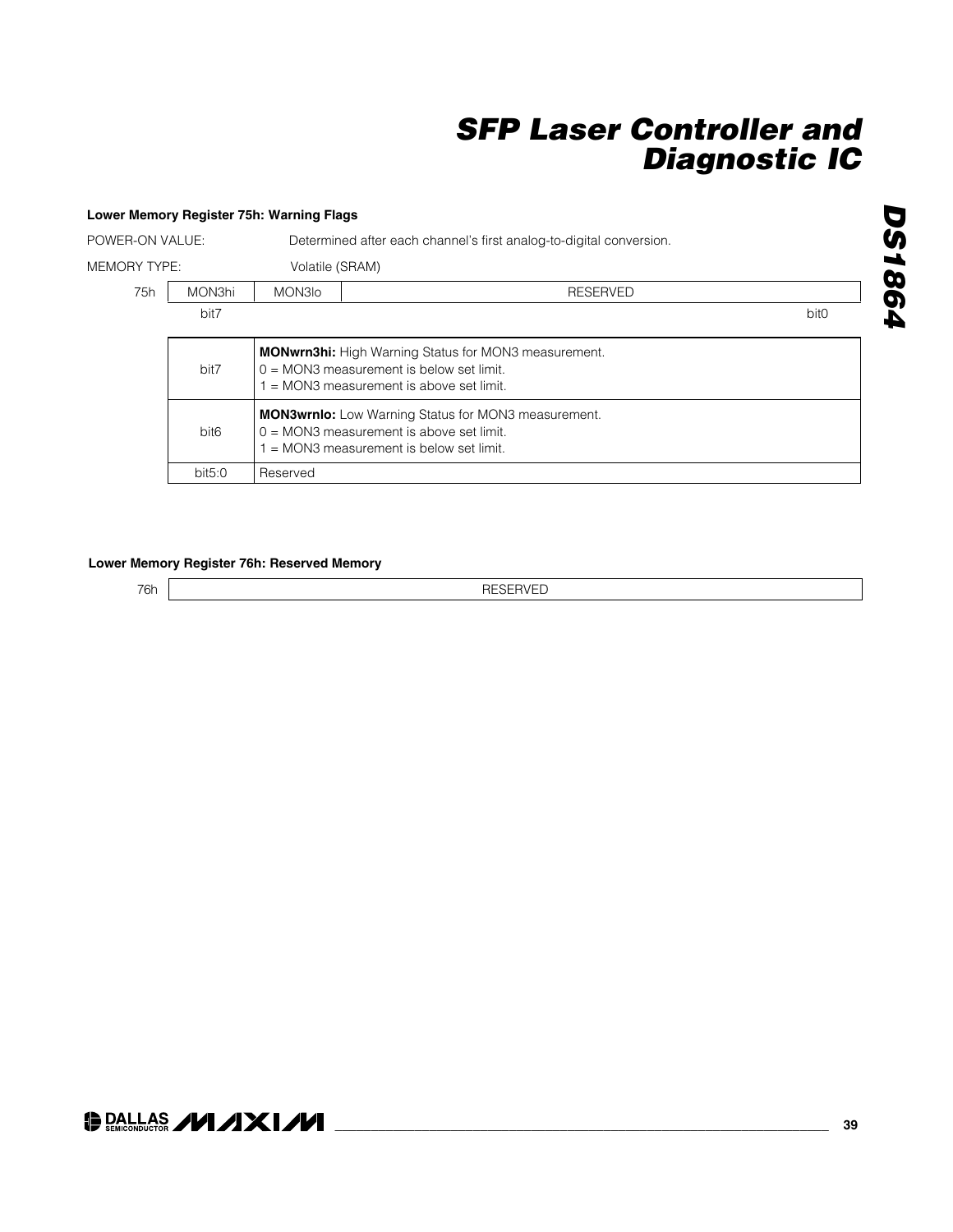**Lower Memory Register 75h: Warning Flags**

POWER-ON VALUE: Determined after each channel's first analog-to-digital conversion.

MEMORY TYPE: Volatile (SRAM)

| 75h | MON3hi | MON3lo | RESERVED |
|---|---|---|---|
| | bit7 | | bit0 |

| | |
|---|---|
| bit7 | **MONwrn3hi:** High Warning Status for MON3 measurement.<br>0 = MON3 measurement is below set limit.<br>1 = MON3 measurement is above set limit. |
| bit6 | **MON3wrnlo:** Low Warning Status for MON3 measurement.<br>0 = MON3 measurement is above set limit.<br>1 = MON3 measurement is below set limit. |
| bit5:0 | Reserved |

**Lower Memory Register 76h: Reserved Memory**

| 76h | RESERVED |
|---|---|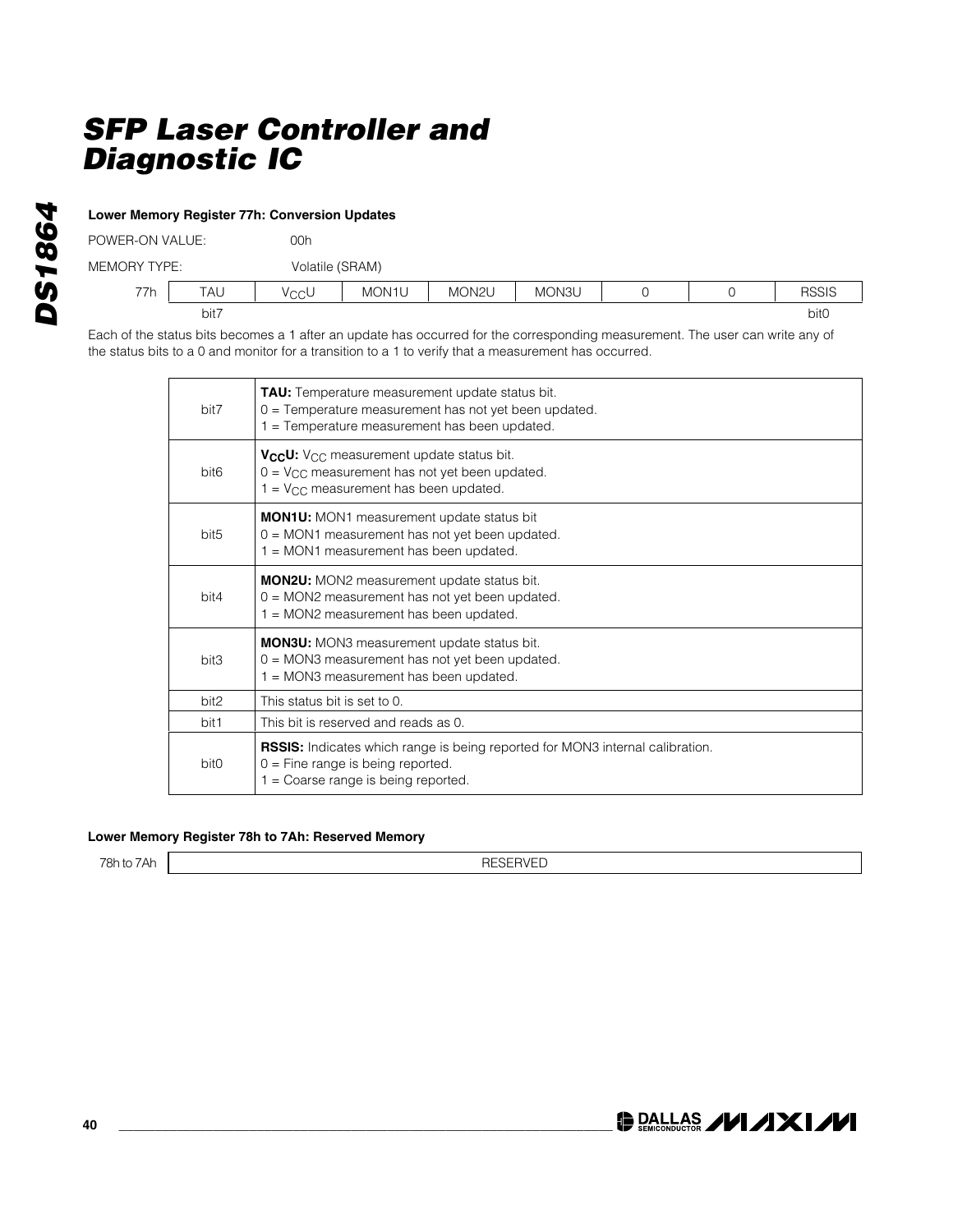### Lower Memory Register 77h: Conversion Updates

POWER-ON VALUE: 00h

MEMORY TYPE: Volatile (SRAM)

| 77h | TAU | $V_{CC}U$ | MON1U | MON2U | MON3U | 0 | 0 | RSSIS |
|---|---|---|---|---|---|---|---|---|
| | bit7 | | | | | | | bit0 |

Each of the status bits becomes a 1 after an update has occurred for the corresponding measurement. The user can write any of the status bits to a 0 and monitor for a transition to a 1 to verify that a measurement has occurred.

| | |
|---|---|
| bit7 | **TAU:** Temperature measurement update status bit.<br>0 = Temperature measurement has not yet been updated.<br>1 = Temperature measurement has been updated. |
| bit6 | **$V_{CC}$U:** $V_{CC}$ measurement update status bit.<br>0 = $V_{CC}$ measurement has not yet been updated.<br>1 = $V_{CC}$ measurement has been updated. |
| bit5 | **MON1U:** MON1 measurement update status bit<br>0 = MON1 measurement has not yet been updated.<br>1 = MON1 measurement has been updated. |
| bit4 | **MON2U:** MON2 measurement update status bit.<br>0 = MON2 measurement has not yet been updated.<br>1 = MON2 measurement has been updated. |
| bit3 | **MON3U:** MON3 measurement update status bit.<br>0 = MON3 measurement has not yet been updated.<br>1 = MON3 measurement has been updated. |
| bit2 | This status bit is set to 0. |
| bit1 | This bit is reserved and reads as 0. |
| bit0 | **RSSIS:** Indicates which range is being reported for MON3 internal calibration.<br>0 = Fine range is being reported.<br>1 = Coarse range is being reported. |

### Lower Memory Register 78h to 7Ah: Reserved Memory

| 78h to 7Ah | RESERVED |
|---|---|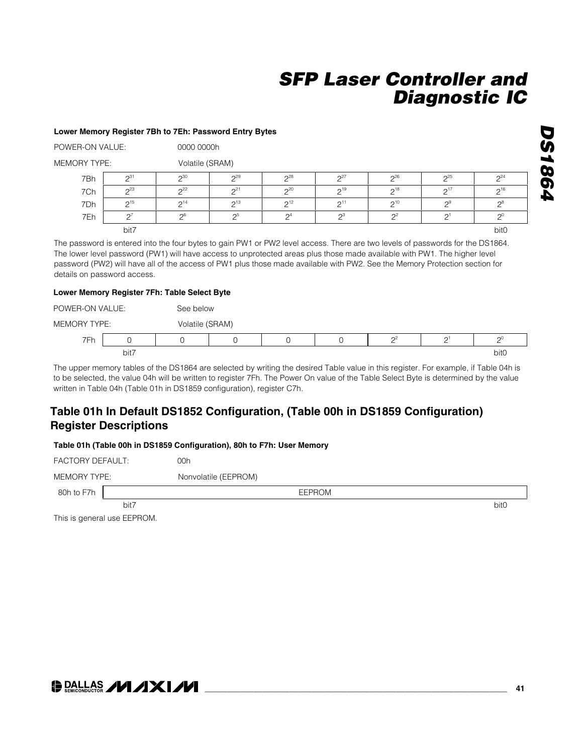#### Lower Memory Register 7Bh to 7Eh: Password Entry Bytes

POWER-ON VALUE: 0000 0000h

MEMORY TYPE: Volatile (SRAM)

| | bit7 | | | | | | | bit0 |
|---|---|---|---|---|---|---|---|---|
| 7Bh | $2^{31}$ | $2^{30}$ | $2^{29}$ | $2^{28}$ | $2^{27}$ | $2^{26}$ | $2^{25}$ | $2^{24}$ |
| 7Ch | $2^{23}$ | $2^{22}$ | $2^{21}$ | $2^{20}$ | $2^{19}$ | $2^{18}$ | $2^{17}$ | $2^{16}$ |
| 7Dh | $2^{15}$ | $2^{14}$ | $2^{13}$ | $2^{12}$ | $2^{11}$ | $2^{10}$ | $2^{9}$ | $2^{8}$ |
| 7Eh | $2^{7}$ | $2^{6}$ | $2^{5}$ | $2^{4}$ | $2^{3}$ | $2^{2}$ | $2^{1}$ | $2^{0}$ |

The password is entered into the four bytes to gain PW1 or PW2 level access. There are two levels of passwords for the DS1864. The lower level password (PW1) will have access to unprotected areas plus those made available with PW1. The higher level password (PW2) will have all of the access of PW1 plus those made available with PW2. See the Memory Protection section for details on password access.

#### Lower Memory Register 7Fh: Table Select Byte

POWER-ON VALUE: See below

MEMORY TYPE: Volatile (SRAM)

| | bit7 | | | | | | | bit0 |
|---|---|---|---|---|---|---|---|---|
| 7Fh | 0 | 0 | 0 | 0 | 0 | $2^{2}$ | $2^{1}$ | $2^{0}$ |

The upper memory tables of the DS1864 are selected by writing the desired Table value in this register. For example, if Table 04h is to be selected, the value 04h will be written to register 7Fh. The Power On value of the Table Select Byte is determined by the value written in Table 04h (Table 01h in DS1859 configuration), register C7h.

## Table 01h In Default DS1852 Configuration, (Table 00h in DS1859 Configuration) Register Descriptions

#### Table 01h (Table 00h in DS1859 Configuration), 80h to F7h: User Memory

FACTORY DEFAULT: 00h

MEMORY TYPE: Nonvolatile (EEPROM)

| | bit7 ... bit0 |
|---|---|
| 80h to F7h | EEPROM |

This is general use EEPROM.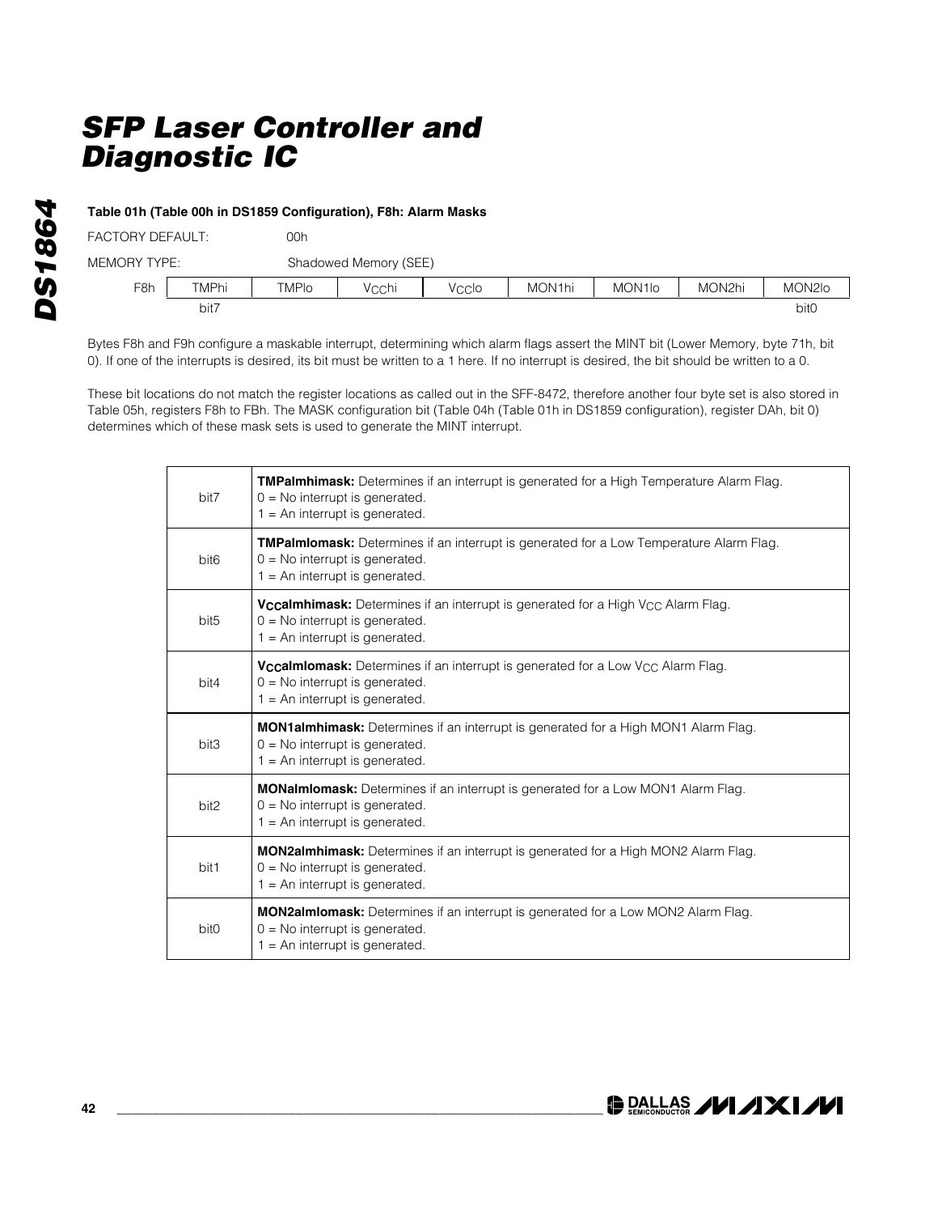**Table 01h (Table 00h in DS1859 Configuration), F8h: Alarm Masks**

FACTORY DEFAULT: 00h

MEMORY TYPE: Shadowed Memory (SEE)

| F8h | TMPhi | TMPlo | $V_{CC}$hi | $V_{CC}$lo | MON1hi | MON1lo | MON2hi | MON2lo |
|---|---|---|---|---|---|---|---|---|
| | bit7 | | | | | | | bit0 |

Bytes F8h and F9h configure a maskable interrupt, determining which alarm flags assert the MINT bit (Lower Memory, byte 71h, bit 0). If one of the interrupts is desired, its bit must be written to a 1 here. If no interrupt is desired, the bit should be written to a 0.

These bit locations do not match the register locations as called out in the SFF-8472, therefore another four byte set is also stored in Table 05h, registers F8h to FBh. The MASK configuration bit (Table 04h (Table 01h in DS1859 configuration), register DAh, bit 0) determines which of these mask sets is used to generate the MINT interrupt.

| | |
|---|---|
| bit7 | **TMPalmhimask:** Determines if an interrupt is generated for a High Temperature Alarm Flag.<br>0 = No interrupt is generated.<br>1 = An interrupt is generated. |
| bit6 | **TMPalmlomask:** Determines if an interrupt is generated for a Low Temperature Alarm Flag.<br>0 = No interrupt is generated.<br>1 = An interrupt is generated. |
| bit5 | **$V_{CC}$almhimask:** Determines if an interrupt is generated for a High $V_{CC}$ Alarm Flag.<br>0 = No interrupt is generated.<br>1 = An interrupt is generated. |
| bit4 | **$V_{CC}$almlomask:** Determines if an interrupt is generated for a Low $V_{CC}$ Alarm Flag.<br>0 = No interrupt is generated.<br>1 = An interrupt is generated. |
| bit3 | **MON1almhimask:** Determines if an interrupt is generated for a High MON1 Alarm Flag.<br>0 = No interrupt is generated.<br>1 = An interrupt is generated. |
| bit2 | **MONalmlomask:** Determines if an interrupt is generated for a Low MON1 Alarm Flag.<br>0 = No interrupt is generated.<br>1 = An interrupt is generated. |
| bit1 | **MON2almhimask:** Determines if an interrupt is generated for a High MON2 Alarm Flag.<br>0 = No interrupt is generated.<br>1 = An interrupt is generated. |
| bit0 | **MON2almlomask:** Determines if an interrupt is generated for a Low MON2 Alarm Flag.<br>0 = No interrupt is generated.<br>1 = An interrupt is generated. |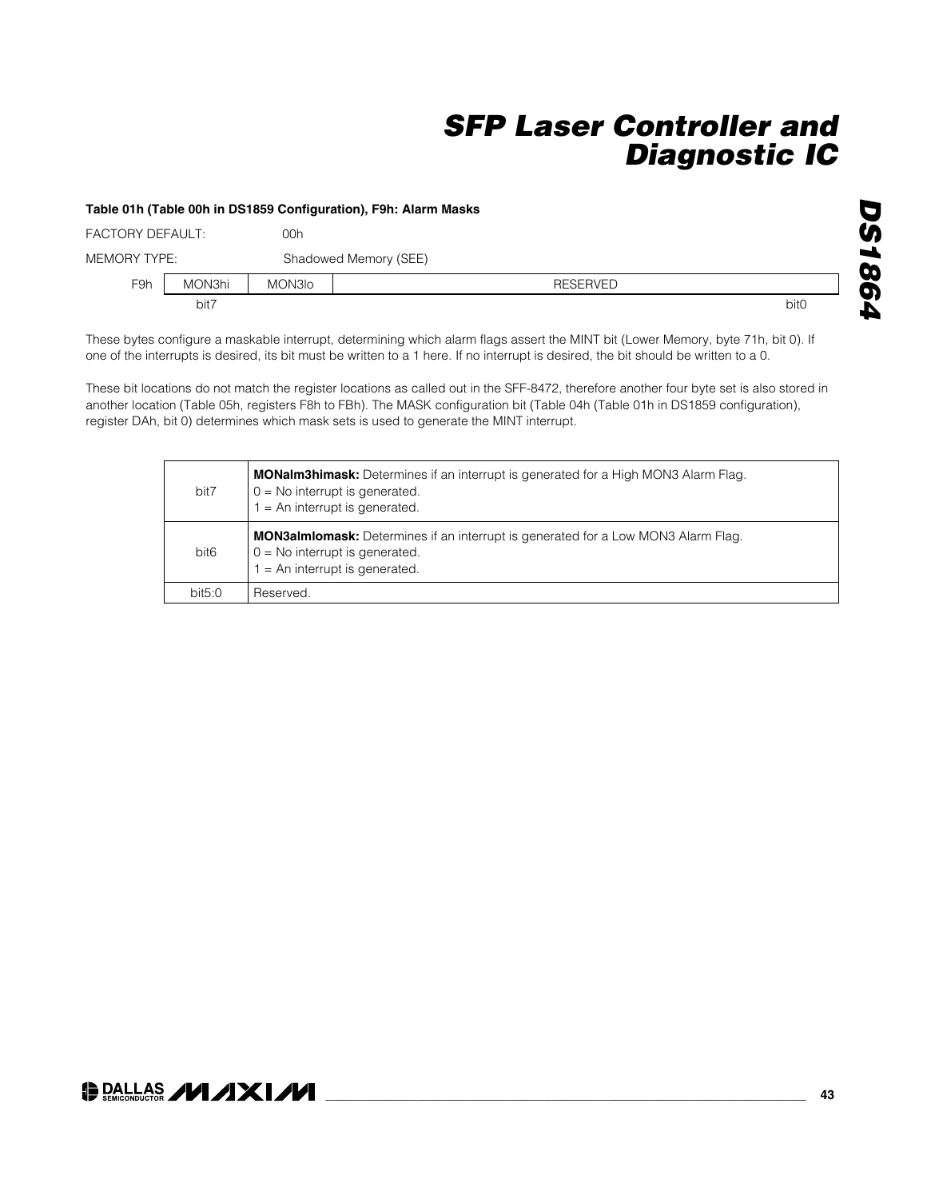### Table 01h (Table 00h in DS1859 Configuration), F9h: Alarm Masks

FACTORY DEFAULT: 00h

MEMORY TYPE: Shadowed Memory (SEE)

| F9h | MON3hi | MON3lo | RESERVED |
|---|---|---|---|
| | bit7 | | bit0 |

These bytes configure a maskable interrupt, determining which alarm flags assert the MINT bit (Lower Memory, byte 71h, bit 0). If one of the interrupts is desired, its bit must be written to a 1 here. If no interrupt is desired, the bit should be written to a 0.

These bit locations do not match the register locations as called out in the SFF-8472, therefore another four byte set is also stored in another location (Table 05h, registers F8h to FBh). The MASK configuration bit (Table 04h (Table 01h in DS1859 configuration), register DAh, bit 0) determines which mask sets is used to generate the MINT interrupt.

| Bit | Description |
|---|---|
| bit7 | **MONalm3himask:** Determines if an interrupt is generated for a High MON3 Alarm Flag.<br>0 = No interrupt is generated.<br>1 = An interrupt is generated. |
| bit6 | **MON3almlomask:** Determines if an interrupt is generated for a Low MON3 Alarm Flag.<br>0 = No interrupt is generated.<br>1 = An interrupt is generated. |
| bit5:0 | Reserved. |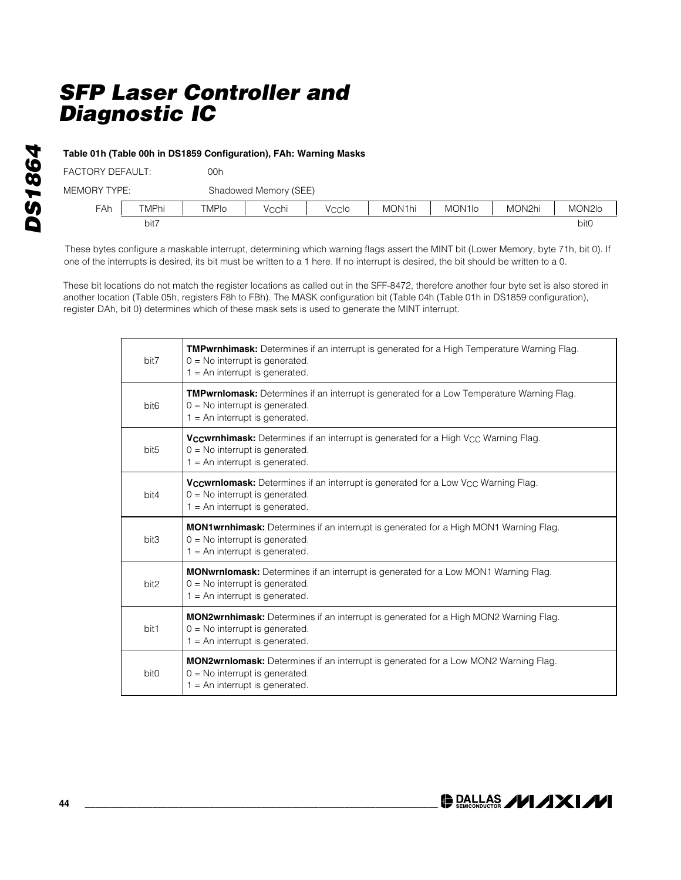**Table 01h (Table 00h in DS1859 Configuration), FAh: Warning Masks**

FACTORY DEFAULT: 00h

MEMORY TYPE: Shadowed Memory (SEE)

| FAh | TMPhi | TMPlo | $V_{CC}$hi | $V_{CC}$lo | MON1hi | MON1lo | MON2hi | MON2lo |
|---|---|---|---|---|---|---|---|---|
| | bit7 | | | | | | | bit0 |

These bytes configure a maskable interrupt, determining which warning flags assert the MINT bit (Lower Memory, byte 71h, bit 0). If one of the interrupts is desired, its bit must be written to a 1 here. If no interrupt is desired, the bit should be written to a 0.

These bit locations do not match the register locations as called out in the SFF-8472, therefore another four byte set is also stored in another location (Table 05h, registers F8h to FBh). The MASK configuration bit (Table 04h (Table 01h in DS1859 configuration), register DAh, bit 0) determines which of these mask sets is used to generate the MINT interrupt.

| | |
|---|---|
| bit7 | **TMPwrnhimask:** Determines if an interrupt is generated for a High Temperature Warning Flag.<br>0 = No interrupt is generated.<br>1 = An interrupt is generated. |
| bit6 | **TMPwrnlomask:** Determines if an interrupt is generated for a Low Temperature Warning Flag.<br>0 = No interrupt is generated.<br>1 = An interrupt is generated. |
| bit5 | **$V_{CC}$wrnhimask:** Determines if an interrupt is generated for a High $V_{CC}$ Warning Flag.<br>0 = No interrupt is generated.<br>1 = An interrupt is generated. |
| bit4 | **$V_{CC}$wrnlomask:** Determines if an interrupt is generated for a Low $V_{CC}$ Warning Flag.<br>0 = No interrupt is generated.<br>1 = An interrupt is generated. |
| bit3 | **MON1wrnhimask:** Determines if an interrupt is generated for a High MON1 Warning Flag.<br>0 = No interrupt is generated.<br>1 = An interrupt is generated. |
| bit2 | **MONwrnlomask:** Determines if an interrupt is generated for a Low MON1 Warning Flag.<br>0 = No interrupt is generated.<br>1 = An interrupt is generated. |
| bit1 | **MON2wrnhimask:** Determines if an interrupt is generated for a High MON2 Warning Flag.<br>0 = No interrupt is generated.<br>1 = An interrupt is generated. |
| bit0 | **MON2wrnlomask:** Determines if an interrupt is generated for a Low MON2 Warning Flag.<br>0 = No interrupt is generated.<br>1 = An interrupt is generated. |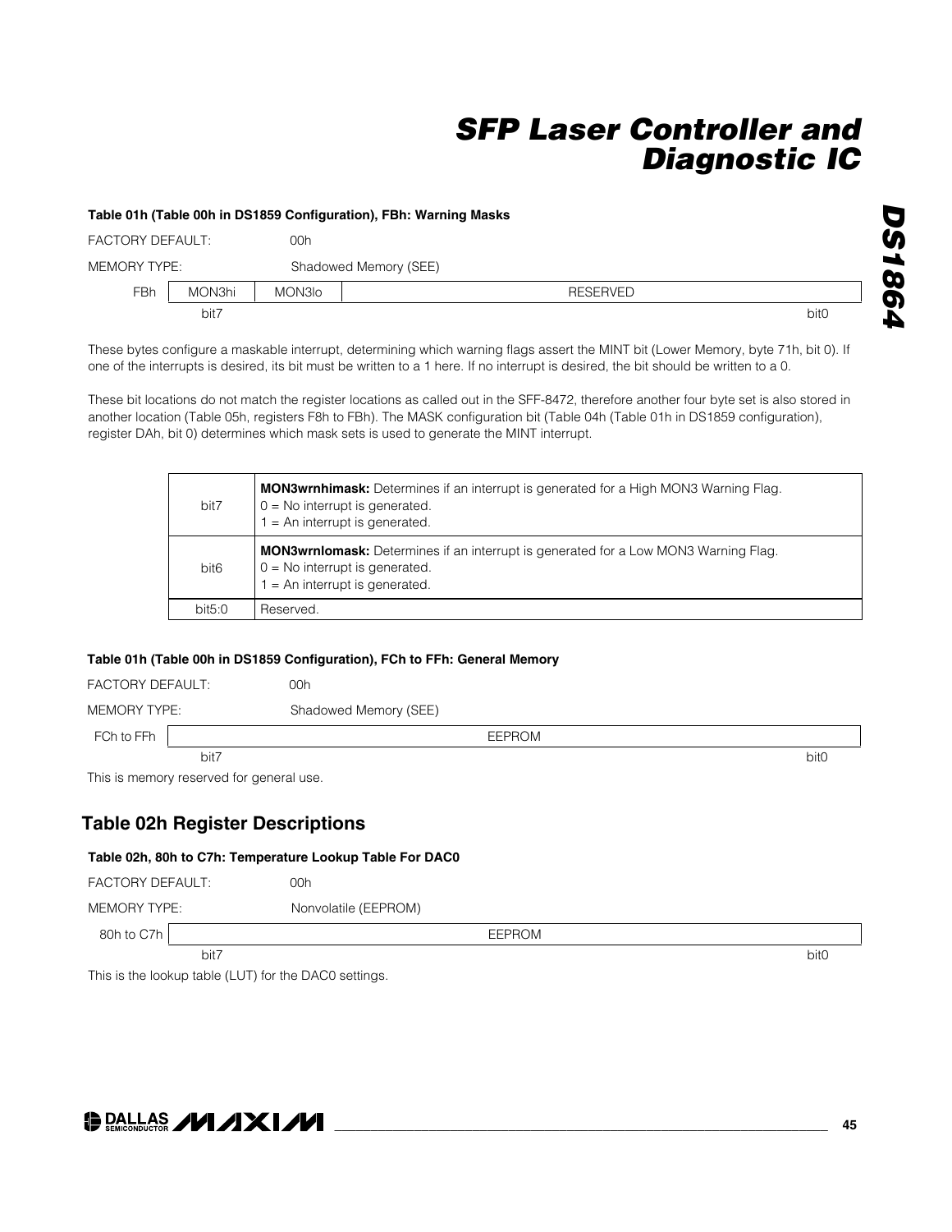**Table 01h (Table 00h in DS1859 Configuration), FBh: Warning Masks**

FACTORY DEFAULT: 00h

MEMORY TYPE: Shadowed Memory (SEE)

| FBh | MON3hi | MON3lo | RESERVED |
|---|---|---|---|
| | bit7 | | bit0 |

These bytes configure a maskable interrupt, determining which warning flags assert the MINT bit (Lower Memory, byte 71h, bit 0). If one of the interrupts is desired, its bit must be written to a 1 here. If no interrupt is desired, the bit should be written to a 0.

These bit locations do not match the register locations as called out in the SFF-8472, therefore another four byte set is also stored in another location (Table 05h, registers F8h to FBh). The MASK configuration bit (Table 04h (Table 01h in DS1859 configuration), register DAh, bit 0) determines which mask sets is used to generate the MINT interrupt.

| | |
|---|---|
| bit7 | **MON3wrnhimask:** Determines if an interrupt is generated for a High MON3 Warning Flag.<br>0 = No interrupt is generated.<br>1 = An interrupt is generated. |
| bit6 | **MON3wrnlomask:** Determines if an interrupt is generated for a Low MON3 Warning Flag.<br>0 = No interrupt is generated.<br>1 = An interrupt is generated. |
| bit5:0 | Reserved. |

**Table 01h (Table 00h in DS1859 Configuration), FCh to FFh: General Memory**

FACTORY DEFAULT: 00h

MEMORY TYPE: Shadowed Memory (SEE)

| FCh to FFh | EEPROM |
|---|---|
| | bit7 … bit0 |

This is memory reserved for general use.

## Table 02h Register Descriptions

**Table 02h, 80h to C7h: Temperature Lookup Table For DAC0**

FACTORY DEFAULT: 00h

MEMORY TYPE: Nonvolatile (EEPROM)

| 80h to C7h | EEPROM |
|---|---|
| | bit7 … bit0 |

This is the lookup table (LUT) for the DAC0 settings.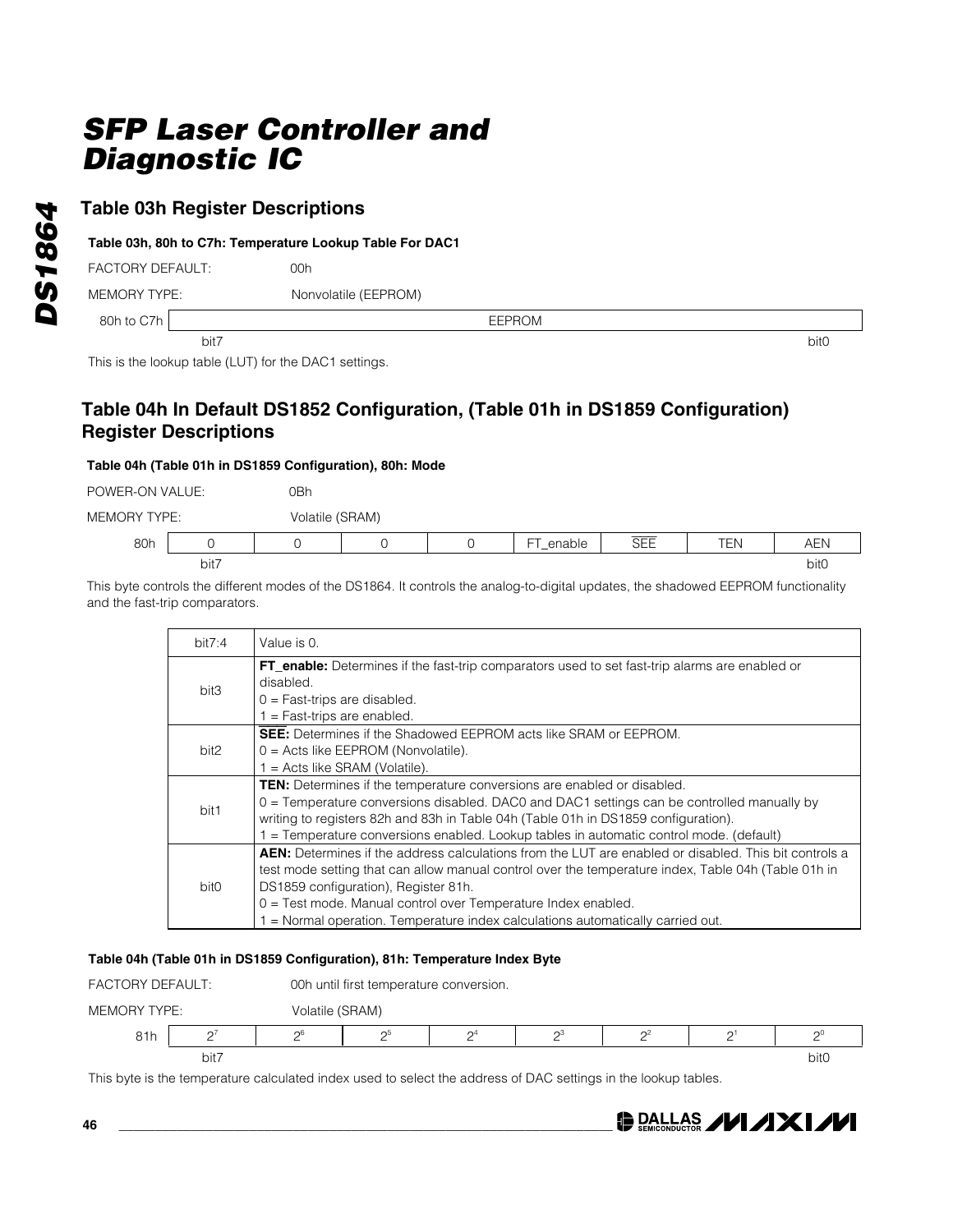## Table 03h Register Descriptions

#### Table 03h, 80h to C7h: Temperature Lookup Table For DAC1

FACTORY DEFAULT: 00h

MEMORY TYPE: Nonvolatile (EEPROM)

| 80h to C7h | EEPROM |
|---|---|
| | bit7 ... bit0 |

This is the lookup table (LUT) for the DAC1 settings.

## Table 04h In Default DS1852 Configuration, (Table 01h in DS1859 Configuration) Register Descriptions

#### Table 04h (Table 01h in DS1859 Configuration), 80h: Mode

POWER-ON VALUE: 0Bh

MEMORY TYPE: Volatile (SRAM)

| | bit7 | | | | | | | bit0 |
|---|---|---|---|---|---|---|---|---|
| 80h | 0 | 0 | 0 | 0 | FT_enable | $\overline{\text{SEE}}$ | TEN | AEN |

This byte controls the different modes of the DS1864. It controls the analog-to-digital updates, the shadowed EEPROM functionality and the fast-trip comparators.

| Bit | Description |
|---|---|
| bit7:4 | Value is 0. |
| bit3 | **FT_enable:** Determines if the fast-trip comparators used to set fast-trip alarms are enabled or disabled.<br>0 = Fast-trips are disabled.<br>1 = Fast-trips are enabled. |
| bit2 | **SEE:** Determines if the Shadowed EEPROM acts like SRAM or EEPROM.<br>0 = Acts like EEPROM (Nonvolatile).<br>1 = Acts like SRAM (Volatile). |
| bit1 | **TEN:** Determines if the temperature conversions are enabled or disabled.<br>0 = Temperature conversions disabled. DAC0 and DAC1 settings can be controlled manually by writing to registers 82h and 83h in Table 04h (Table 01h in DS1859 configuration).<br>1 = Temperature conversions enabled. Lookup tables in automatic control mode. (default) |
| bit0 | **AEN:** Determines if the address calculations from the LUT are enabled or disabled. This bit controls a test mode setting that can allow manual control over the temperature index, Table 04h (Table 01h in DS1859 configuration), Register 81h.<br>0 = Test mode. Manual control over Temperature Index enabled.<br>1 = Normal operation. Temperature index calculations automatically carried out. |

#### Table 04h (Table 01h in DS1859 Configuration), 81h: Temperature Index Byte

FACTORY DEFAULT: 00h until first temperature conversion.

MEMORY TYPE: Volatile (SRAM)

| | bit7 | | | | | | | bit0 |
|---|---|---|---|---|---|---|---|---|
| 81h | $2^7$ | $2^6$ | $2^5$ | $2^4$ | $2^3$ | $2^2$ | $2^1$ | $2^0$ |

This byte is the temperature calculated index used to select the address of DAC settings in the lookup tables.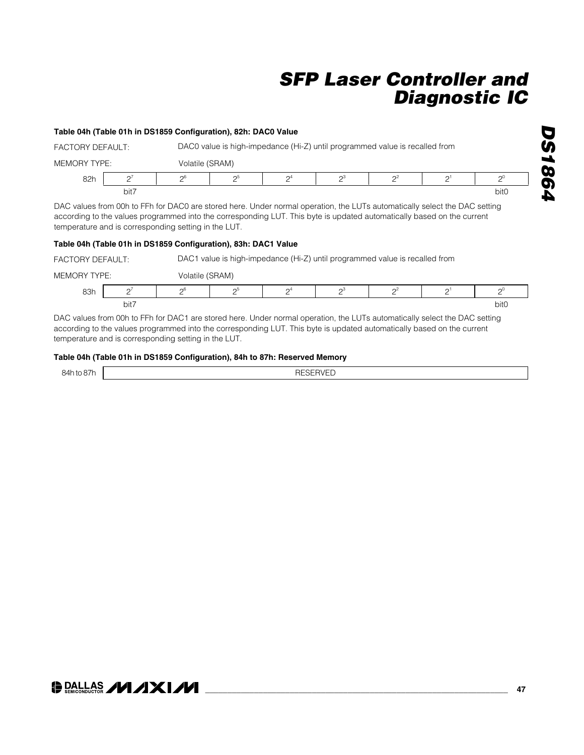#### Table 04h (Table 01h in DS1859 Configuration), 82h: DAC0 Value

FACTORY DEFAULT: DAC0 value is high-impedance (Hi-Z) until programmed value is recalled from

MEMORY TYPE: Volatile (SRAM)

| 82h | $2^7$ | $2^6$ | $2^5$ | $2^4$ | $2^3$ | $2^2$ | $2^1$ | $2^0$ |
|---|---|---|---|---|---|---|---|---|
| | bit7 | | | | | | | bit0 |

DAC values from 00h to FFh for DAC0 are stored here. Under normal operation, the LUTs automatically select the DAC setting according to the values programmed into the corresponding LUT. This byte is updated automatically based on the current temperature and is corresponding setting in the LUT.

#### Table 04h (Table 01h in DS1859 Configuration), 83h: DAC1 Value

FACTORY DEFAULT: DAC1 value is high-impedance (Hi-Z) until programmed value is recalled from

MEMORY TYPE: Volatile (SRAM)

| 83h | $2^7$ | $2^6$ | $2^5$ | $2^4$ | $2^3$ | $2^2$ | $2^1$ | $2^0$ |
|---|---|---|---|---|---|---|---|---|
| | bit7 | | | | | | | bit0 |

DAC values from 00h to FFh for DAC1 are stored here. Under normal operation, the LUTs automatically select the DAC setting according to the values programmed into the corresponding LUT. This byte is updated automatically based on the current temperature and is corresponding setting in the LUT.

#### Table 04h (Table 01h in DS1859 Configuration), 84h to 87h: Reserved Memory

| 84h to 87h | RESERVED |
|---|---|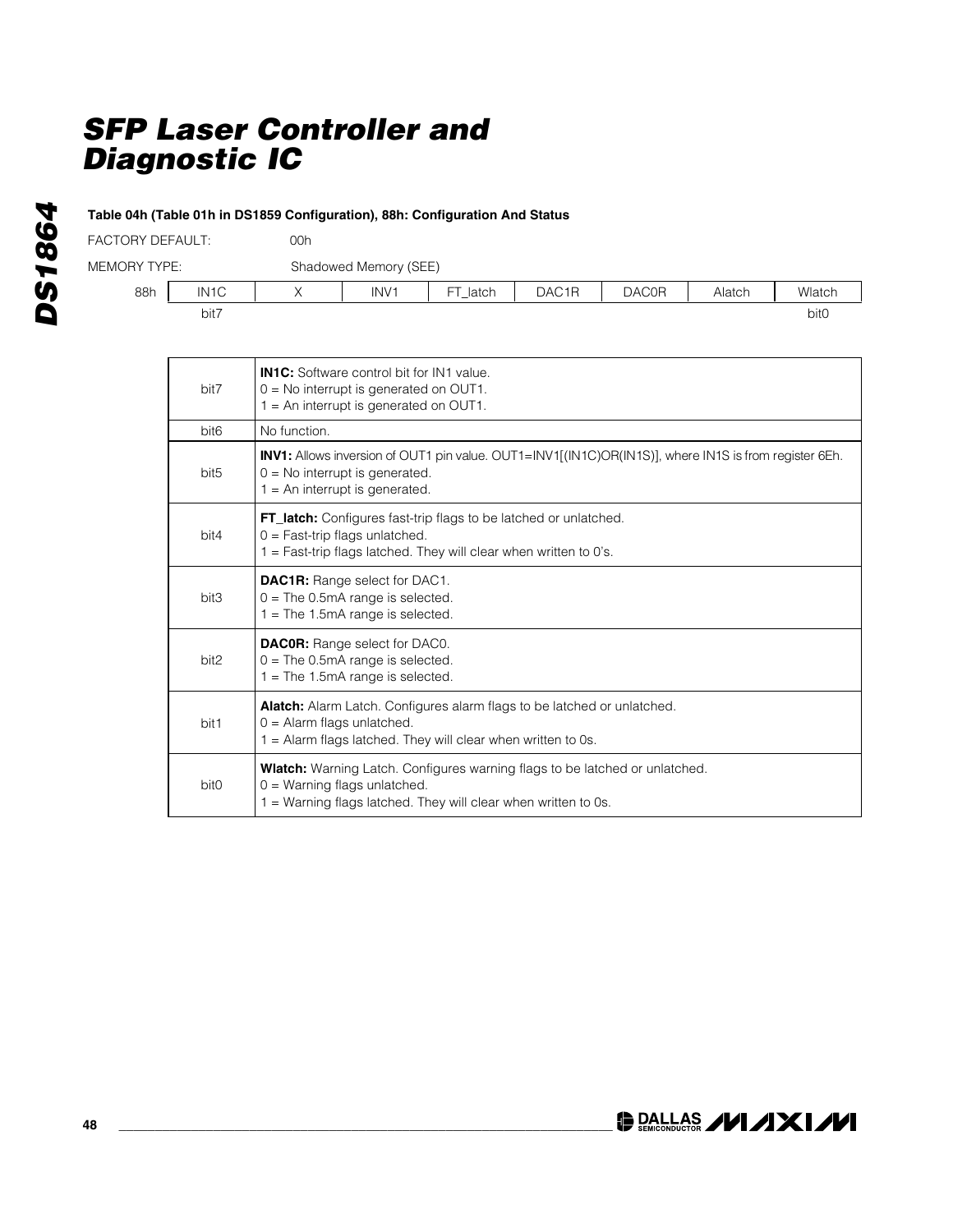**Table 04h (Table 01h in DS1859 Configuration), 88h: Configuration And Status**

FACTORY DEFAULT: 00h

MEMORY TYPE: Shadowed Memory (SEE)

| 88h | IN1C | X | INV1 | FT_latch | DAC1R | DAC0R | Alatch | Wlatch |
|---|---|---|---|---|---|---|---|---|
| | bit7 | | | | | | | bit0 |

| Bit | Description |
|---|---|
| bit7 | **IN1C:** Software control bit for IN1 value.<br>0 = No interrupt is generated on OUT1.<br>1 = An interrupt is generated on OUT1. |
| bit6 | No function. |
| bit5 | **INV1:** Allows inversion of OUT1 pin value. OUT1=INV1[(IN1C)OR(IN1S)], where IN1S is from register 6Eh.<br>0 = No interrupt is generated.<br>1 = An interrupt is generated. |
| bit4 | **FT_latch:** Configures fast-trip flags to be latched or unlatched.<br>0 = Fast-trip flags unlatched.<br>1 = Fast-trip flags latched. They will clear when written to 0's. |
| bit3 | **DAC1R:** Range select for DAC1.<br>0 = The 0.5mA range is selected.<br>1 = The 1.5mA range is selected. |
| bit2 | **DAC0R:** Range select for DAC0.<br>0 = The 0.5mA range is selected.<br>1 = The 1.5mA range is selected. |
| bit1 | **Alatch:** Alarm Latch. Configures alarm flags to be latched or unlatched.<br>0 = Alarm flags unlatched.<br>1 = Alarm flags latched. They will clear when written to 0s. |
| bit0 | **Wlatch:** Warning Latch. Configures warning flags to be latched or unlatched.<br>0 = Warning flags unlatched.<br>1 = Warning flags latched. They will clear when written to 0s. |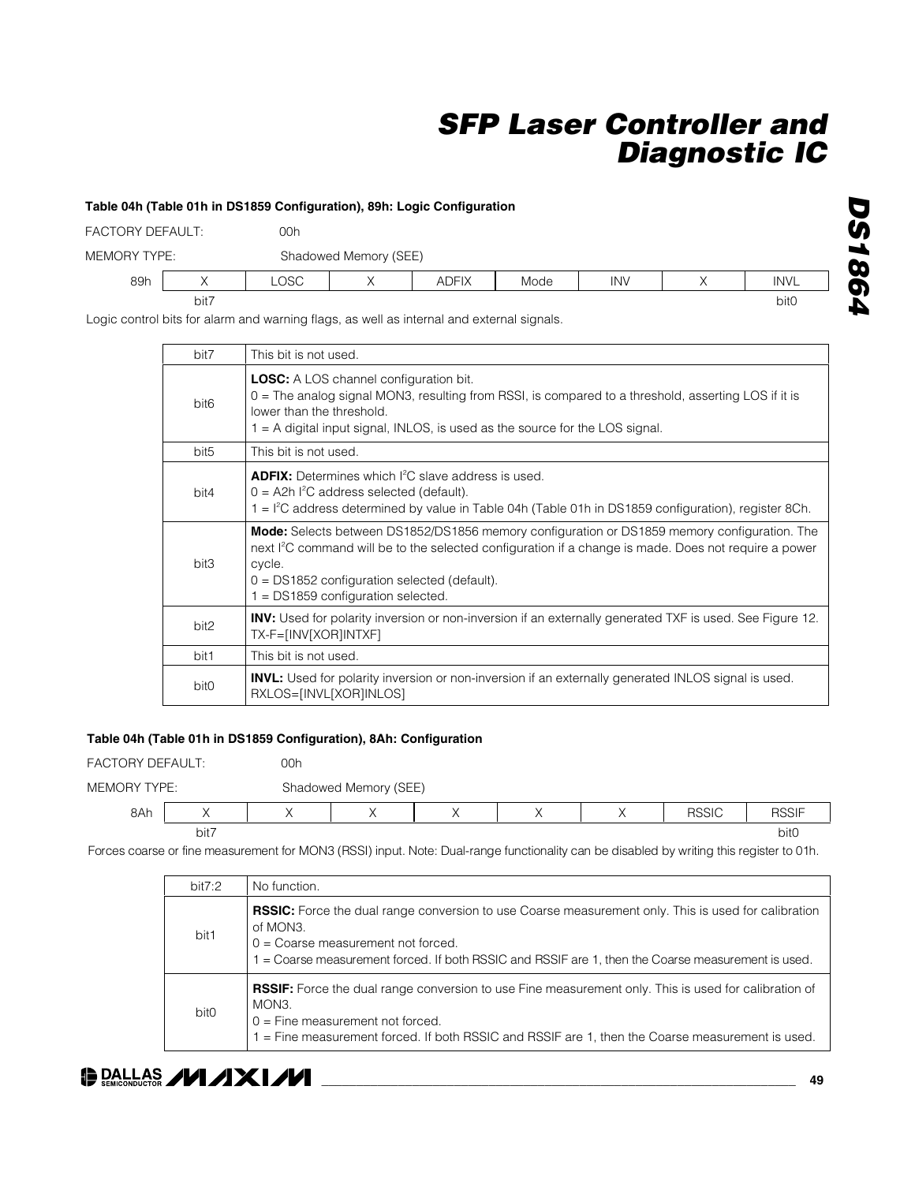#### Table 04h (Table 01h in DS1859 Configuration), 89h: Logic Configuration

FACTORY DEFAULT: 00h

MEMORY TYPE: Shadowed Memory (SEE)

| 89h | X | LOSC | X | ADFIX | Mode | INV | X | INVL |
|---|---|---|---|---|---|---|---|---|
| | bit7 | | | | | | | bit0 |

Logic control bits for alarm and warning flags, as well as internal and external signals.

| | |
|---|---|
| bit7 | This bit is not used. |
| bit6 | **LOSC:** A LOS channel configuration bit.<br>0 = The analog signal MON3, resulting from RSSI, is compared to a threshold, asserting LOS if it is lower than the threshold.<br>1 = A digital input signal, INLOS, is used as the source for the LOS signal. |
| bit5 | This bit is not used. |
| bit4 | **ADFIX:** Determines which I²C slave address is used.<br>0 = A2h I²C address selected (default).<br>1 = I²C address determined by value in Table 04h (Table 01h in DS1859 configuration), register 8Ch. |
| bit3 | **Mode:** Selects between DS1852/DS1856 memory configuration or DS1859 memory configuration. The next I²C command will be to the selected configuration if a change is made. Does not require a power cycle.<br>0 = DS1852 configuration selected (default).<br>1 = DS1859 configuration selected. |
| bit2 | **INV:** Used for polarity inversion or non-inversion if an externally generated TXF is used. See Figure 12.<br>TX-F=[INV[XOR]INTXF] |
| bit1 | This bit is not used. |
| bit0 | **INVL:** Used for polarity inversion or non-inversion if an externally generated INLOS signal is used.<br>RXLOS=[INVL[XOR]INLOS] |

#### Table 04h (Table 01h in DS1859 Configuration), 8Ah: Configuration

FACTORY DEFAULT: 00h

MEMORY TYPE: Shadowed Memory (SEE)

| 8Ah | X | X | X | X | X | X | RSSIC | RSSIF |
|---|---|---|---|---|---|---|---|---|
| | bit7 | | | | | | | bit0 |

Forces coarse or fine measurement for MON3 (RSSI) input. Note: Dual-range functionality can be disabled by writing this register to 01h.

| | |
|---|---|
| bit7:2 | No function. |
| bit1 | **RSSIC:** Force the dual range conversion to use Coarse measurement only. This is used for calibration of MON3.<br>0 = Coarse measurement not forced.<br>1 = Coarse measurement forced. If both RSSIC and RSSIF are 1, then the Coarse measurement is used. |
| bit0 | **RSSIF:** Force the dual range conversion to use Fine measurement only. This is used for calibration of MON3.<br>0 = Fine measurement not forced.<br>1 = Fine measurement forced. If both RSSIC and RSSIF are 1, then the Coarse measurement is used. |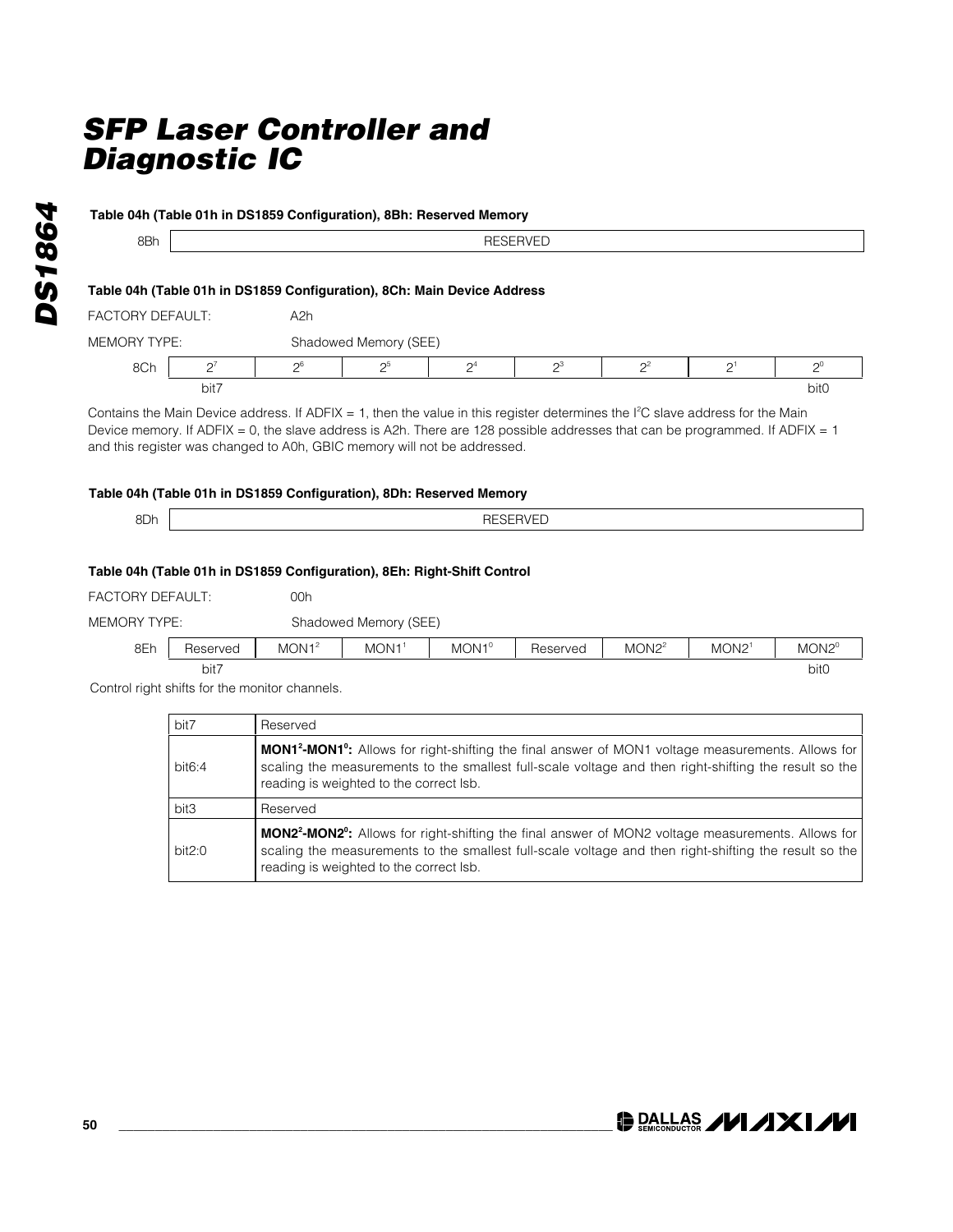### Table 04h (Table 01h in DS1859 Configuration), 8Bh: Reserved Memory

| 8Bh | RESERVED |
|---|---|

### Table 04h (Table 01h in DS1859 Configuration), 8Ch: Main Device Address

FACTORY DEFAULT: A2h

MEMORY TYPE: Shadowed Memory (SEE)

| | bit7 | | | | | | | bit0 |
|---|---|---|---|---|---|---|---|---|
| 8Ch | $2^7$ | $2^6$ | $2^5$ | $2^4$ | $2^3$ | $2^2$ | $2^1$ | $2^0$ |

Contains the Main Device address. If ADFIX = 1, then the value in this register determines the I²C slave address for the Main Device memory. If ADFIX = 0, the slave address is A2h. There are 128 possible addresses that can be programmed. If ADFIX = 1 and this register was changed to A0h, GBIC memory will not be addressed.

### Table 04h (Table 01h in DS1859 Configuration), 8Dh: Reserved Memory

| 8Dh | RESERVED |
|---|---|

### Table 04h (Table 01h in DS1859 Configuration), 8Eh: Right-Shift Control

FACTORY DEFAULT: 00h

MEMORY TYPE: Shadowed Memory (SEE)

| | bit7 | | | | | | | bit0 |
|---|---|---|---|---|---|---|---|---|
| 8Eh | Reserved | $MON1^2$ | $MON1^1$ | $MON1^0$ | Reserved | $MON2^2$ | $MON2^1$ | $MON2^0$ |

Control right shifts for the monitor channels.

| bit7 | Reserved |
|---|---|
| bit6:4 | **$MON1^2$-$MON1^0$:** Allows for right-shifting the final answer of MON1 voltage measurements. Allows for scaling the measurements to the smallest full-scale voltage and then right-shifting the result so the reading is weighted to the correct lsb. |
| bit3 | Reserved |
| bit2:0 | **$MON2^2$-$MON2^0$:** Allows for right-shifting the final answer of MON2 voltage measurements. Allows for scaling the measurements to the smallest full-scale voltage and then right-shifting the result so the reading is weighted to the correct lsb. |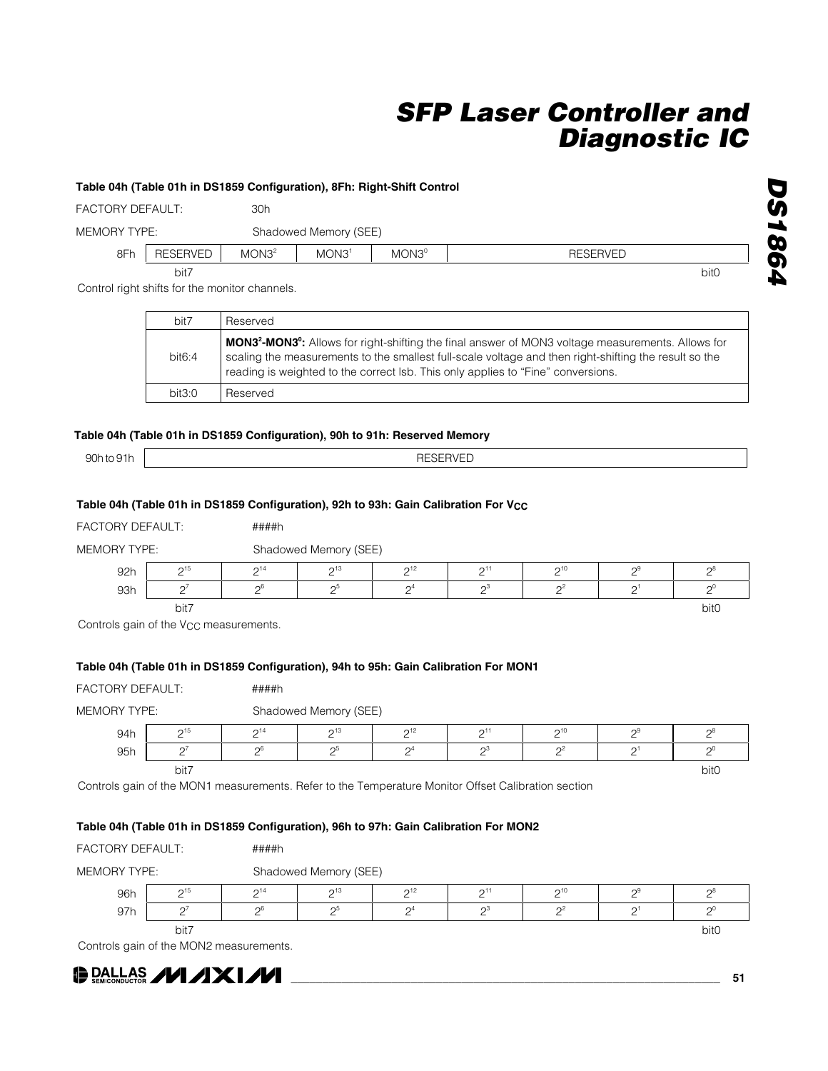#### Table 04h (Table 01h in DS1859 Configuration), 8Fh: Right-Shift Control

FACTORY DEFAULT: 30h

MEMORY TYPE: Shadowed Memory (SEE)

| 8Fh | RESERVED | $MON3^2$ | $MON3^1$ | $MON3^0$ | RESERVED |
|---|---|---|---|---|---|
| | bit7 | | | | bit0 |

Control right shifts for the monitor channels.

| bit7 | Reserved |
|---|---|
| bit6:4 | **$MON3^2$-$MON3^0$:** Allows for right-shifting the final answer of MON3 voltage measurements. Allows for scaling the measurements to the smallest full-scale voltage and then right-shifting the result so the reading is weighted to the correct lsb. This only applies to "Fine" conversions. |
| bit3:0 | Reserved |

#### Table 04h (Table 01h in DS1859 Configuration), 90h to 91h: Reserved Memory

| 90h to 91h | RESERVED |
|---|---|

#### Table 04h (Table 01h in DS1859 Configuration), 92h to 93h: Gain Calibration For $V_{CC}$

FACTORY DEFAULT: ####h

MEMORY TYPE: Shadowed Memory (SEE)

| | | | | | | | | |
|---|---|---|---|---|---|---|---|---|
| 92h | $2^{15}$ | $2^{14}$ | $2^{13}$ | $2^{12}$ | $2^{11}$ | $2^{10}$ | $2^9$ | $2^8$ |
| 93h | $2^7$ | $2^6$ | $2^5$ | $2^4$ | $2^3$ | $2^2$ | $2^1$ | $2^0$ |
| | bit7 | | | | | | | bit0 |

Controls gain of the $V_{CC}$ measurements.

#### Table 04h (Table 01h in DS1859 Configuration), 94h to 95h: Gain Calibration For MON1

FACTORY DEFAULT: ####h

MEMORY TYPE: Shadowed Memory (SEE)

| | | | | | | | | |
|---|---|---|---|---|---|---|---|---|
| 94h | $2^{15}$ | $2^{14}$ | $2^{13}$ | $2^{12}$ | $2^{11}$ | $2^{10}$ | $2^9$ | $2^8$ |
| 95h | $2^7$ | $2^6$ | $2^5$ | $2^4$ | $2^3$ | $2^2$ | $2^1$ | $2^0$ |
| | bit7 | | | | | | | bit0 |

Controls gain of the MON1 measurements. Refer to the Temperature Monitor Offset Calibration section

#### Table 04h (Table 01h in DS1859 Configuration), 96h to 97h: Gain Calibration For MON2

FACTORY DEFAULT: ####h

MEMORY TYPE: Shadowed Memory (SEE)

| | | | | | | | | |
|---|---|---|---|---|---|---|---|---|
| 96h | $2^{15}$ | $2^{14}$ | $2^{13}$ | $2^{12}$ | $2^{11}$ | $2^{10}$ | $2^9$ | $2^8$ |
| 97h | $2^7$ | $2^6$ | $2^5$ | $2^4$ | $2^3$ | $2^2$ | $2^1$ | $2^0$ |
| | bit7 | | | | | | | bit0 |

Controls gain of the MON2 measurements.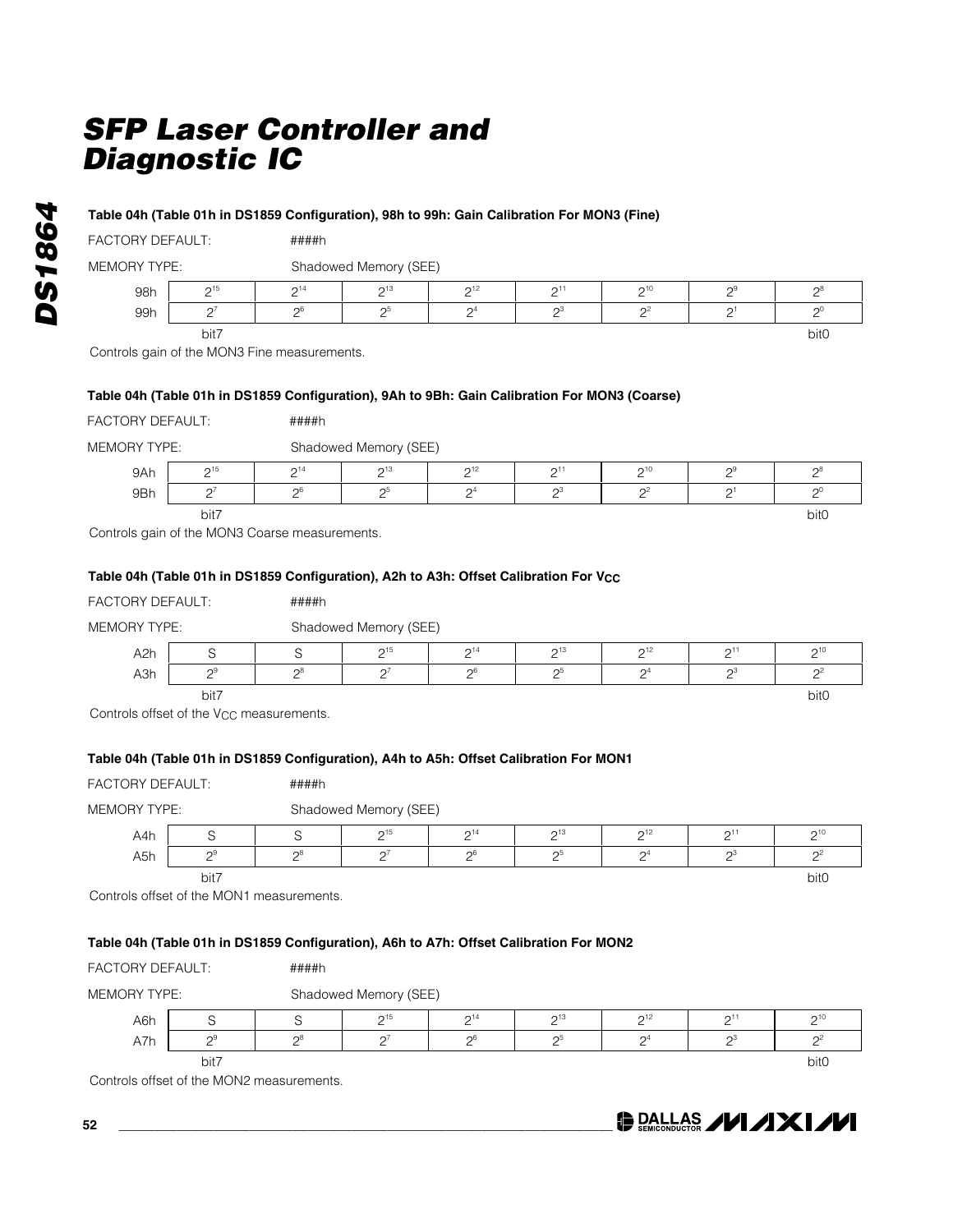### Table 04h (Table 01h in DS1859 Configuration), 98h to 99h: Gain Calibration For MON3 (Fine)

FACTORY DEFAULT: ####h

MEMORY TYPE: Shadowed Memory (SEE)

| | bit7 | | | | | | | bit0 |
|---|---|---|---|---|---|---|---|---|
| 98h | $2^{15}$ | $2^{14}$ | $2^{13}$ | $2^{12}$ | $2^{11}$ | $2^{10}$ | $2^{9}$ | $2^{8}$ |
| 99h | $2^{7}$ | $2^{6}$ | $2^{5}$ | $2^{4}$ | $2^{3}$ | $2^{2}$ | $2^{1}$ | $2^{0}$ |

Controls gain of the MON3 Fine measurements.

### Table 04h (Table 01h in DS1859 Configuration), 9Ah to 9Bh: Gain Calibration For MON3 (Coarse)

FACTORY DEFAULT: ####h

MEMORY TYPE: Shadowed Memory (SEE)

| | bit7 | | | | | | | bit0 |
|---|---|---|---|---|---|---|---|---|
| 9Ah | $2^{15}$ | $2^{14}$ | $2^{13}$ | $2^{12}$ | $2^{11}$ | $2^{10}$ | $2^{9}$ | $2^{8}$ |
| 9Bh | $2^{7}$ | $2^{6}$ | $2^{5}$ | $2^{4}$ | $2^{3}$ | $2^{2}$ | $2^{1}$ | $2^{0}$ |

Controls gain of the MON3 Coarse measurements.

### Table 04h (Table 01h in DS1859 Configuration), A2h to A3h: Offset Calibration For $V_{CC}$

FACTORY DEFAULT: ####h

MEMORY TYPE: Shadowed Memory (SEE)

| | bit7 | | | | | | | bit0 |
|---|---|---|---|---|---|---|---|---|
| A2h | S | S | $2^{15}$ | $2^{14}$ | $2^{13}$ | $2^{12}$ | $2^{11}$ | $2^{10}$ |
| A3h | $2^{9}$ | $2^{8}$ | $2^{7}$ | $2^{6}$ | $2^{5}$ | $2^{4}$ | $2^{3}$ | $2^{2}$ |

Controls offset of the $V_{CC}$ measurements.

### Table 04h (Table 01h in DS1859 Configuration), A4h to A5h: Offset Calibration For MON1

FACTORY DEFAULT: ####h

MEMORY TYPE: Shadowed Memory (SEE)

| | bit7 | | | | | | | bit0 |
|---|---|---|---|---|---|---|---|---|
| A4h | S | S | $2^{15}$ | $2^{14}$ | $2^{13}$ | $2^{12}$ | $2^{11}$ | $2^{10}$ |
| A5h | $2^{9}$ | $2^{8}$ | $2^{7}$ | $2^{6}$ | $2^{5}$ | $2^{4}$ | $2^{3}$ | $2^{2}$ |

Controls offset of the MON1 measurements.

### Table 04h (Table 01h in DS1859 Configuration), A6h to A7h: Offset Calibration For MON2

FACTORY DEFAULT: ####h

MEMORY TYPE: Shadowed Memory (SEE)

| | bit7 | | | | | | | bit0 |
|---|---|---|---|---|---|---|---|---|
| A6h | S | S | $2^{15}$ | $2^{14}$ | $2^{13}$ | $2^{12}$ | $2^{11}$ | $2^{10}$ |
| A7h | $2^{9}$ | $2^{8}$ | $2^{7}$ | $2^{6}$ | $2^{5}$ | $2^{4}$ | $2^{3}$ | $2^{2}$ |

Controls offset of the MON2 measurements.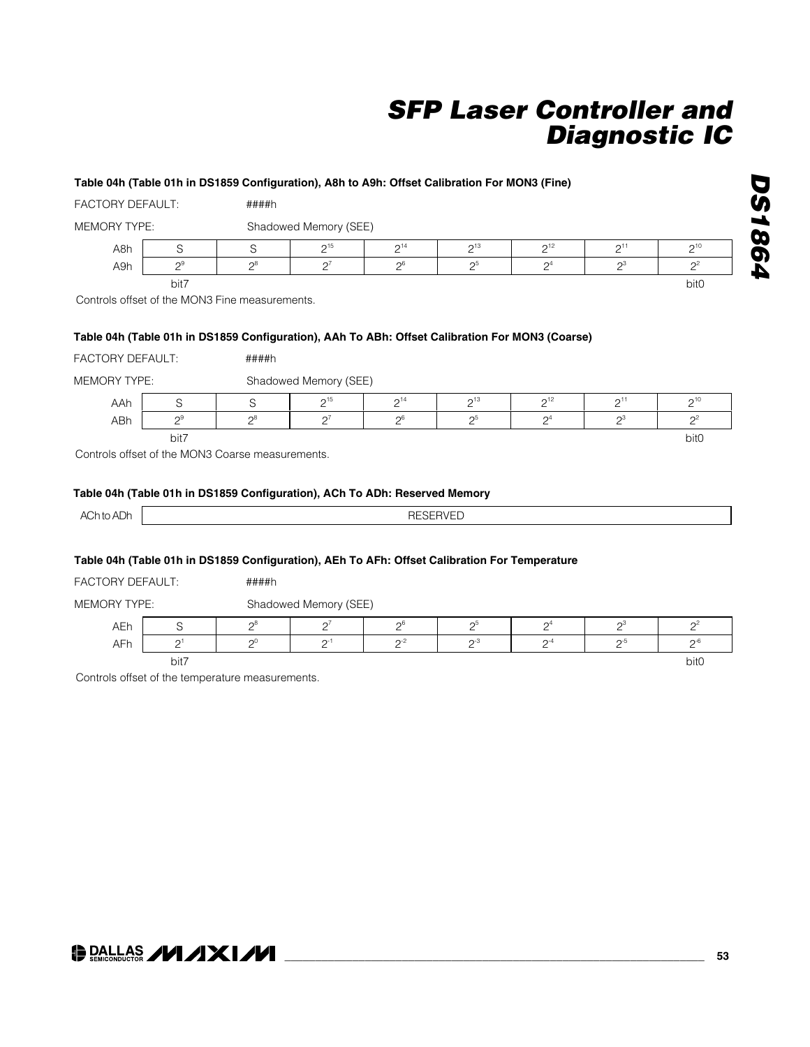#### Table 04h (Table 01h in DS1859 Configuration), A8h to A9h: Offset Calibration For MON3 (Fine)

FACTORY DEFAULT: ####h

MEMORY TYPE: Shadowed Memory (SEE)

| | | | | | | | | |
|---|---|---|---|---|---|---|---|---|
| A8h | S | S | $2^{15}$ | $2^{14}$ | $2^{13}$ | $2^{12}$ | $2^{11}$ | $2^{10}$ |
| A9h | $2^{9}$ | $2^{8}$ | $2^{7}$ | $2^{6}$ | $2^{5}$ | $2^{4}$ | $2^{3}$ | $2^{2}$ |
| | bit7 | | | | | | | bit0 |

Controls offset of the MON3 Fine measurements.

#### Table 04h (Table 01h in DS1859 Configuration), AAh To ABh: Offset Calibration For MON3 (Coarse)

FACTORY DEFAULT: ####h

MEMORY TYPE: Shadowed Memory (SEE)

| | | | | | | | | |
|---|---|---|---|---|---|---|---|---|
| AAh | S | S | $2^{15}$ | $2^{14}$ | $2^{13}$ | $2^{12}$ | $2^{11}$ | $2^{10}$ |
| ABh | $2^{9}$ | $2^{8}$ | $2^{7}$ | $2^{6}$ | $2^{5}$ | $2^{4}$ | $2^{3}$ | $2^{2}$ |
| | bit7 | | | | | | | bit0 |

Controls offset of the MON3 Coarse measurements.

#### Table 04h (Table 01h in DS1859 Configuration), ACh To ADh: Reserved Memory

| | |
|---|---|
| ACh to ADh | RESERVED |

#### Table 04h (Table 01h in DS1859 Configuration), AEh To AFh: Offset Calibration For Temperature

FACTORY DEFAULT: ####h

MEMORY TYPE: Shadowed Memory (SEE)

| | | | | | | | | |
|---|---|---|---|---|---|---|---|---|
| AEh | S | $2^{8}$ | $2^{7}$ | $2^{6}$ | $2^{5}$ | $2^{4}$ | $2^{3}$ | $2^{2}$ |
| AFh | $2^{1}$ | $2^{0}$ | $2^{-1}$ | $2^{-2}$ | $2^{-3}$ | $2^{-4}$ | $2^{-5}$ | $2^{-6}$ |
| | bit7 | | | | | | | bit0 |

Controls offset of the temperature measurements.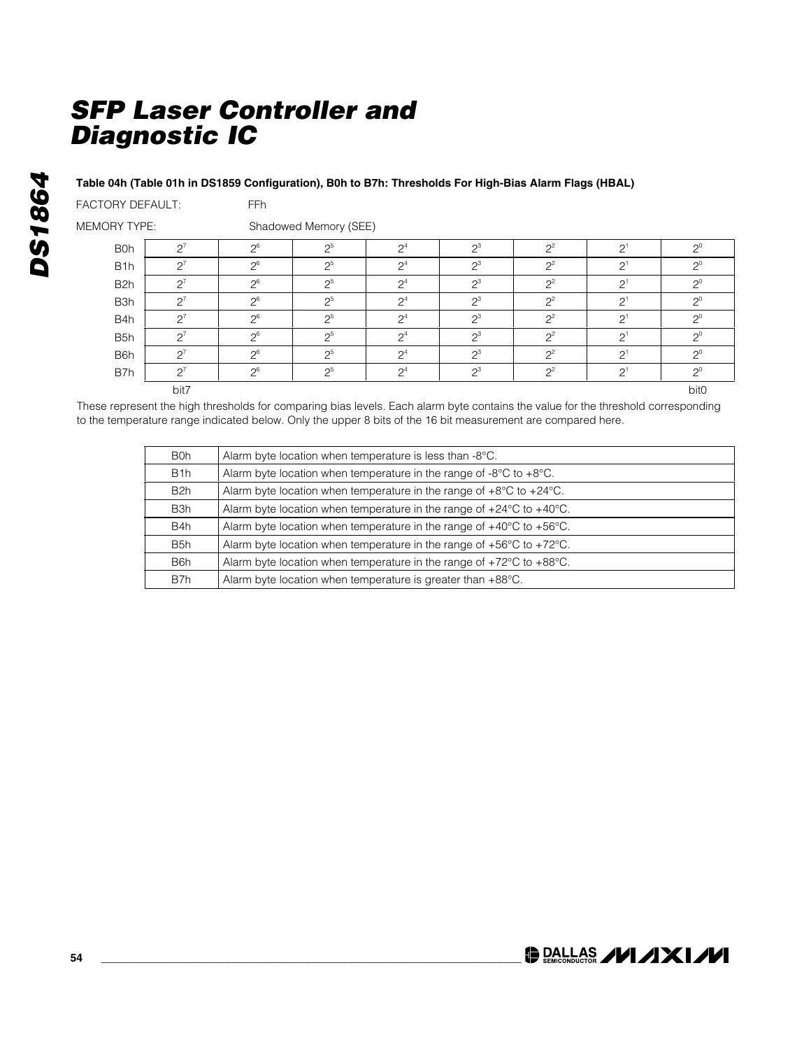# SFP Laser Controller and Diagnostic IC

**Table 04h (Table 01h in DS1859 Configuration), B0h to B7h: Thresholds For High-Bias Alarm Flags (HBAL)**

FACTORY DEFAULT: FFh

MEMORY TYPE: Shadowed Memory (SEE)

| | bit7 | | | | | | | bit0 |
|---|---|---|---|---|---|---|---|---|
| B0h | $2^7$ | $2^6$ | $2^5$ | $2^4$ | $2^3$ | $2^2$ | $2^1$ | $2^0$ |
| B1h | $2^7$ | $2^6$ | $2^5$ | $2^4$ | $2^3$ | $2^2$ | $2^1$ | $2^0$ |
| B2h | $2^7$ | $2^6$ | $2^5$ | $2^4$ | $2^3$ | $2^2$ | $2^1$ | $2^0$ |
| B3h | $2^7$ | $2^6$ | $2^5$ | $2^4$ | $2^3$ | $2^2$ | $2^1$ | $2^0$ |
| B4h | $2^7$ | $2^6$ | $2^5$ | $2^4$ | $2^3$ | $2^2$ | $2^1$ | $2^0$ |
| B5h | $2^7$ | $2^6$ | $2^5$ | $2^4$ | $2^3$ | $2^2$ | $2^1$ | $2^0$ |
| B6h | $2^7$ | $2^6$ | $2^5$ | $2^4$ | $2^3$ | $2^2$ | $2^1$ | $2^0$ |
| B7h | $2^7$ | $2^6$ | $2^5$ | $2^4$ | $2^3$ | $2^2$ | $2^1$ | $2^0$ |

These represent the high thresholds for comparing bias levels. Each alarm byte contains the value for the threshold corresponding to the temperature range indicated below. Only the upper 8 bits of the 16 bit measurement are compared here.

| Address | Description |
|---|---|
| B0h | Alarm byte location when temperature is less than -8°C. |
| B1h | Alarm byte location when temperature in the range of -8°C to +8°C. |
| B2h | Alarm byte location when temperature in the range of +8°C to +24°C. |
| B3h | Alarm byte location when temperature in the range of +24°C to +40°C. |
| B4h | Alarm byte location when temperature in the range of +40°C to +56°C. |
| B5h | Alarm byte location when temperature in the range of +56°C to +72°C. |
| B6h | Alarm byte location when temperature in the range of +72°C to +88°C. |
| B7h | Alarm byte location when temperature is greater than +88°C. |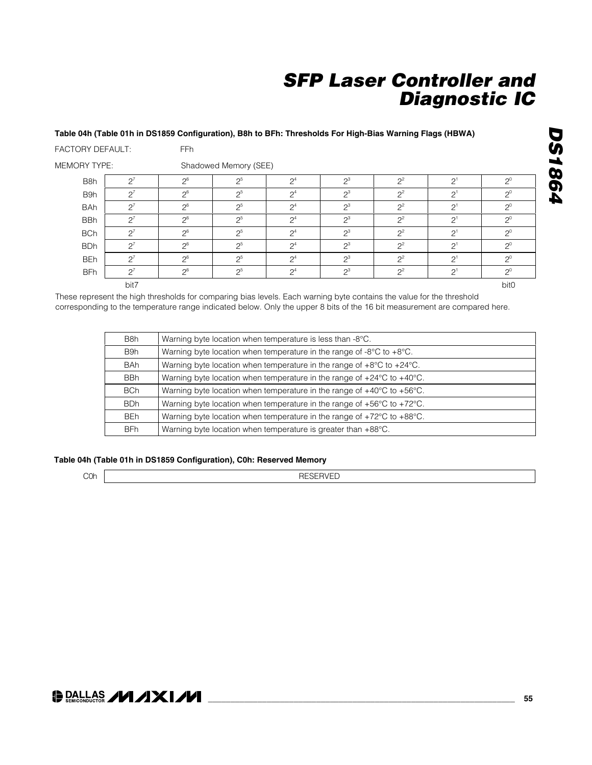#### Table 04h (Table 01h in DS1859 Configuration), B8h to BFh: Thresholds For High-Bias Warning Flags (HBWA)

FACTORY DEFAULT: FFh

MEMORY TYPE: Shadowed Memory (SEE)

| | | | | | | | | |
|---|---|---|---|---|---|---|---|---|
| B8h | $2^7$ | $2^6$ | $2^5$ | $2^4$ | $2^3$ | $2^2$ | $2^1$ | $2^0$ |
| B9h | $2^7$ | $2^6$ | $2^5$ | $2^4$ | $2^3$ | $2^2$ | $2^1$ | $2^0$ |
| BAh | $2^7$ | $2^6$ | $2^5$ | $2^4$ | $2^3$ | $2^2$ | $2^1$ | $2^0$ |
| BBh | $2^7$ | $2^6$ | $2^5$ | $2^4$ | $2^3$ | $2^2$ | $2^1$ | $2^0$ |
| BCh | $2^7$ | $2^6$ | $2^5$ | $2^4$ | $2^3$ | $2^2$ | $2^1$ | $2^0$ |
| BDh | $2^7$ | $2^6$ | $2^5$ | $2^4$ | $2^3$ | $2^2$ | $2^1$ | $2^0$ |
| BEh | $2^7$ | $2^6$ | $2^5$ | $2^4$ | $2^3$ | $2^2$ | $2^1$ | $2^0$ |
| BFh | $2^7$ | $2^6$ | $2^5$ | $2^4$ | $2^3$ | $2^2$ | $2^1$ | $2^0$ |
| | bit7 | | | | | | | bit0 |

These represent the high thresholds for comparing bias levels. Each warning byte contains the value for the threshold corresponding to the temperature range indicated below. Only the upper 8 bits of the 16 bit measurement are compared here.

| | |
|---|---|
| B8h | Warning byte location when temperature is less than -8°C. |
| B9h | Warning byte location when temperature in the range of -8°C to +8°C. |
| BAh | Warning byte location when temperature in the range of +8°C to +24°C. |
| BBh | Warning byte location when temperature in the range of +24°C to +40°C. |
| BCh | Warning byte location when temperature in the range of +40°C to +56°C. |
| BDh | Warning byte location when temperature in the range of +56°C to +72°C. |
| BEh | Warning byte location when temperature in the range of +72°C to +88°C. |
| BFh | Warning byte location when temperature is greater than +88°C. |

#### Table 04h (Table 01h in DS1859 Configuration), C0h: Reserved Memory

| | |
|---|---|
| C0h | RESERVED |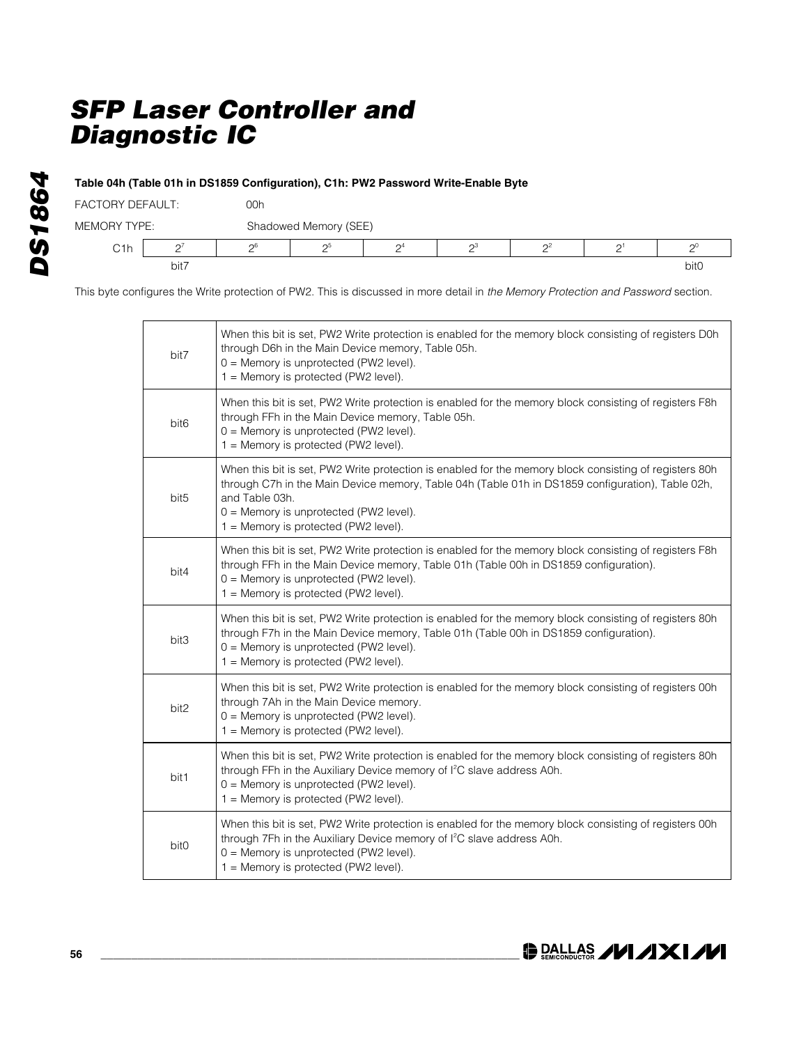**Table 04h (Table 01h in DS1859 Configuration), C1h: PW2 Password Write-Enable Byte**

FACTORY DEFAULT: 00h

MEMORY TYPE: Shadowed Memory (SEE)

| C1h | $2^7$ | $2^6$ | $2^5$ | $2^4$ | $2^3$ | $2^2$ | $2^1$ | $2^0$ |
|---|---|---|---|---|---|---|---|---|
| | bit7 | | | | | | | bit0 |

This byte configures the Write protection of PW2. This is discussed in more detail in *the Memory Protection and Password* section.

| | |
|---|---|
| bit7 | When this bit is set, PW2 Write protection is enabled for the memory block consisting of registers D0h through D6h in the Main Device memory, Table 05h.<br>0 = Memory is unprotected (PW2 level).<br>1 = Memory is protected (PW2 level). |
| bit6 | When this bit is set, PW2 Write protection is enabled for the memory block consisting of registers F8h through FFh in the Main Device memory, Table 05h.<br>0 = Memory is unprotected (PW2 level).<br>1 = Memory is protected (PW2 level). |
| bit5 | When this bit is set, PW2 Write protection is enabled for the memory block consisting of registers 80h through C7h in the Main Device memory, Table 04h (Table 01h in DS1859 configuration), Table 02h, and Table 03h.<br>0 = Memory is unprotected (PW2 level).<br>1 = Memory is protected (PW2 level). |
| bit4 | When this bit is set, PW2 Write protection is enabled for the memory block consisting of registers F8h through FFh in the Main Device memory, Table 01h (Table 00h in DS1859 configuration).<br>0 = Memory is unprotected (PW2 level).<br>1 = Memory is protected (PW2 level). |
| bit3 | When this bit is set, PW2 Write protection is enabled for the memory block consisting of registers 80h through F7h in the Main Device memory, Table 01h (Table 00h in DS1859 configuration).<br>0 = Memory is unprotected (PW2 level).<br>1 = Memory is protected (PW2 level). |
| bit2 | When this bit is set, PW2 Write protection is enabled for the memory block consisting of registers 00h through 7Ah in the Main Device memory.<br>0 = Memory is unprotected (PW2 level).<br>1 = Memory is protected (PW2 level). |
| bit1 | When this bit is set, PW2 Write protection is enabled for the memory block consisting of registers 80h through FFh in the Auxiliary Device memory of $I^2C$ slave address A0h.<br>0 = Memory is unprotected (PW2 level).<br>1 = Memory is protected (PW2 level). |
| bit0 | When this bit is set, PW2 Write protection is enabled for the memory block consisting of registers 00h through 7Fh in the Auxiliary Device memory of $I^2C$ slave address A0h.<br>0 = Memory is unprotected (PW2 level).<br>1 = Memory is protected (PW2 level). |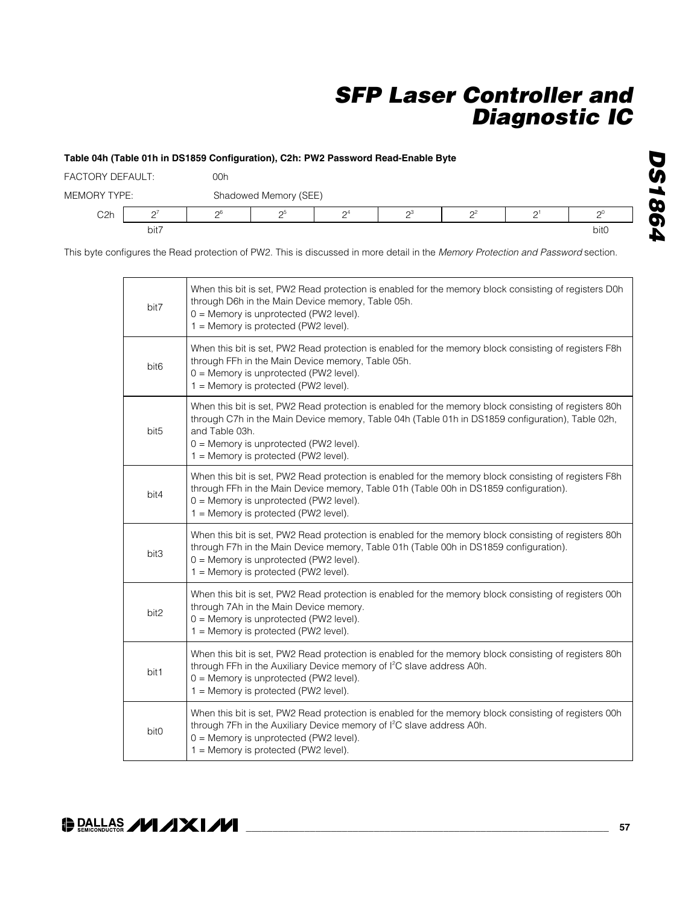### Table 04h (Table 01h in DS1859 Configuration), C2h: PW2 Password Read-Enable Byte

FACTORY DEFAULT: 00h

MEMORY TYPE: Shadowed Memory (SEE)

| C2h | $2^7$ | $2^6$ | $2^5$ | $2^4$ | $2^3$ | $2^2$ | $2^1$ | $2^0$ |
|---|---|---|---|---|---|---|---|---|
| | bit7 | | | | | | | bit0 |

This byte configures the Read protection of PW2. This is discussed in more detail in the *Memory Protection and Password* section.

| | |
|---|---|
| bit7 | When this bit is set, PW2 Read protection is enabled for the memory block consisting of registers D0h through D6h in the Main Device memory, Table 05h.<br>0 = Memory is unprotected (PW2 level).<br>1 = Memory is protected (PW2 level). |
| bit6 | When this bit is set, PW2 Read protection is enabled for the memory block consisting of registers F8h through FFh in the Main Device memory, Table 05h.<br>0 = Memory is unprotected (PW2 level).<br>1 = Memory is protected (PW2 level). |
| bit5 | When this bit is set, PW2 Read protection is enabled for the memory block consisting of registers 80h through C7h in the Main Device memory, Table 04h (Table 01h in DS1859 configuration), Table 02h, and Table 03h.<br>0 = Memory is unprotected (PW2 level).<br>1 = Memory is protected (PW2 level). |
| bit4 | When this bit is set, PW2 Read protection is enabled for the memory block consisting of registers F8h through FFh in the Main Device memory, Table 01h (Table 00h in DS1859 configuration).<br>0 = Memory is unprotected (PW2 level).<br>1 = Memory is protected (PW2 level). |
| bit3 | When this bit is set, PW2 Read protection is enabled for the memory block consisting of registers 80h through F7h in the Main Device memory, Table 01h (Table 00h in DS1859 configuration).<br>0 = Memory is unprotected (PW2 level).<br>1 = Memory is protected (PW2 level). |
| bit2 | When this bit is set, PW2 Read protection is enabled for the memory block consisting of registers 00h through 7Ah in the Main Device memory.<br>0 = Memory is unprotected (PW2 level).<br>1 = Memory is protected (PW2 level). |
| bit1 | When this bit is set, PW2 Read protection is enabled for the memory block consisting of registers 80h through FFh in the Auxiliary Device memory of I²C slave address A0h.<br>0 = Memory is unprotected (PW2 level).<br>1 = Memory is protected (PW2 level). |
| bit0 | When this bit is set, PW2 Read protection is enabled for the memory block consisting of registers 00h through 7Fh in the Auxiliary Device memory of I²C slave address A0h.<br>0 = Memory is unprotected (PW2 level).<br>1 = Memory is protected (PW2 level). |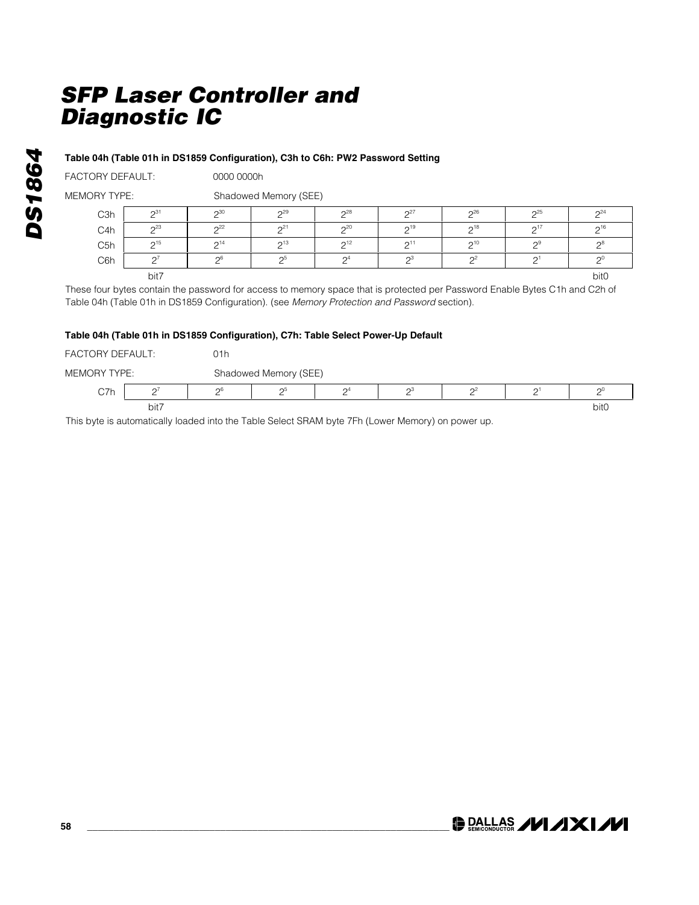#### Table 04h (Table 01h in DS1859 Configuration), C3h to C6h: PW2 Password Setting

FACTORY DEFAULT: 0000 0000h

MEMORY TYPE: Shadowed Memory (SEE)

| | bit7 | | | | | | | bit0 |
|---|---|---|---|---|---|---|---|---|
| C3h | $2^{31}$ | $2^{30}$ | $2^{29}$ | $2^{28}$ | $2^{27}$ | $2^{26}$ | $2^{25}$ | $2^{24}$ |
| C4h | $2^{23}$ | $2^{22}$ | $2^{21}$ | $2^{20}$ | $2^{19}$ | $2^{18}$ | $2^{17}$ | $2^{16}$ |
| C5h | $2^{15}$ | $2^{14}$ | $2^{13}$ | $2^{12}$ | $2^{11}$ | $2^{10}$ | $2^{9}$ | $2^{8}$ |
| C6h | $2^{7}$ | $2^{6}$ | $2^{5}$ | $2^{4}$ | $2^{3}$ | $2^{2}$ | $2^{1}$ | $2^{0}$ |

These four bytes contain the password for access to memory space that is protected per Password Enable Bytes C1h and C2h of Table 04h (Table 01h in DS1859 Configuration). (see *Memory Protection and Password* section).

#### Table 04h (Table 01h in DS1859 Configuration), C7h: Table Select Power-Up Default

FACTORY DEFAULT: 01h

MEMORY TYPE: Shadowed Memory (SEE)

| | bit7 | | | | | | | bit0 |
|---|---|---|---|---|---|---|---|---|
| C7h | $2^{7}$ | $2^{6}$ | $2^{5}$ | $2^{4}$ | $2^{3}$ | $2^{2}$ | $2^{1}$ | $2^{0}$ |

This byte is automatically loaded into the Table Select SRAM byte 7Fh (Lower Memory) on power up.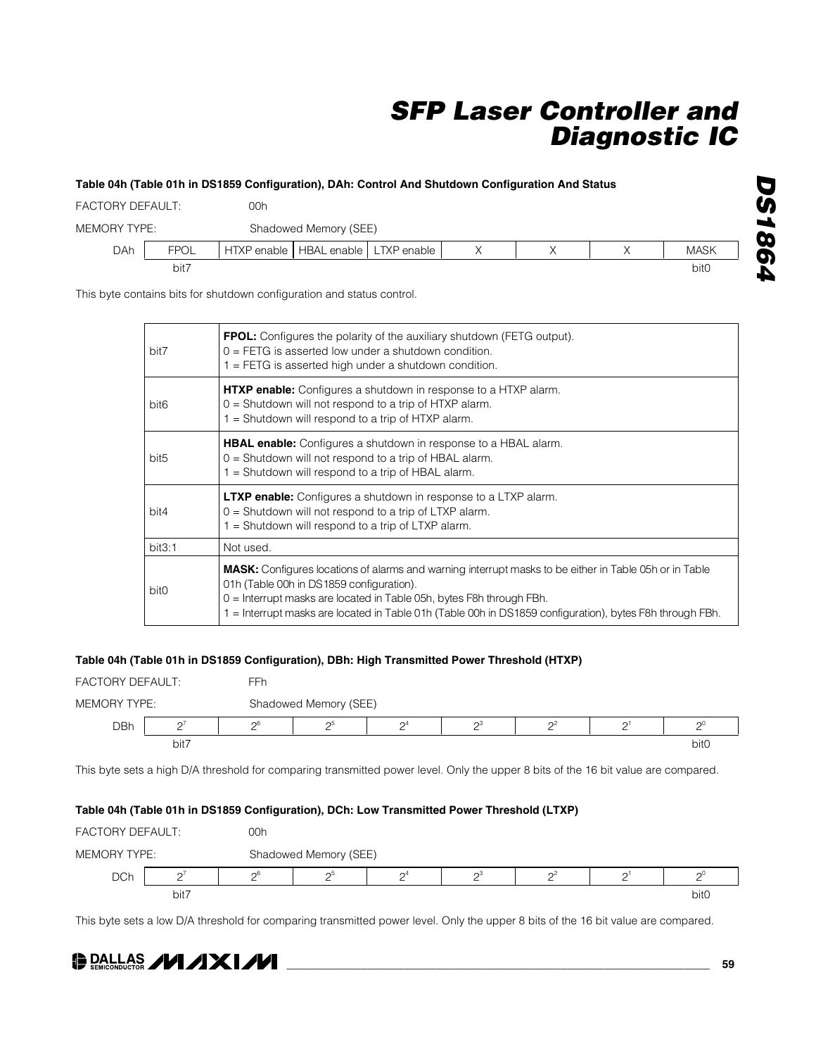#### Table 04h (Table 01h in DS1859 Configuration), DAh: Control And Shutdown Configuration And Status

FACTORY DEFAULT: 00h

MEMORY TYPE: Shadowed Memory (SEE)

| DAh | FPOL | HTXP enable | HBAL enable | LTXP enable | X | X | X | MASK |
|---|---|---|---|---|---|---|---|---|
| | bit7 | | | | | | | bit0 |

This byte contains bits for shutdown configuration and status control.

| | |
|---|---|
| bit7 | **FPOL:** Configures the polarity of the auxiliary shutdown (FETG output).<br>0 = FETG is asserted low under a shutdown condition.<br>1 = FETG is asserted high under a shutdown condition. |
| bit6 | **HTXP enable:** Configures a shutdown in response to a HTXP alarm.<br>0 = Shutdown will not respond to a trip of HTXP alarm.<br>1 = Shutdown will respond to a trip of HTXP alarm. |
| bit5 | **HBAL enable:** Configures a shutdown in response to a HBAL alarm.<br>0 = Shutdown will not respond to a trip of HBAL alarm.<br>1 = Shutdown will respond to a trip of HBAL alarm. |
| bit4 | **LTXP enable:** Configures a shutdown in response to a LTXP alarm.<br>0 = Shutdown will not respond to a trip of LTXP alarm.<br>1 = Shutdown will respond to a trip of LTXP alarm. |
| bit3:1 | Not used. |
| bit0 | **MASK:** Configures locations of alarms and warning interrupt masks to be either in Table 05h or in Table 01h (Table 00h in DS1859 configuration).<br>0 = Interrupt masks are located in Table 05h, bytes F8h through FBh.<br>1 = Interrupt masks are located in Table 01h (Table 00h in DS1859 configuration), bytes F8h through FBh. |

#### Table 04h (Table 01h in DS1859 Configuration), DBh: High Transmitted Power Threshold (HTXP)

FACTORY DEFAULT: FFh

MEMORY TYPE: Shadowed Memory (SEE)

| DBh | $2^7$ | $2^6$ | $2^5$ | $2^4$ | $2^3$ | $2^2$ | $2^1$ | $2^0$ |
|---|---|---|---|---|---|---|---|---|
| | bit7 | | | | | | | bit0 |

This byte sets a high D/A threshold for comparing transmitted power level. Only the upper 8 bits of the 16 bit value are compared.

#### Table 04h (Table 01h in DS1859 Configuration), DCh: Low Transmitted Power Threshold (LTXP)

FACTORY DEFAULT: 00h

MEMORY TYPE: Shadowed Memory (SEE)

| DCh | $2^7$ | $2^6$ | $2^5$ | $2^4$ | $2^3$ | $2^2$ | $2^1$ | $2^0$ |
|---|---|---|---|---|---|---|---|---|
| | bit7 | | | | | | | bit0 |

This byte sets a low D/A threshold for comparing transmitted power level. Only the upper 8 bits of the 16 bit value are compared.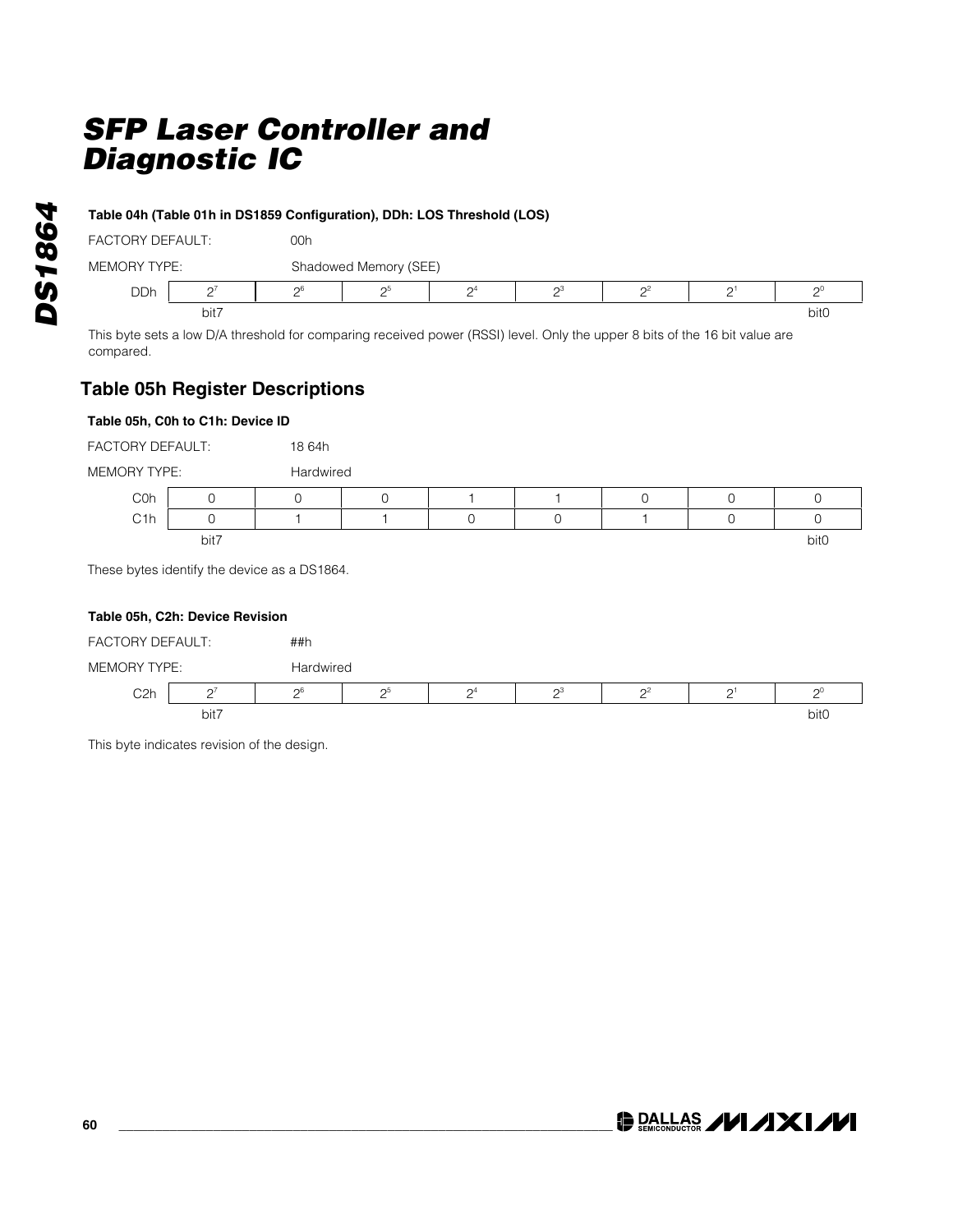#### Table 04h (Table 01h in DS1859 Configuration), DDh: LOS Threshold (LOS)

FACTORY DEFAULT: 00h

MEMORY TYPE: Shadowed Memory (SEE)

| | | | | | | | | |
|---|---|---|---|---|---|---|---|---|
| DDh | $2^7$ | $2^6$ | $2^5$ | $2^4$ | $2^3$ | $2^2$ | $2^1$ | $2^0$ |
| | bit7 | | | | | | | bit0 |

This byte sets a low D/A threshold for comparing received power (RSSI) level. Only the upper 8 bits of the 16 bit value are compared.

## Table 05h Register Descriptions

#### Table 05h, C0h to C1h: Device ID

FACTORY DEFAULT: 18 64h

MEMORY TYPE: Hardwired

| | | | | | | | | |
|---|---|---|---|---|---|---|---|---|
| C0h | 0 | 0 | 0 | 1 | 1 | 0 | 0 | 0 |
| C1h | 0 | 1 | 1 | 0 | 0 | 1 | 0 | 0 |
| | bit7 | | | | | | | bit0 |

These bytes identify the device as a DS1864.

#### Table 05h, C2h: Device Revision

FACTORY DEFAULT: ##h

MEMORY TYPE: Hardwired

| | | | | | | | | |
|---|---|---|---|---|---|---|---|---|
| C2h | $2^7$ | $2^6$ | $2^5$ | $2^4$ | $2^3$ | $2^2$ | $2^1$ | $2^0$ |
| | bit7 | | | | | | | bit0 |

This byte indicates revision of the design.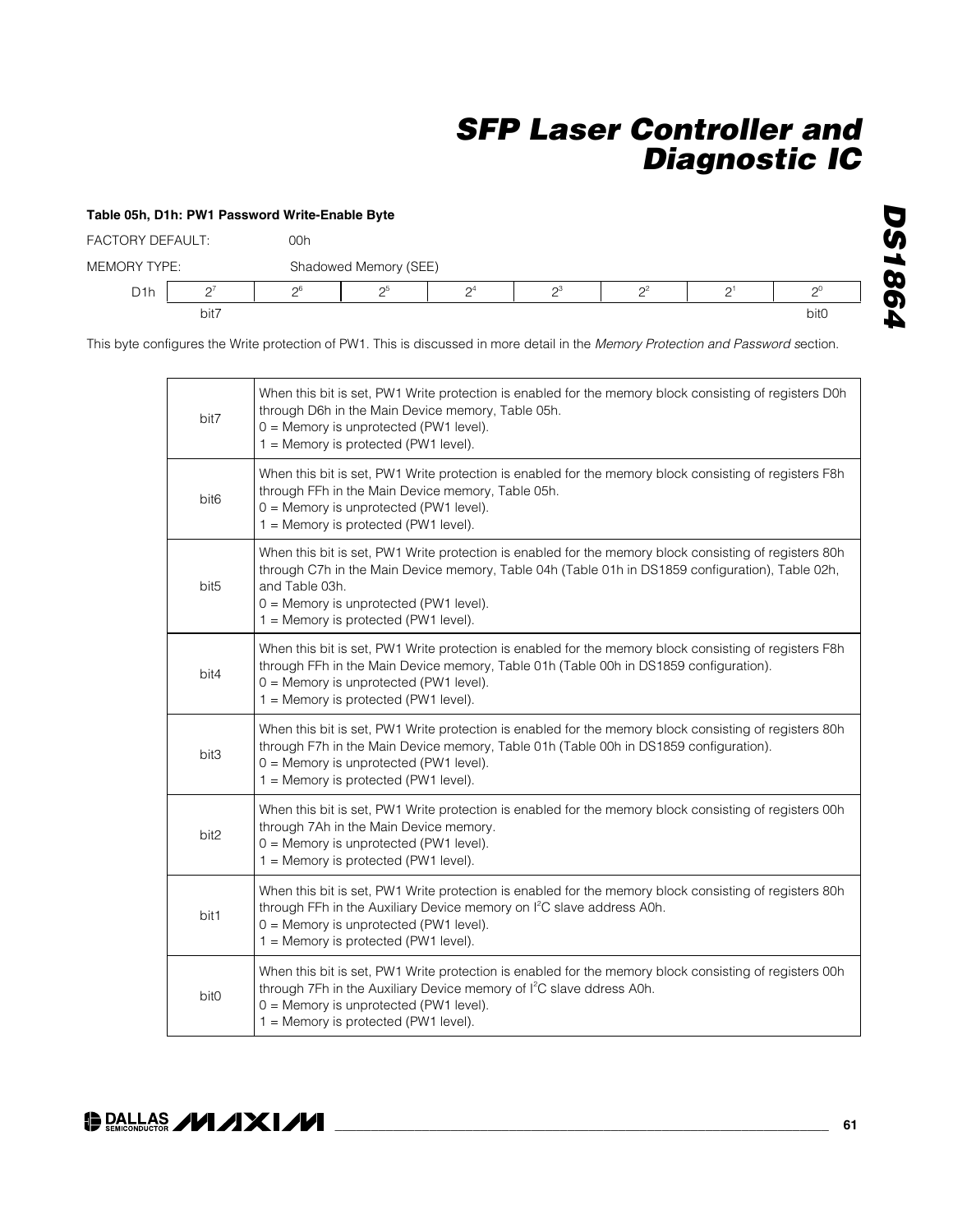**Table 05h, D1h: PW1 Password Write-Enable Byte**

FACTORY DEFAULT: 00h

MEMORY TYPE: Shadowed Memory (SEE)

| D1h | $2^7$ | $2^6$ | $2^5$ | $2^4$ | $2^3$ | $2^2$ | $2^1$ | $2^0$ |
|---|---|---|---|---|---|---|---|---|
| | bit7 | | | | | | | bit0 |

This byte configures the Write protection of PW1. This is discussed in more detail in the *Memory Protection and Password s*ection.

| | |
|---|---|
| bit7 | When this bit is set, PW1 Write protection is enabled for the memory block consisting of registers D0h through D6h in the Main Device memory, Table 05h.<br>0 = Memory is unprotected (PW1 level).<br>1 = Memory is protected (PW1 level). |
| bit6 | When this bit is set, PW1 Write protection is enabled for the memory block consisting of registers F8h through FFh in the Main Device memory, Table 05h.<br>0 = Memory is unprotected (PW1 level).<br>1 = Memory is protected (PW1 level). |
| bit5 | When this bit is set, PW1 Write protection is enabled for the memory block consisting of registers 80h through C7h in the Main Device memory, Table 04h (Table 01h in DS1859 configuration), Table 02h, and Table 03h.<br>0 = Memory is unprotected (PW1 level).<br>1 = Memory is protected (PW1 level). |
| bit4 | When this bit is set, PW1 Write protection is enabled for the memory block consisting of registers F8h through FFh in the Main Device memory, Table 01h (Table 00h in DS1859 configuration).<br>0 = Memory is unprotected (PW1 level).<br>1 = Memory is protected (PW1 level). |
| bit3 | When this bit is set, PW1 Write protection is enabled for the memory block consisting of registers 80h through F7h in the Main Device memory, Table 01h (Table 00h in DS1859 configuration).<br>0 = Memory is unprotected (PW1 level).<br>1 = Memory is protected (PW1 level). |
| bit2 | When this bit is set, PW1 Write protection is enabled for the memory block consisting of registers 00h through 7Ah in the Main Device memory.<br>0 = Memory is unprotected (PW1 level).<br>1 = Memory is protected (PW1 level). |
| bit1 | When this bit is set, PW1 Write protection is enabled for the memory block consisting of registers 80h through FFh in the Auxiliary Device memory on I²C slave address A0h.<br>0 = Memory is unprotected (PW1 level).<br>1 = Memory is protected (PW1 level). |
| bit0 | When this bit is set, PW1 Write protection is enabled for the memory block consisting of registers 00h through 7Fh in the Auxiliary Device memory of I²C slave ddress A0h.<br>0 = Memory is unprotected (PW1 level).<br>1 = Memory is protected (PW1 level). |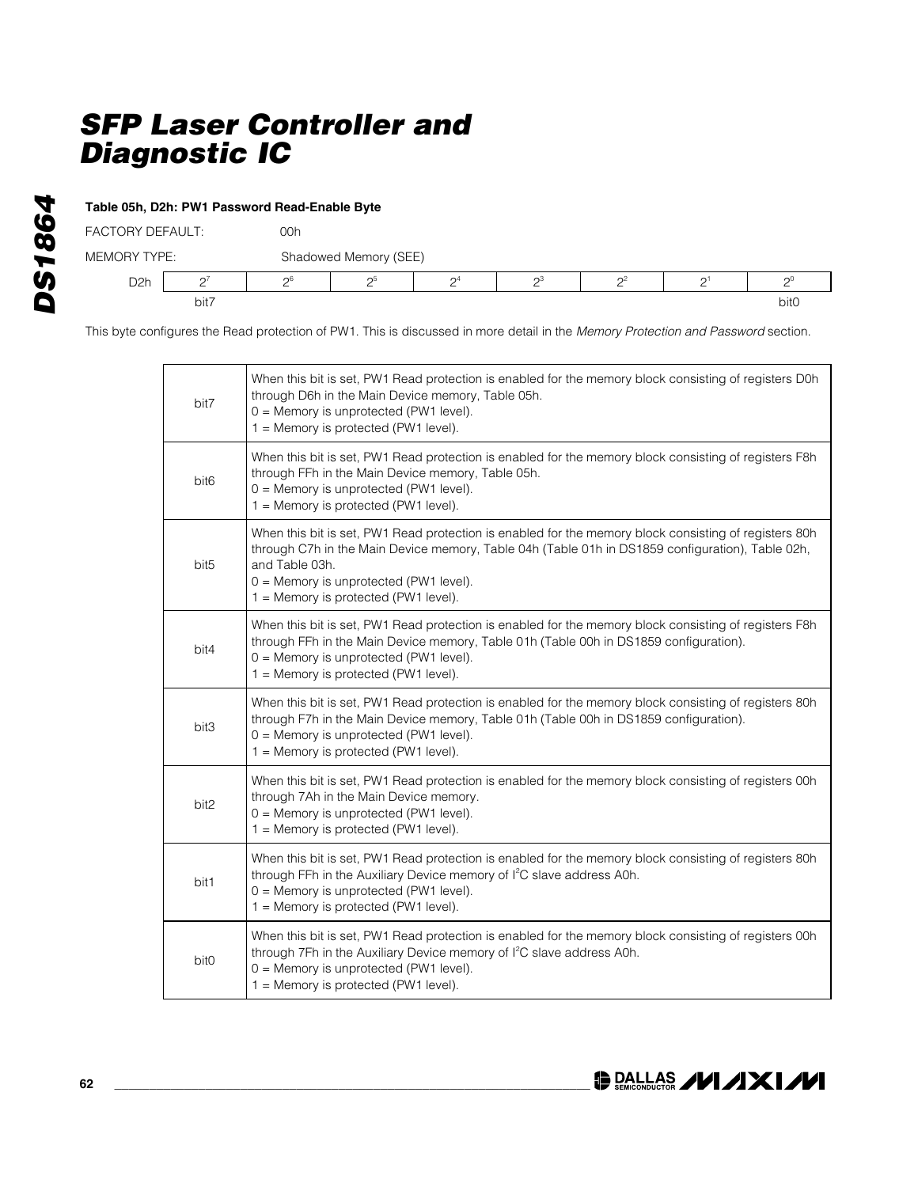#### Table 05h, D2h: PW1 Password Read-Enable Byte

FACTORY DEFAULT: 00h

MEMORY TYPE: Shadowed Memory (SEE)

| D2h | $2^7$ | $2^6$ | $2^5$ | $2^4$ | $2^3$ | $2^2$ | $2^1$ | $2^0$ |
|---|---|---|---|---|---|---|---|---|
| | bit7 | | | | | | | bit0 |

This byte configures the Read protection of PW1. This is discussed in more detail in the *Memory Protection and Password* section.

| | |
|---|---|
| bit7 | When this bit is set, PW1 Read protection is enabled for the memory block consisting of registers D0h through D6h in the Main Device memory, Table 05h.<br>0 = Memory is unprotected (PW1 level).<br>1 = Memory is protected (PW1 level). |
| bit6 | When this bit is set, PW1 Read protection is enabled for the memory block consisting of registers F8h through FFh in the Main Device memory, Table 05h.<br>0 = Memory is unprotected (PW1 level).<br>1 = Memory is protected (PW1 level). |
| bit5 | When this bit is set, PW1 Read protection is enabled for the memory block consisting of registers 80h through C7h in the Main Device memory, Table 04h (Table 01h in DS1859 configuration), Table 02h, and Table 03h.<br>0 = Memory is unprotected (PW1 level).<br>1 = Memory is protected (PW1 level). |
| bit4 | When this bit is set, PW1 Read protection is enabled for the memory block consisting of registers F8h through FFh in the Main Device memory, Table 01h (Table 00h in DS1859 configuration).<br>0 = Memory is unprotected (PW1 level).<br>1 = Memory is protected (PW1 level). |
| bit3 | When this bit is set, PW1 Read protection is enabled for the memory block consisting of registers 80h through F7h in the Main Device memory, Table 01h (Table 00h in DS1859 configuration).<br>0 = Memory is unprotected (PW1 level).<br>1 = Memory is protected (PW1 level). |
| bit2 | When this bit is set, PW1 Read protection is enabled for the memory block consisting of registers 00h through 7Ah in the Main Device memory.<br>0 = Memory is unprotected (PW1 level).<br>1 = Memory is protected (PW1 level). |
| bit1 | When this bit is set, PW1 Read protection is enabled for the memory block consisting of registers 80h through FFh in the Auxiliary Device memory of I²C slave address A0h.<br>0 = Memory is unprotected (PW1 level).<br>1 = Memory is protected (PW1 level). |
| bit0 | When this bit is set, PW1 Read protection is enabled for the memory block consisting of registers 00h through 7Fh in the Auxiliary Device memory of I²C slave address A0h.<br>0 = Memory is unprotected (PW1 level).<br>1 = Memory is protected (PW1 level). |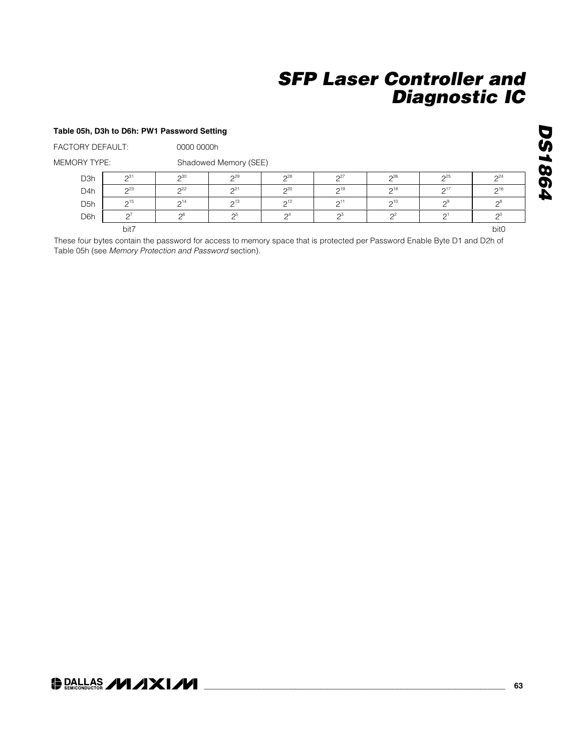**Table 05h, D3h to D6h: PW1 Password Setting**

FACTORY DEFAULT: 0000 0000h

MEMORY TYPE: Shadowed Memory (SEE)

| | | | | | | | | |
|---|---|---|---|---|---|---|---|---|
| D3h | $2^{31}$ | $2^{30}$ | $2^{29}$ | $2^{28}$ | $2^{27}$ | $2^{26}$ | $2^{25}$ | $2^{24}$ |
| D4h | $2^{23}$ | $2^{22}$ | $2^{21}$ | $2^{20}$ | $2^{19}$ | $2^{18}$ | $2^{17}$ | $2^{16}$ |
| D5h | $2^{15}$ | $2^{14}$ | $2^{13}$ | $2^{12}$ | $2^{11}$ | $2^{10}$ | $2^{9}$ | $2^{8}$ |
| D6h | $2^{7}$ | $2^{6}$ | $2^{5}$ | $2^{4}$ | $2^{3}$ | $2^{2}$ | $2^{1}$ | $2^{0}$ |
| | bit7 | | | | | | | bit0 |

These four bytes contain the password for access to memory space that is protected per Password Enable Byte D1 and D2h of Table 05h (see *Memory Protection and Password* section).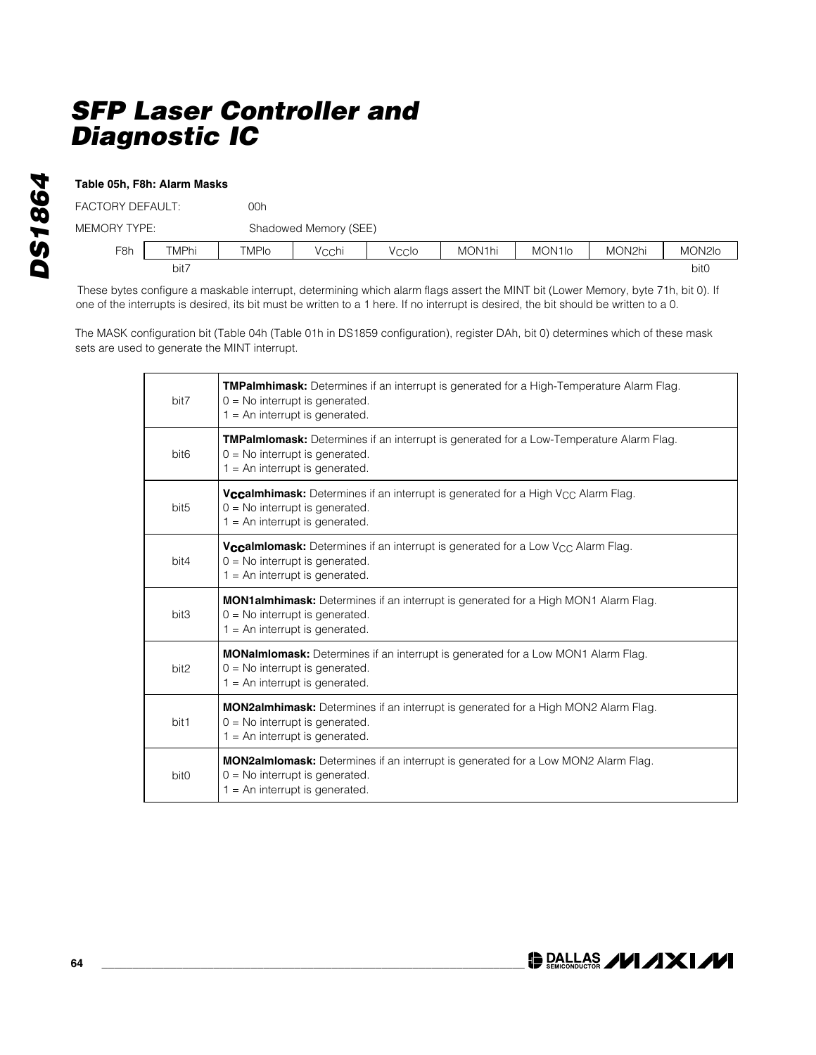### Table 05h, F8h: Alarm Masks

FACTORY DEFAULT: 00h

MEMORY TYPE: Shadowed Memory (SEE)

| F8h | TMPhi | TMPlo | $V_{CC}$hi | $V_{CC}$lo | MON1hi | MON1lo | MON2hi | MON2lo |
|---|---|---|---|---|---|---|---|---|
| | bit7 | | | | | | | bit0 |

These bytes configure a maskable interrupt, determining which alarm flags assert the MINT bit (Lower Memory, byte 71h, bit 0). If one of the interrupts is desired, its bit must be written to a 1 here. If no interrupt is desired, the bit should be written to a 0.

The MASK configuration bit (Table 04h (Table 01h in DS1859 configuration), register DAh, bit 0) determines which of these mask sets are used to generate the MINT interrupt.

| | |
|---|---|
| bit7 | **TMPalmhimask:** Determines if an interrupt is generated for a High-Temperature Alarm Flag.<br>0 = No interrupt is generated.<br>1 = An interrupt is generated. |
| bit6 | **TMPalmlomask:** Determines if an interrupt is generated for a Low-Temperature Alarm Flag.<br>0 = No interrupt is generated.<br>1 = An interrupt is generated. |
| bit5 | **$V_{CC}$almhimask:** Determines if an interrupt is generated for a High $V_{CC}$ Alarm Flag.<br>0 = No interrupt is generated.<br>1 = An interrupt is generated. |
| bit4 | **$V_{CC}$almlomask:** Determines if an interrupt is generated for a Low $V_{CC}$ Alarm Flag.<br>0 = No interrupt is generated.<br>1 = An interrupt is generated. |
| bit3 | **MON1almhimask:** Determines if an interrupt is generated for a High MON1 Alarm Flag.<br>0 = No interrupt is generated.<br>1 = An interrupt is generated. |
| bit2 | **MONalmlomask:** Determines if an interrupt is generated for a Low MON1 Alarm Flag.<br>0 = No interrupt is generated.<br>1 = An interrupt is generated. |
| bit1 | **MON2almhimask:** Determines if an interrupt is generated for a High MON2 Alarm Flag.<br>0 = No interrupt is generated.<br>1 = An interrupt is generated. |
| bit0 | **MON2almlomask:** Determines if an interrupt is generated for a Low MON2 Alarm Flag.<br>0 = No interrupt is generated.<br>1 = An interrupt is generated. |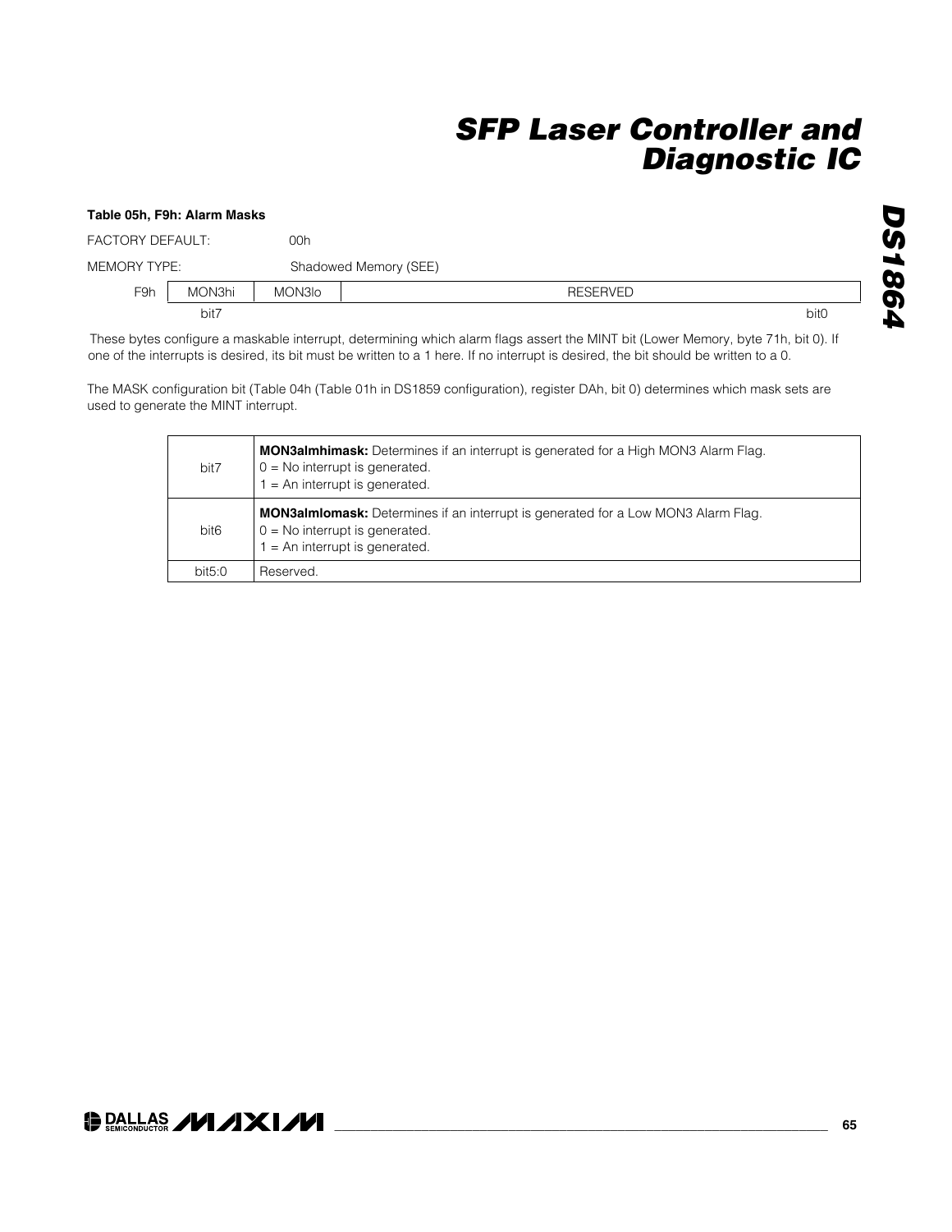**Table 05h, F9h: Alarm Masks**

FACTORY DEFAULT: 00h

MEMORY TYPE: Shadowed Memory (SEE)

| F9h | MON3hi | MON3lo | RESERVED |
|---|---|---|---|
| | bit7 | | bit0 |

These bytes configure a maskable interrupt, determining which alarm flags assert the MINT bit (Lower Memory, byte 71h, bit 0). If one of the interrupts is desired, its bit must be written to a 1 here. If no interrupt is desired, the bit should be written to a 0.

The MASK configuration bit (Table 04h (Table 01h in DS1859 configuration), register DAh, bit 0) determines which mask sets are used to generate the MINT interrupt.

| | |
|---|---|
| bit7 | **MON3almhimask:** Determines if an interrupt is generated for a High MON3 Alarm Flag.<br>0 = No interrupt is generated.<br>1 = An interrupt is generated. |
| bit6 | **MON3almlomask:** Determines if an interrupt is generated for a Low MON3 Alarm Flag.<br>0 = No interrupt is generated.<br>1 = An interrupt is generated. |
| bit5:0 | Reserved. |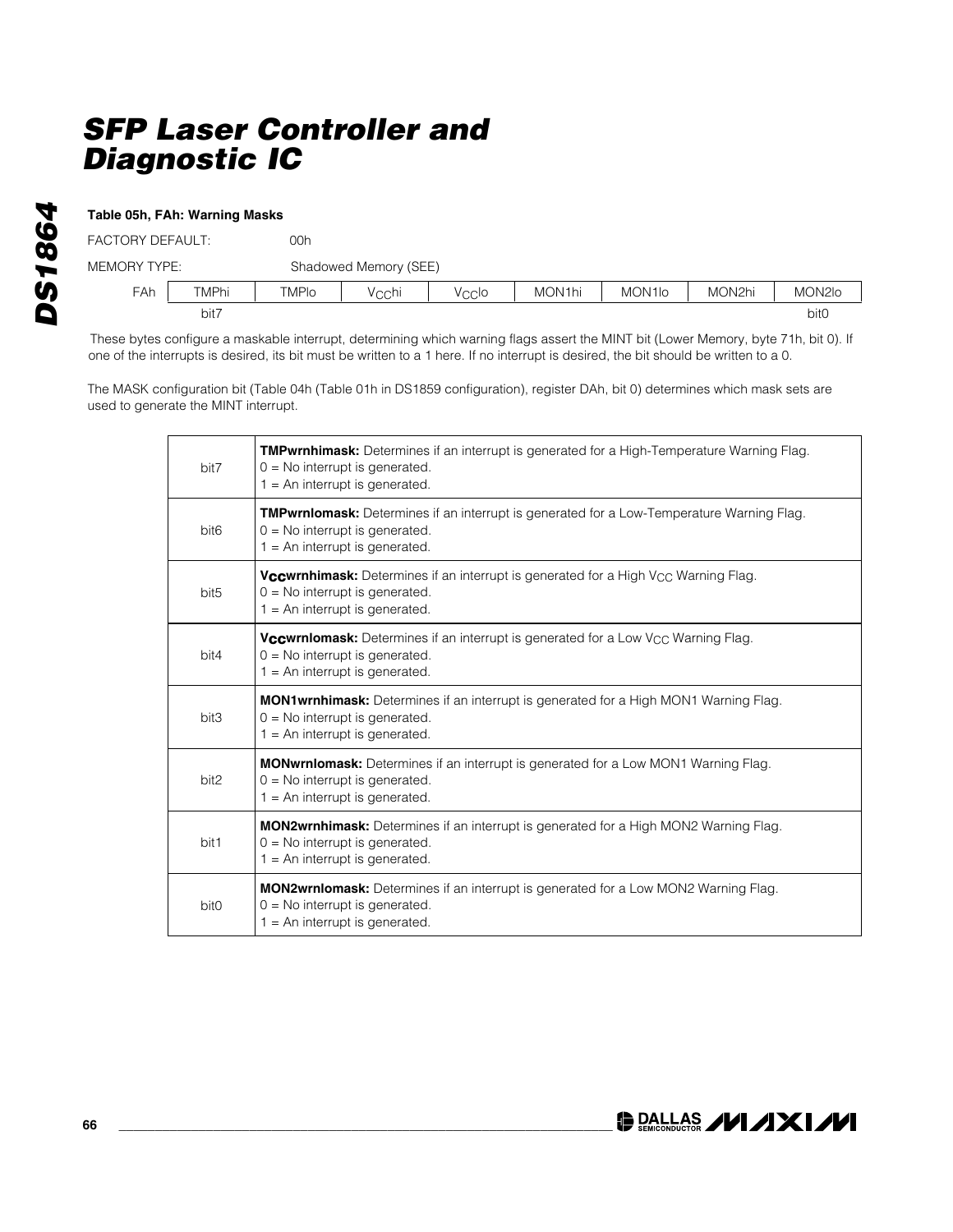### Table 05h, FAh: Warning Masks

FACTORY DEFAULT: 00h

MEMORY TYPE: Shadowed Memory (SEE)

| FAh | TMPhi | TMPlo | $V_{CC}$hi | $V_{CC}$lo | MON1hi | MON1lo | MON2hi | MON2lo |
|---|---|---|---|---|---|---|---|---|
| | bit7 | | | | | | | bit0 |

These bytes configure a maskable interrupt, determining which warning flags assert the MINT bit (Lower Memory, byte 71h, bit 0). If one of the interrupts is desired, its bit must be written to a 1 here. If no interrupt is desired, the bit should be written to a 0.

The MASK configuration bit (Table 04h (Table 01h in DS1859 configuration), register DAh, bit 0) determines which mask sets are used to generate the MINT interrupt.

| | |
|---|---|
| bit7 | **TMPwrnhimask:** Determines if an interrupt is generated for a High-Temperature Warning Flag.<br>0 = No interrupt is generated.<br>1 = An interrupt is generated. |
| bit6 | **TMPwrnlomask:** Determines if an interrupt is generated for a Low-Temperature Warning Flag.<br>0 = No interrupt is generated.<br>1 = An interrupt is generated. |
| bit5 | **$V_{CC}$wrnhimask:** Determines if an interrupt is generated for a High $V_{CC}$ Warning Flag.<br>0 = No interrupt is generated.<br>1 = An interrupt is generated. |
| bit4 | **$V_{CC}$wrnlomask:** Determines if an interrupt is generated for a Low $V_{CC}$ Warning Flag.<br>0 = No interrupt is generated.<br>1 = An interrupt is generated. |
| bit3 | **MON1wrnhimask:** Determines if an interrupt is generated for a High MON1 Warning Flag.<br>0 = No interrupt is generated.<br>1 = An interrupt is generated. |
| bit2 | **MONwrnlomask:** Determines if an interrupt is generated for a Low MON1 Warning Flag.<br>0 = No interrupt is generated.<br>1 = An interrupt is generated. |
| bit1 | **MON2wrnhimask:** Determines if an interrupt is generated for a High MON2 Warning Flag.<br>0 = No interrupt is generated.<br>1 = An interrupt is generated. |
| bit0 | **MON2wrnlomask:** Determines if an interrupt is generated for a Low MON2 Warning Flag.<br>0 = No interrupt is generated.<br>1 = An interrupt is generated. |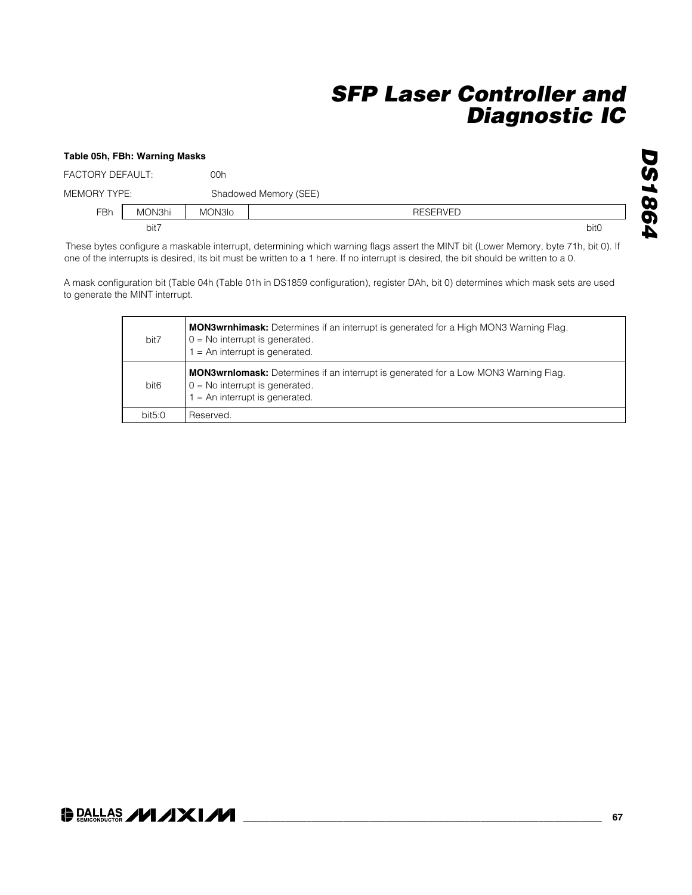### Table 05h, FBh: Warning Masks

FACTORY DEFAULT: 00h

MEMORY TYPE: Shadowed Memory (SEE)

| FBh | MON3hi | MON3lo | RESERVED |
|---|---|---|---|
| | bit7 | | bit0 |

These bytes configure a maskable interrupt, determining which warning flags assert the MINT bit (Lower Memory, byte 71h, bit 0). If one of the interrupts is desired, its bit must be written to a 1 here. If no interrupt is desired, the bit should be written to a 0.

A mask configuration bit (Table 04h (Table 01h in DS1859 configuration), register DAh, bit 0) determines which mask sets are used to generate the MINT interrupt.

| Bit | Description |
|---|---|
| bit7 | **MON3wrnhimask:** Determines if an interrupt is generated for a High MON3 Warning Flag.<br>0 = No interrupt is generated.<br>1 = An interrupt is generated. |
| bit6 | **MON3wrnlomask:** Determines if an interrupt is generated for a Low MON3 Warning Flag.<br>0 = No interrupt is generated.<br>1 = An interrupt is generated. |
| bit5:0 | Reserved. |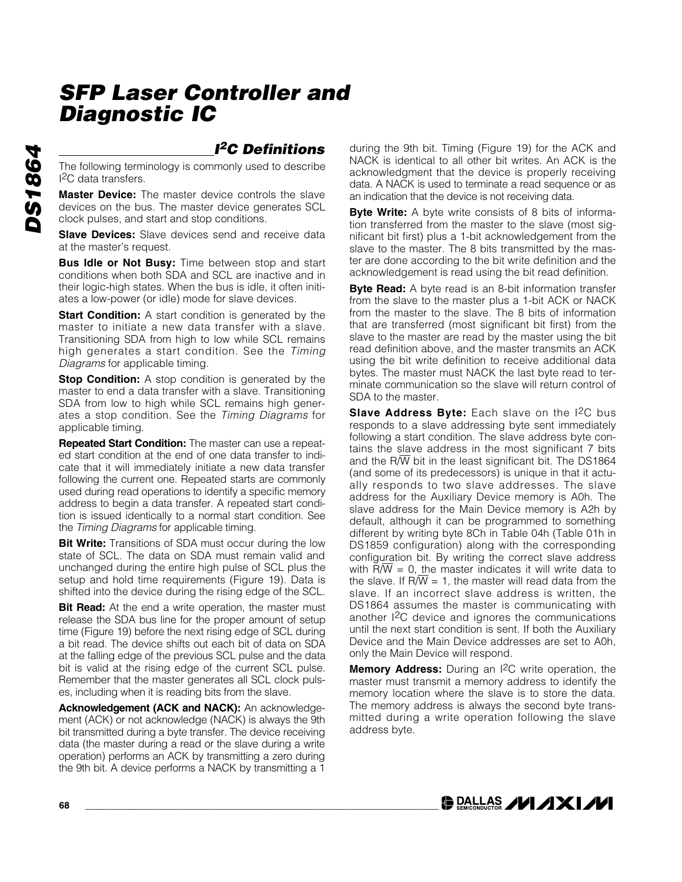## I²C Definitions

The following terminology is commonly used to describe I²C data transfers.

**Master Device:** The master device controls the slave devices on the bus. The master device generates SCL clock pulses, and start and stop conditions.

**Slave Devices:** Slave devices send and receive data at the master's request.

**Bus Idle or Not Busy:** Time between stop and start conditions when both SDA and SCL are inactive and in their logic-high states. When the bus is idle, it often initiates a low-power (or idle) mode for slave devices.

**Start Condition:** A start condition is generated by the master to initiate a new data transfer with a slave. Transitioning SDA from high to low while SCL remains high generates a start condition. See the *Timing Diagrams* for applicable timing.

**Stop Condition:** A stop condition is generated by the master to end a data transfer with a slave. Transitioning SDA from low to high while SCL remains high generates a stop condition. See the *Timing Diagrams* for applicable timing.

**Repeated Start Condition:** The master can use a repeated start condition at the end of one data transfer to indicate that it will immediately initiate a new data transfer following the current one. Repeated starts are commonly used during read operations to identify a specific memory address to begin a data transfer. A repeated start condition is issued identically to a normal start condition. See the *Timing Diagrams* for applicable timing.

**Bit Write:** Transitions of SDA must occur during the low state of SCL. The data on SDA must remain valid and unchanged during the entire high pulse of SCL plus the setup and hold time requirements (Figure 19). Data is shifted into the device during the rising edge of the SCL.

**Bit Read:** At the end a write operation, the master must release the SDA bus line for the proper amount of setup time (Figure 19) before the next rising edge of SCL during a bit read. The device shifts out each bit of data on SDA at the falling edge of the previous SCL pulse and the data bit is valid at the rising edge of the current SCL pulse. Remember that the master generates all SCL clock pulses, including when it is reading bits from the slave.

**Acknowledgement (ACK and NACK):** An acknowledgement (ACK) or not acknowledge (NACK) is always the 9th bit transmitted during a byte transfer. The device receiving data (the master during a read or the slave during a write operation) performs an ACK by transmitting a zero during the 9th bit. A device performs a NACK by transmitting a 1 during the 9th bit. Timing (Figure 19) for the ACK and NACK is identical to all other bit writes. An ACK is the acknowledgment that the device is properly receiving data. A NACK is used to terminate a read sequence or as an indication that the device is not receiving data.

**Byte Write:** A byte write consists of 8 bits of information transferred from the master to the slave (most significant bit first) plus a 1-bit acknowledgement from the slave to the master. The 8 bits transmitted by the master are done according to the bit write definition and the acknowledgement is read using the bit read definition.

**Byte Read:** A byte read is an 8-bit information transfer from the slave to the master plus a 1-bit ACK or NACK from the master to the slave. The 8 bits of information that are transferred (most significant bit first) from the slave to the master are read by the master using the bit read definition above, and the master transmits an ACK using the bit write definition to receive additional data bytes. The master must NACK the last byte read to terminate communication so the slave will return control of SDA to the master.

**Slave Address Byte:** Each slave on the I²C bus responds to a slave addressing byte sent immediately following a start condition. The slave address byte contains the slave address in the most significant 7 bits and the $R/\overline{W}$ bit in the least significant bit. The DS1864 (and some of its predecessors) is unique in that it actually responds to two slave addresses. The slave address for the Auxiliary Device memory is A0h. The slave address for the Main Device memory is A2h by default, although it can be programmed to something different by writing byte 8Ch in Table 04h (Table 01h in DS1859 configuration) along with the corresponding configuration bit. By writing the correct slave address with $R/\overline{W}$ = 0, the master indicates it will write data to the slave. If $R/\overline{W}$ = 1, the master will read data from the slave. If an incorrect slave address is written, the DS1864 assumes the master is communicating with another I²C device and ignores the communications until the next start condition is sent. If both the Auxiliary Device and the Main Device addresses are set to A0h, only the Main Device will respond.

**Memory Address:** During an I²C write operation, the master must transmit a memory address to identify the memory location where the slave is to store the data. The memory address is always the second byte transmitted during a write operation following the slave address byte.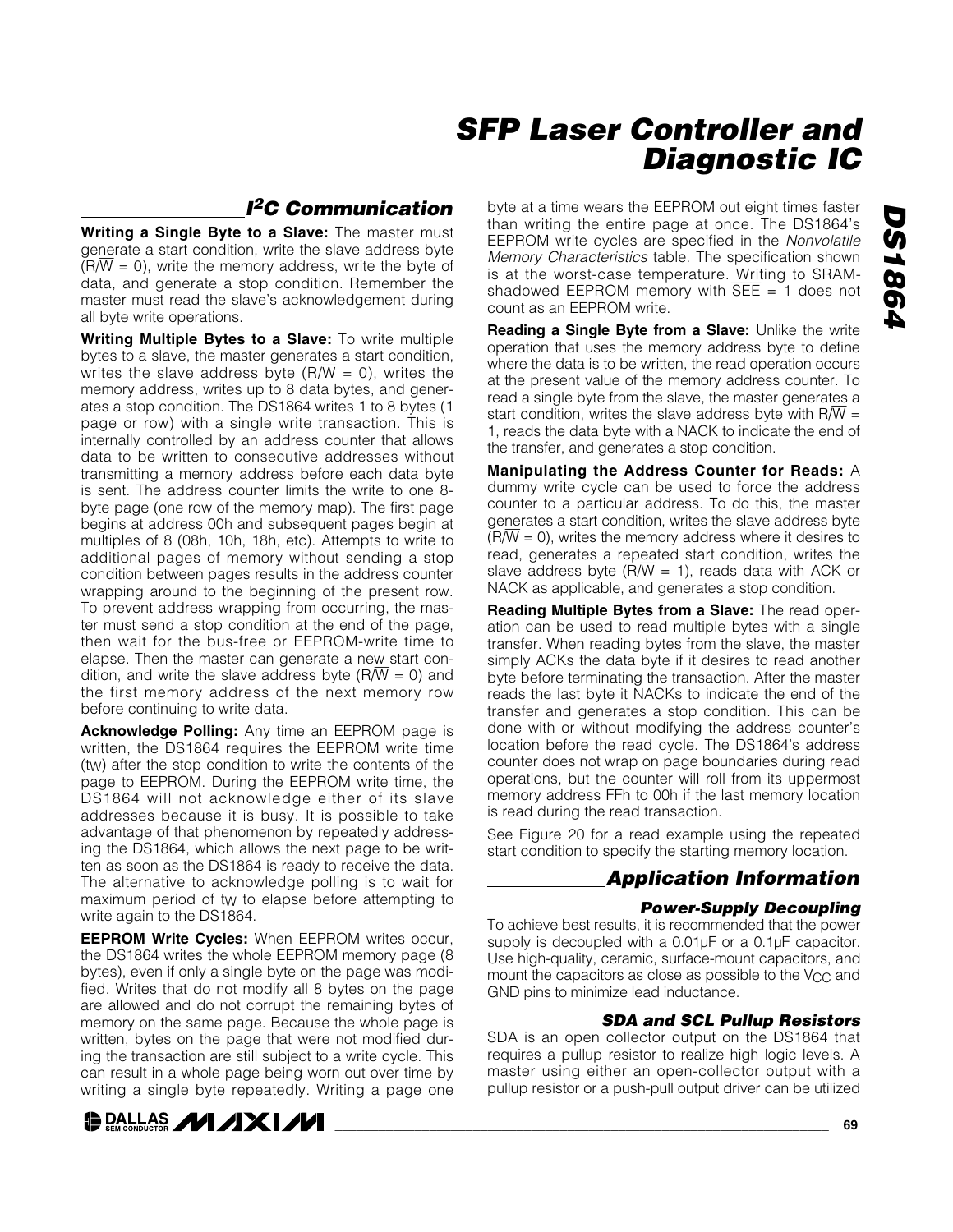## I²C Communication

**Writing a Single Byte to a Slave:** The master must generate a start condition, write the slave address byte ($R/\overline{W}$ = 0), write the memory address, write the byte of data, and generate a stop condition. Remember the master must read the slave's acknowledgement during all byte write operations.

**Writing Multiple Bytes to a Slave:** To write multiple bytes to a slave, the master generates a start condition, writes the slave address byte ($R/\overline{W}$ = 0), writes the memory address, writes up to 8 data bytes, and generates a stop condition. The DS1864 writes 1 to 8 bytes (1 page or row) with a single write transaction. This is internally controlled by an address counter that allows data to be written to consecutive addresses without transmitting a memory address before each data byte is sent. The address counter limits the write to one 8-byte page (one row of the memory map). The first page begins at address 00h and subsequent pages begin at multiples of 8 (08h, 10h, 18h, etc). Attempts to write to additional pages of memory without sending a stop condition between pages results in the address counter wrapping around to the beginning of the present row. To prevent address wrapping from occurring, the master must send a stop condition at the end of the page, then wait for the bus-free or EEPROM-write time to elapse. Then the master can generate a new start condition, and write the slave address byte ($R/\overline{W}$ = 0) and the first memory address of the next memory row before continuing to write data.

**Acknowledge Polling:** Any time an EEPROM page is written, the DS1864 requires the EEPROM write time ($t_W$) after the stop condition to write the contents of the page to EEPROM. During the EEPROM write time, the DS1864 will not acknowledge either of its slave addresses because it is busy. It is possible to take advantage of that phenomenon by repeatedly addressing the DS1864, which allows the next page to be written as soon as the DS1864 is ready to receive the data. The alternative to acknowledge polling is to wait for maximum period of $t_W$ to elapse before attempting to write again to the DS1864.

**EEPROM Write Cycles:** When EEPROM writes occur, the DS1864 writes the whole EEPROM memory page (8 bytes), even if only a single byte on the page was modified. Writes that do not modify all 8 bytes on the page are allowed and do not corrupt the remaining bytes of memory on the same page. Because the whole page is written, bytes on the page that were not modified during the transaction are still subject to a write cycle. This can result in a whole page being worn out over time by writing a single byte repeatedly. Writing a page one byte at a time wears the EEPROM out eight times faster than writing the entire page at once. The DS1864's EEPROM write cycles are specified in the *Nonvolatile Memory Characteristics* table. The specification shown is at the worst-case temperature. Writing to SRAM-shadowed EEPROM memory with $\overline{SEE}$ = 1 does not count as an EEPROM write.

**Reading a Single Byte from a Slave:** Unlike the write operation that uses the memory address byte to define where the data is to be written, the read operation occurs at the present value of the memory address counter. To read a single byte from the slave, the master generates a start condition, writes the slave address byte with $R/\overline{W}$ = 1, reads the data byte with a NACK to indicate the end of the transfer, and generates a stop condition.

**Manipulating the Address Counter for Reads:** A dummy write cycle can be used to force the address counter to a particular address. To do this, the master generates a start condition, writes the slave address byte ($R/\overline{W}$ = 0), writes the memory address where it desires to read, generates a repeated start condition, writes the slave address byte ($R/\overline{W}$ = 1), reads data with ACK or NACK as applicable, and generates a stop condition.

**Reading Multiple Bytes from a Slave:** The read operation can be used to read multiple bytes with a single transfer. When reading bytes from the slave, the master simply ACKs the data byte if it desires to read another byte before terminating the transaction. After the master reads the last byte it NACKs to indicate the end of the transfer and generates a stop condition. This can be done with or without modifying the address counter's location before the read cycle. The DS1864's address counter does not wrap on page boundaries during read operations, but the counter will roll from its uppermost memory address FFh to 00h if the last memory location is read during the read transaction.

See Figure 20 for a read example using the repeated start condition to specify the starting memory location.

## Application Information

### Power-Supply Decoupling

To achieve best results, it is recommended that the power supply is decoupled with a 0.01µF or a 0.1µF capacitor. Use high-quality, ceramic, surface-mount capacitors, and mount the capacitors as close as possible to the $V_{CC}$ and GND pins to minimize lead inductance.

### SDA and SCL Pullup Resistors

SDA is an open collector output on the DS1864 that requires a pullup resistor to realize high logic levels. A master using either an open-collector output with a pullup resistor or a push-pull output driver can be utilized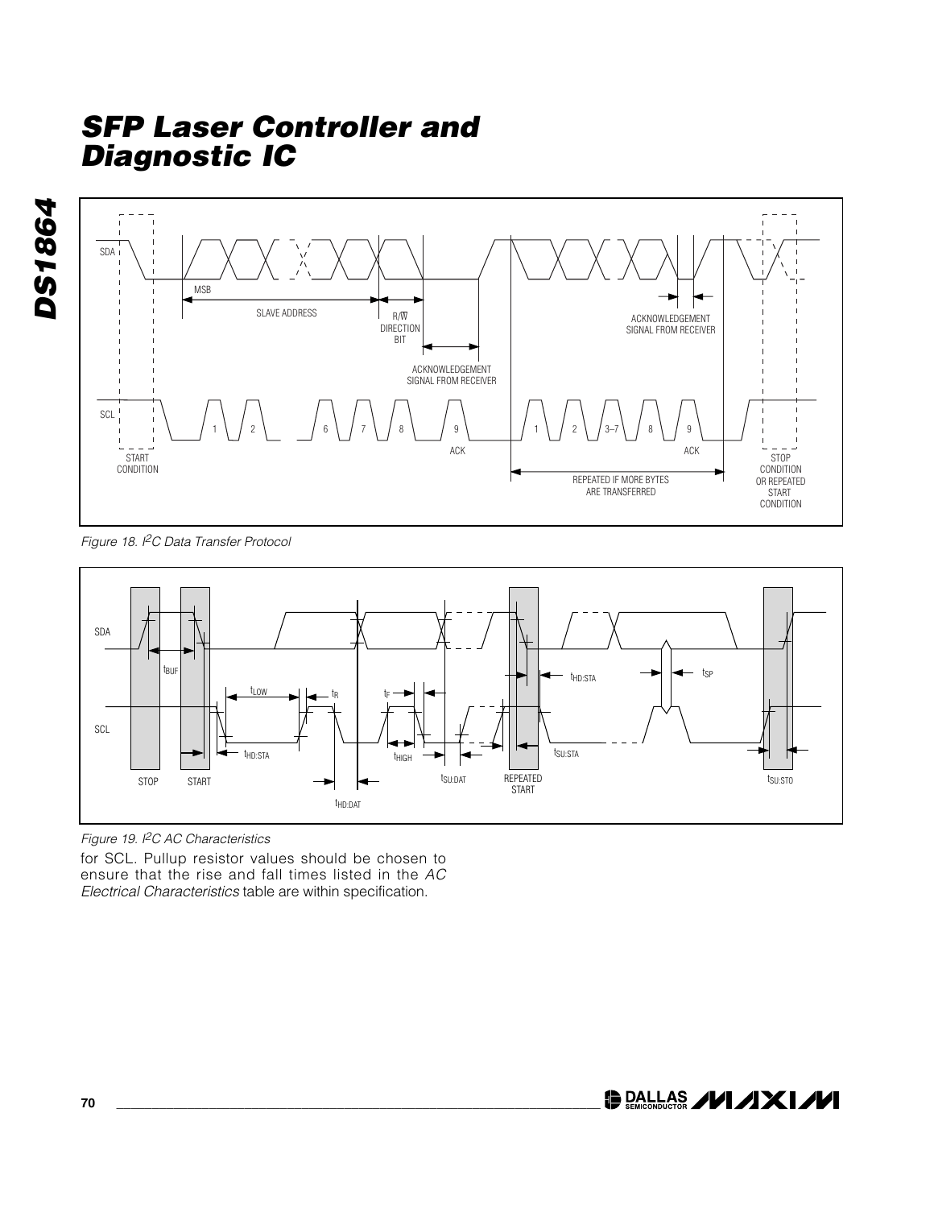Figure 18. I[2]C Data Transfer Protocol

Figure 19. I[2]C AC Characteristics

for SCL. Pullup resistor values should be chosen to ensure that the rise and fall times listed in the *AC Electrical Characteristics* table are within specification.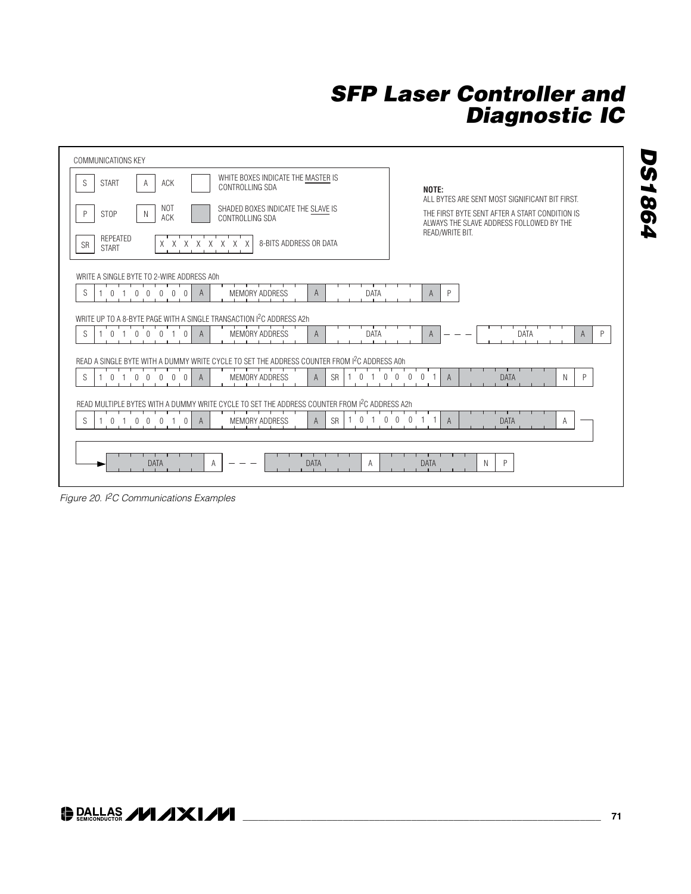COMMUNICATIONS KEY

| Symbol | Meaning |
|---|---|
| S | START |
| A | ACK |
| P | STOP |
| N | NOT ACK |
| SR | REPEATED START |
| X X X X X X X X | 8-BITS ADDRESS OR DATA |
| (white box) | WHITE BOXES INDICATE THE MASTER IS CONTROLLING SDA |
| (shaded box) | SHADED BOXES INDICATE THE SLAVE IS CONTROLLING SDA |

**NOTE:**
ALL BYTES ARE SENT MOST SIGNIFICANT BIT FIRST.
THE FIRST BYTE SENT AFTER A START CONDITION IS ALWAYS THE SLAVE ADDRESS FOLLOWED BY THE READ/WRITE BIT.

WRITE A SINGLE BYTE TO 2-WIRE ADDRESS A0h

S | 1 0 1 0 0 0 0 0 | A | MEMORY ADDRESS | A | DATA | A | P

WRITE UP TO A 8-BYTE PAGE WITH A SINGLE TRANSACTION I²C ADDRESS A2h

S | 1 0 1 0 0 0 1 0 | A | MEMORY ADDRESS | A | DATA | A | — — — | DATA | A | P

READ A SINGLE BYTE WITH A DUMMY WRITE CYCLE TO SET THE ADDRESS COUNTER FROM I²C ADDRESS A0h

S | 1 0 1 0 0 0 0 0 | A | MEMORY ADDRESS | A | SR | 1 0 1 0 0 0 0 1 | A | DATA | N | P

READ MULTIPLE BYTES WITH A DUMMY WRITE CYCLE TO SET THE ADDRESS COUNTER FROM I²C ADDRESS A2h

S | 1 0 1 0 0 0 1 0 | A | MEMORY ADDRESS | A | SR | 1 0 1 0 0 0 1 1 | A | DATA | A | DATA | A | — — — | DATA | A | DATA | N | P

*Figure 20. I²C Communications Examples*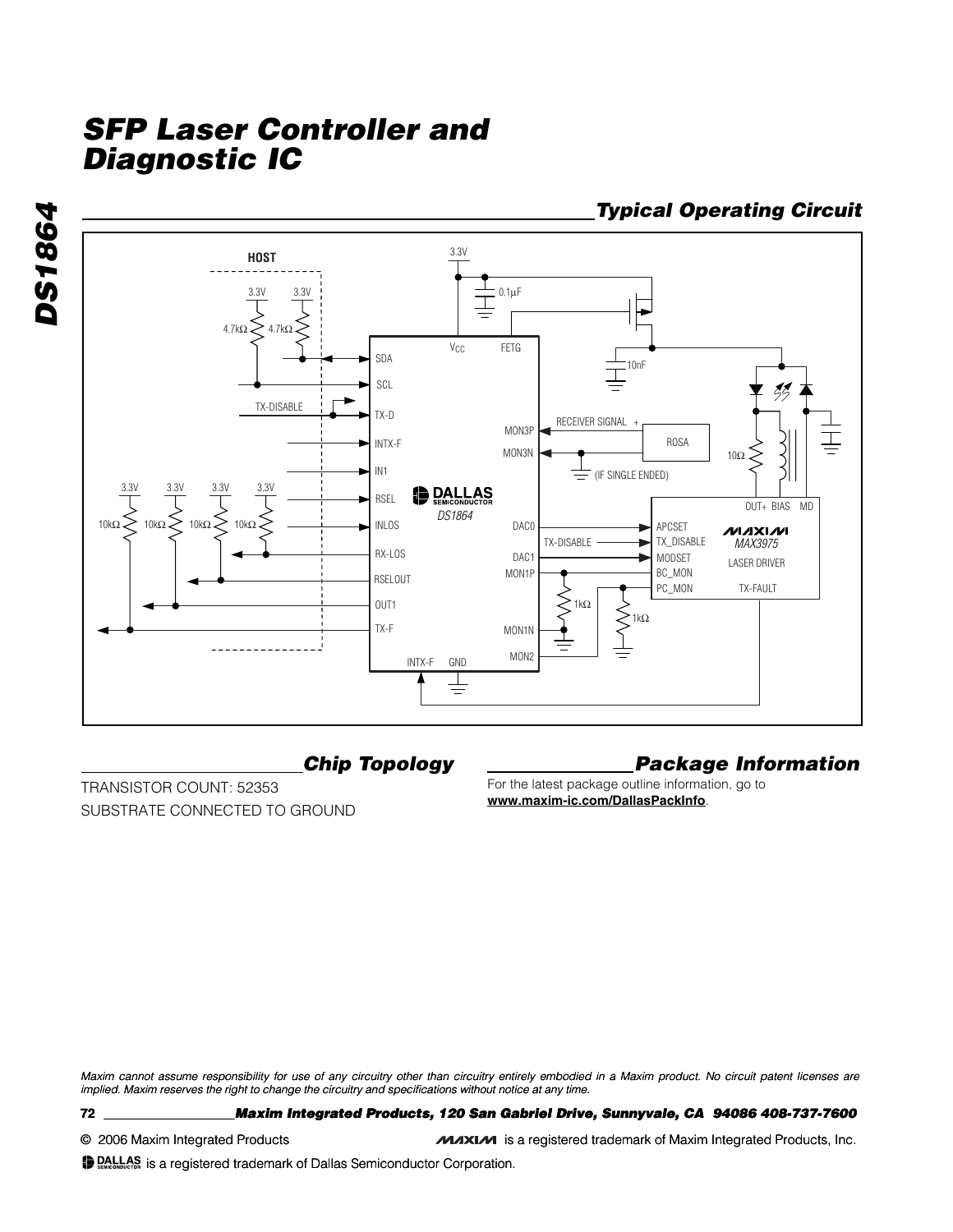## Typical Operating Circuit

HOST

3.3V

3.3V

3.3V

4.7kΩ

4.7kΩ

0.1μF

10nF

SDA

SCL

TX-DISABLE

TX-D

INTX-F

IN1

RSEL

INLOS

RX-LOS

RSELOUT

OUT1

TX-F

3.3V

3.3V

3.3V

3.3V

10kΩ

10kΩ

10kΩ

10kΩ

$V_{CC}$

FETG

MON3P

MON3N

RECEIVER SIGNAL +

ROSA

(IF SINGLE ENDED)

DALLAS SEMICONDUCTOR

DS1864

DAC0

DAC1

MON1P

MON1N

MON2

INTX-F

GND

TX-DISABLE

1kΩ

1kΩ

10Ω

OUT+ BIAS MD

APCSET

TX_DISABLE

MODSET

BC_MON

PC_MON

MAXIM

MAX3975

LASER DRIVER

TX-FAULT

## Chip Topology

TRANSISTOR COUNT: 52353

SUBSTRATE CONNECTED TO GROUND

## Package Information

For the latest package outline information, go to **www.maxim-ic.com/DallasPackInfo**.

*Maxim cannot assume responsibility for use of any circuitry other than circuitry entirely embodied in a Maxim product. No circuit patent licenses are implied. Maxim reserves the right to change the circuitry and specifications without notice at any time.*

***Maxim Integrated Products, 120 San Gabriel Drive, Sunnyvale, CA 94086 408-737-7600***

© 2006 Maxim Integrated Products

MAXIM is a registered trademark of Maxim Integrated Products, Inc.

DALLAS SEMICONDUCTOR is a registered trademark of Dallas Semiconductor Corporation.